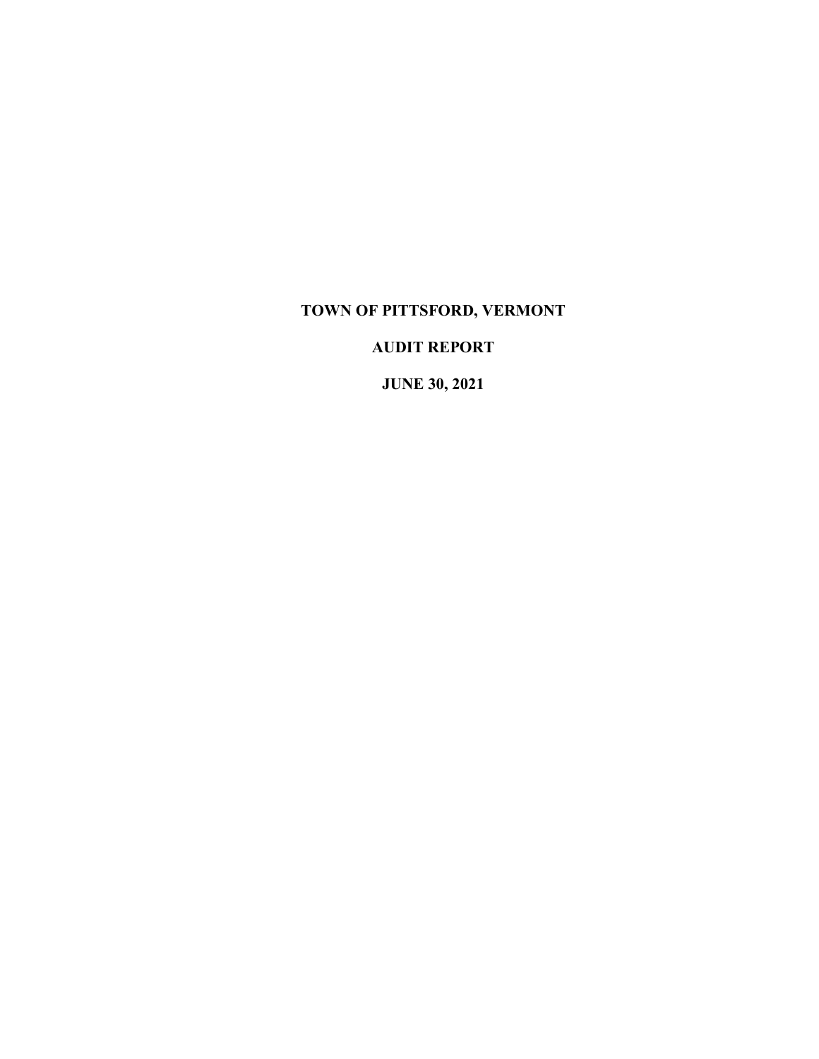# TOWN OF PITTSFORD, VERMONT

## AUDIT REPORT

## JUNE 30, 2021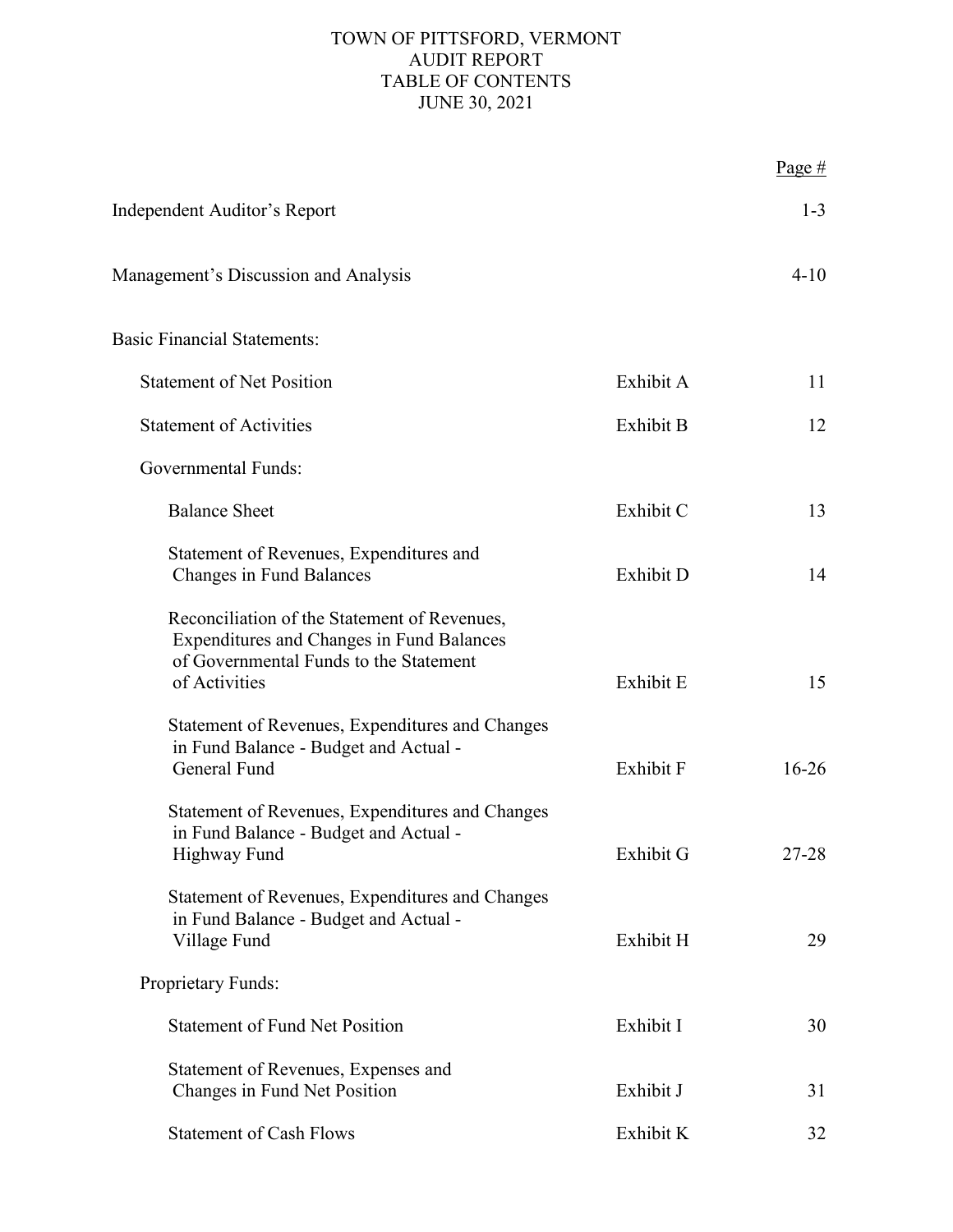# TOWN OF PITTSFORD, VERMONT
## AUDIT REPORT
## TABLE OF CONTENTS
## JUNE 30, 2021

| | | Page # |
|---|---|---|
| Independent Auditor's Report | | 1-3 |
| Management's Discussion and Analysis | | 4-10 |
| Basic Financial Statements: | | |
| Statement of Net Position | Exhibit A | 11 |
| Statement of Activities | Exhibit B | 12 |
| Governmental Funds: | | |
| Balance Sheet | Exhibit C | 13 |
| Statement of Revenues, Expenditures and Changes in Fund Balances | Exhibit D | 14 |
| Reconciliation of the Statement of Revenues, Expenditures and Changes in Fund Balances of Governmental Funds to the Statement of Activities | Exhibit E | 15 |
| Statement of Revenues, Expenditures and Changes in Fund Balance - Budget and Actual - General Fund | Exhibit F | 16-26 |
| Statement of Revenues, Expenditures and Changes in Fund Balance - Budget and Actual - Highway Fund | Exhibit G | 27-28 |
| Statement of Revenues, Expenditures and Changes in Fund Balance - Budget and Actual - Village Fund | Exhibit H | 29 |
| Proprietary Funds: | | |
| Statement of Fund Net Position | Exhibit I | 30 |
| Statement of Revenues, Expenses and Changes in Fund Net Position | Exhibit J | 31 |
| Statement of Cash Flows | Exhibit K | 32 |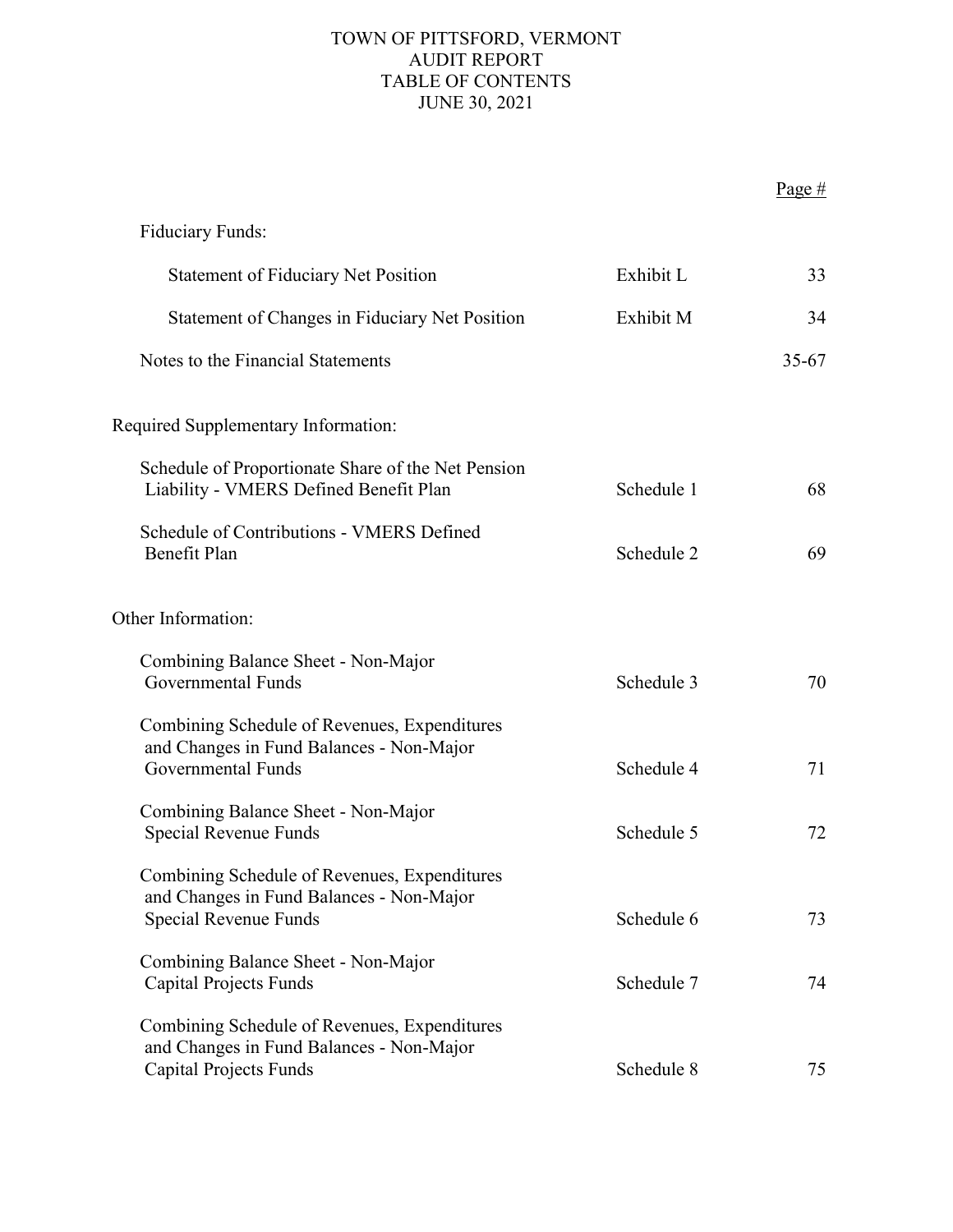# TOWN OF PITTSFORD, VERMONT
## AUDIT REPORT
## TABLE OF CONTENTS
## JUNE 30, 2021

| | | Page # |
|---|---|---|
| Fiduciary Funds: | | |
| Statement of Fiduciary Net Position | Exhibit L | 33 |
| Statement of Changes in Fiduciary Net Position | Exhibit M | 34 |
| Notes to the Financial Statements | | 35-67 |
| **Required Supplementary Information:** | | |
| Schedule of Proportionate Share of the Net Pension Liability - VMERS Defined Benefit Plan | Schedule 1 | 68 |
| Schedule of Contributions - VMERS Defined Benefit Plan | Schedule 2 | 69 |
| **Other Information:** | | |
| Combining Balance Sheet - Non-Major Governmental Funds | Schedule 3 | 70 |
| Combining Schedule of Revenues, Expenditures and Changes in Fund Balances - Non-Major Governmental Funds | Schedule 4 | 71 |
| Combining Balance Sheet - Non-Major Special Revenue Funds | Schedule 5 | 72 |
| Combining Schedule of Revenues, Expenditures and Changes in Fund Balances - Non-Major Special Revenue Funds | Schedule 6 | 73 |
| Combining Balance Sheet - Non-Major Capital Projects Funds | Schedule 7 | 74 |
| Combining Schedule of Revenues, Expenditures and Changes in Fund Balances - Non-Major Capital Projects Funds | Schedule 8 | 75 |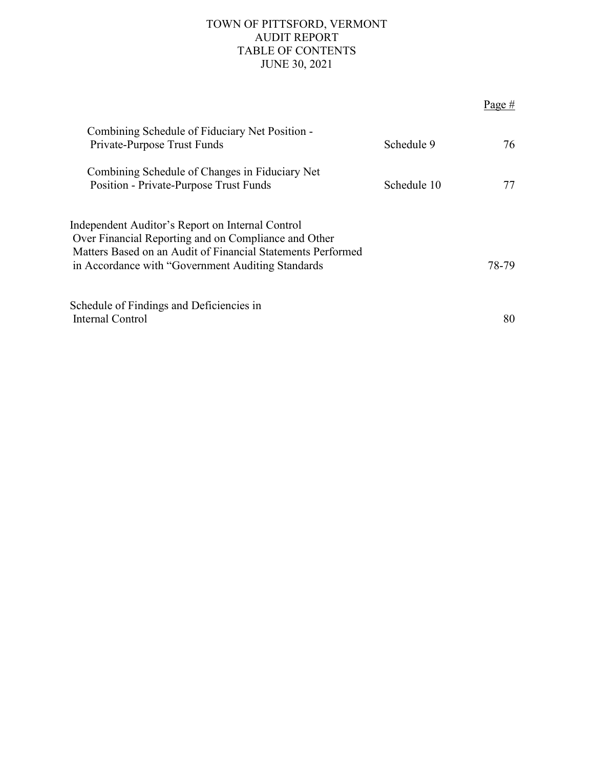# TOWN OF PITTSFORD, VERMONT
## AUDIT REPORT
## TABLE OF CONTENTS
## JUNE 30, 2021

| | | Page # |
|---|---|---|
| Combining Schedule of Fiduciary Net Position - Private-Purpose Trust Funds | Schedule 9 | 76 |
| Combining Schedule of Changes in Fiduciary Net Position - Private-Purpose Trust Funds | Schedule 10 | 77 |
| Independent Auditor's Report on Internal Control Over Financial Reporting and on Compliance and Other Matters Based on an Audit of Financial Statements Performed in Accordance with "Government Auditing Standards | | 78-79 |
| Schedule of Findings and Deficiencies in Internal Control | | 80 |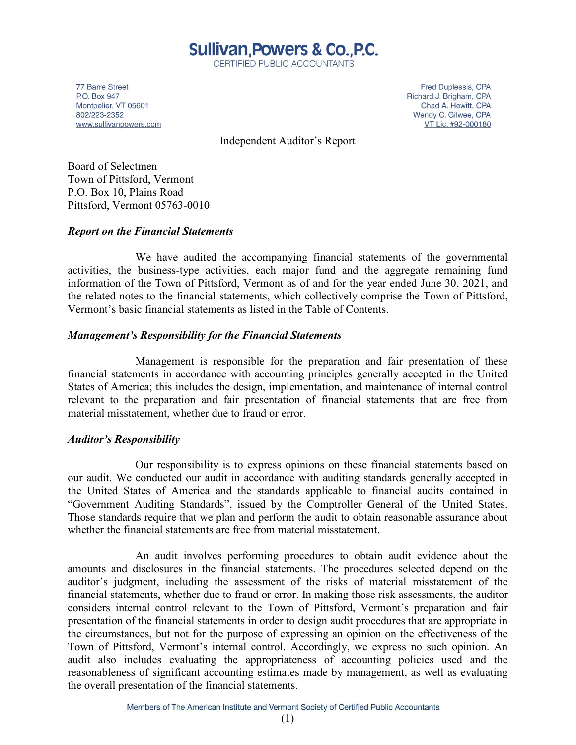# Sullivan, Powers & Co., P.C.

CERTIFIED PUBLIC ACCOUNTANTS

77 Barre Street
P.O. Box 947
Montpelier, VT 05601
802/223-2352
www.sullivanpowers.com

Fred Duplessis, CPA
Richard J. Brigham, CPA
Chad A. Hewitt, CPA
Wendy C. Gilwee, CPA
VT Lic. #92-000180

## Independent Auditor's Report

Board of Selectmen
Town of Pittsford, Vermont
P.O. Box 10, Plains Road
Pittsford, Vermont 05763-0010

### *Report on the Financial Statements*

We have audited the accompanying financial statements of the governmental activities, the business-type activities, each major fund and the aggregate remaining fund information of the Town of Pittsford, Vermont as of and for the year ended June 30, 2021, and the related notes to the financial statements, which collectively comprise the Town of Pittsford, Vermont's basic financial statements as listed in the Table of Contents.

### *Management's Responsibility for the Financial Statements*

Management is responsible for the preparation and fair presentation of these financial statements in accordance with accounting principles generally accepted in the United States of America; this includes the design, implementation, and maintenance of internal control relevant to the preparation and fair presentation of financial statements that are free from material misstatement, whether due to fraud or error.

### *Auditor's Responsibility*

Our responsibility is to express opinions on these financial statements based on our audit. We conducted our audit in accordance with auditing standards generally accepted in the United States of America and the standards applicable to financial audits contained in "Government Auditing Standards", issued by the Comptroller General of the United States. Those standards require that we plan and perform the audit to obtain reasonable assurance about whether the financial statements are free from material misstatement.

An audit involves performing procedures to obtain audit evidence about the amounts and disclosures in the financial statements. The procedures selected depend on the auditor's judgment, including the assessment of the risks of material misstatement of the financial statements, whether due to fraud or error. In making those risk assessments, the auditor considers internal control relevant to the Town of Pittsford, Vermont's preparation and fair presentation of the financial statements in order to design audit procedures that are appropriate in the circumstances, but not for the purpose of expressing an opinion on the effectiveness of the Town of Pittsford, Vermont's internal control. Accordingly, we express no such opinion. An audit also includes evaluating the appropriateness of accounting policies used and the reasonableness of significant accounting estimates made by management, as well as evaluating the overall presentation of the financial statements.

Members of The American Institute and Vermont Society of Certified Public Accountants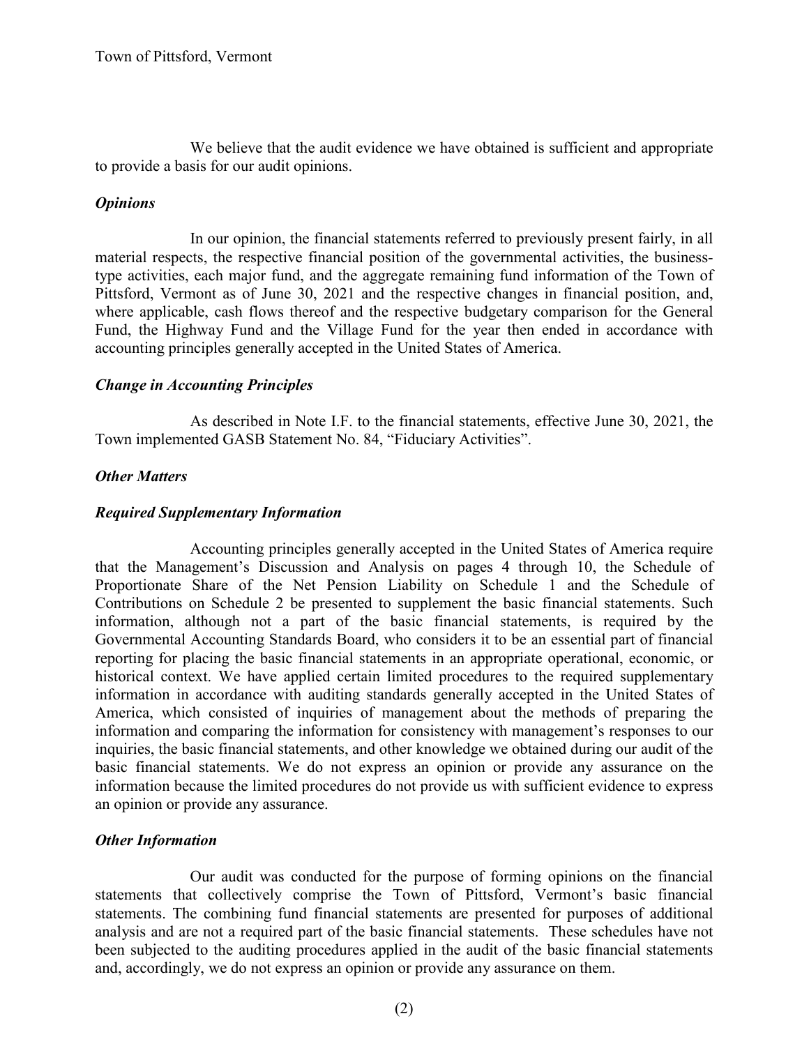We believe that the audit evidence we have obtained is sufficient and appropriate to provide a basis for our audit opinions.

### *Opinions*

In our opinion, the financial statements referred to previously present fairly, in all material respects, the respective financial position of the governmental activities, the business-type activities, each major fund, and the aggregate remaining fund information of the Town of Pittsford, Vermont as of June 30, 2021 and the respective changes in financial position, and, where applicable, cash flows thereof and the respective budgetary comparison for the General Fund, the Highway Fund and the Village Fund for the year then ended in accordance with accounting principles generally accepted in the United States of America.

### *Change in Accounting Principles*

As described in Note I.F. to the financial statements, effective June 30, 2021, the Town implemented GASB Statement No. 84, "Fiduciary Activities".

### *Other Matters*

### *Required Supplementary Information*

Accounting principles generally accepted in the United States of America require that the Management's Discussion and Analysis on pages 4 through 10, the Schedule of Proportionate Share of the Net Pension Liability on Schedule 1 and the Schedule of Contributions on Schedule 2 be presented to supplement the basic financial statements. Such information, although not a part of the basic financial statements, is required by the Governmental Accounting Standards Board, who considers it to be an essential part of financial reporting for placing the basic financial statements in an appropriate operational, economic, or historical context. We have applied certain limited procedures to the required supplementary information in accordance with auditing standards generally accepted in the United States of America, which consisted of inquiries of management about the methods of preparing the information and comparing the information for consistency with management's responses to our inquiries, the basic financial statements, and other knowledge we obtained during our audit of the basic financial statements. We do not express an opinion or provide any assurance on the information because the limited procedures do not provide us with sufficient evidence to express an opinion or provide any assurance.

### *Other Information*

Our audit was conducted for the purpose of forming opinions on the financial statements that collectively comprise the Town of Pittsford, Vermont's basic financial statements. The combining fund financial statements are presented for purposes of additional analysis and are not a required part of the basic financial statements. These schedules have not been subjected to the auditing procedures applied in the audit of the basic financial statements and, accordingly, we do not express an opinion or provide any assurance on them.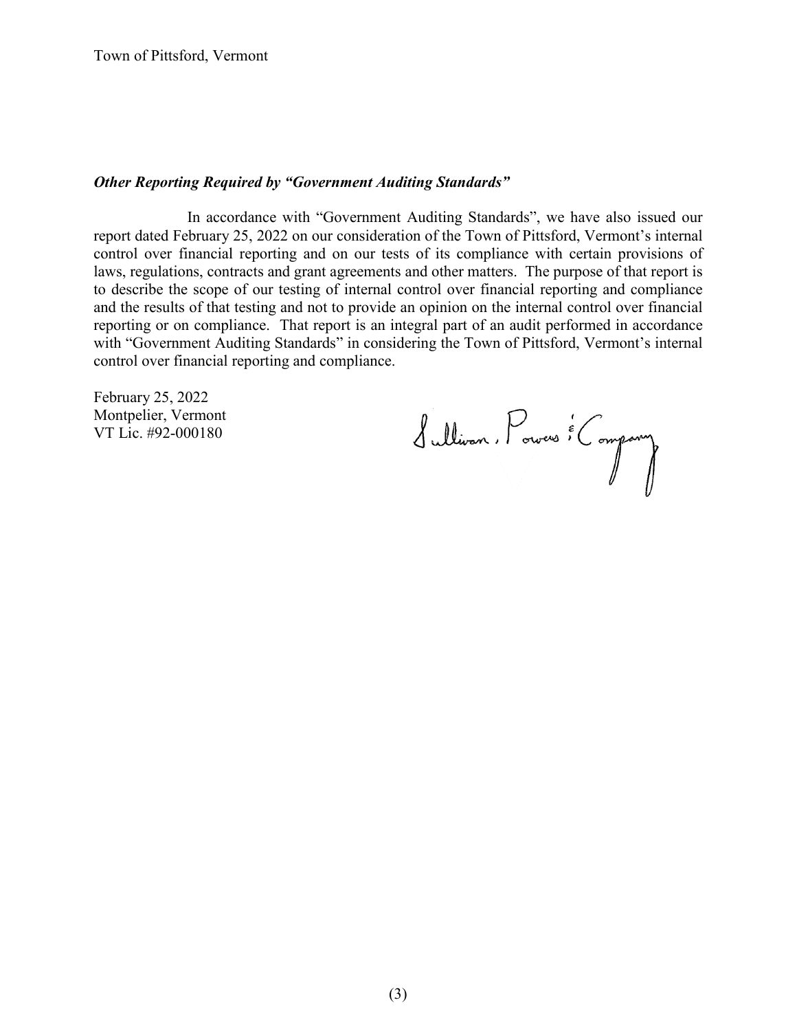***Other Reporting Required by "Government Auditing Standards"***

In accordance with "Government Auditing Standards", we have also issued our report dated February 25, 2022 on our consideration of the Town of Pittsford, Vermont's internal control over financial reporting and on our tests of its compliance with certain provisions of laws, regulations, contracts and grant agreements and other matters. The purpose of that report is to describe the scope of our testing of internal control over financial reporting and compliance and the results of that testing and not to provide an opinion on the internal control over financial reporting or on compliance. That report is an integral part of an audit performed in accordance with "Government Auditing Standards" in considering the Town of Pittsford, Vermont's internal control over financial reporting and compliance.

February 25, 2022
Montpelier, Vermont
VT Lic. #92-000180

Sullivan, Powers & Company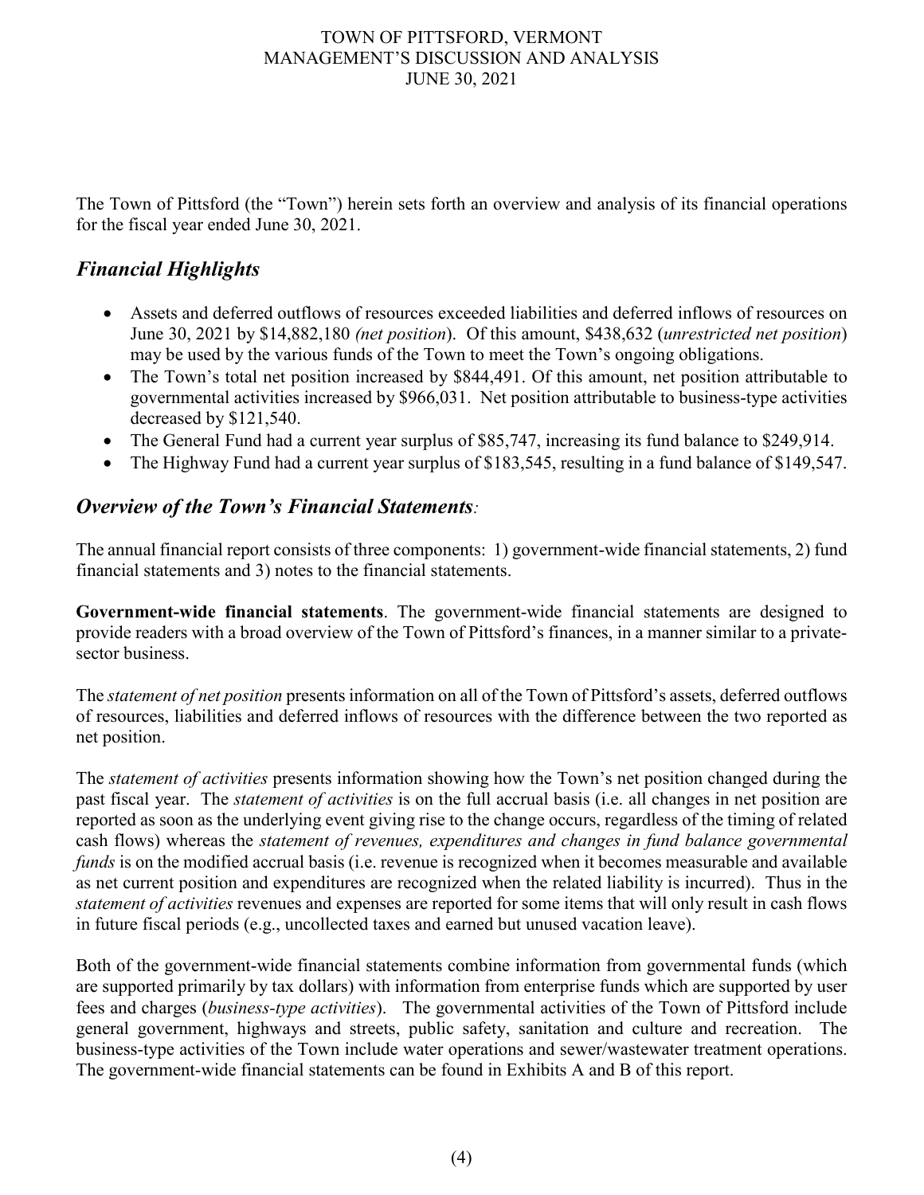The Town of Pittsford (the "Town") herein sets forth an overview and analysis of its financial operations for the fiscal year ended June 30, 2021.

## *Financial Highlights*

- Assets and deferred outflows of resources exceeded liabilities and deferred inflows of resources on June 30, 2021 by $14,882,180 *(net position)*. Of this amount, $438,632 (*unrestricted net position*) may be used by the various funds of the Town to meet the Town's ongoing obligations.
- The Town's total net position increased by $844,491. Of this amount, net position attributable to governmental activities increased by $966,031. Net position attributable to business-type activities decreased by $121,540.
- The General Fund had a current year surplus of $85,747, increasing its fund balance to $249,914.
- The Highway Fund had a current year surplus of $183,545, resulting in a fund balance of $149,547.

## *Overview of the Town's Financial Statements:*

The annual financial report consists of three components: 1) government-wide financial statements, 2) fund financial statements and 3) notes to the financial statements.

**Government-wide financial statements**. The government-wide financial statements are designed to provide readers with a broad overview of the Town of Pittsford's finances, in a manner similar to a private-sector business.

The *statement of net position* presents information on all of the Town of Pittsford's assets, deferred outflows of resources, liabilities and deferred inflows of resources with the difference between the two reported as net position.

The *statement of activities* presents information showing how the Town's net position changed during the past fiscal year. The *statement of activities* is on the full accrual basis (i.e. all changes in net position are reported as soon as the underlying event giving rise to the change occurs, regardless of the timing of related cash flows) whereas the *statement of revenues, expenditures and changes in fund balance governmental funds* is on the modified accrual basis (i.e. revenue is recognized when it becomes measurable and available as net current position and expenditures are recognized when the related liability is incurred). Thus in the *statement of activities* revenues and expenses are reported for some items that will only result in cash flows in future fiscal periods (e.g., uncollected taxes and earned but unused vacation leave).

Both of the government-wide financial statements combine information from governmental funds (which are supported primarily by tax dollars) with information from enterprise funds which are supported by user fees and charges (*business-type activities*). The governmental activities of the Town of Pittsford include general government, highways and streets, public safety, sanitation and culture and recreation. The business-type activities of the Town include water operations and sewer/wastewater treatment operations. The government-wide financial statements can be found in Exhibits A and B of this report.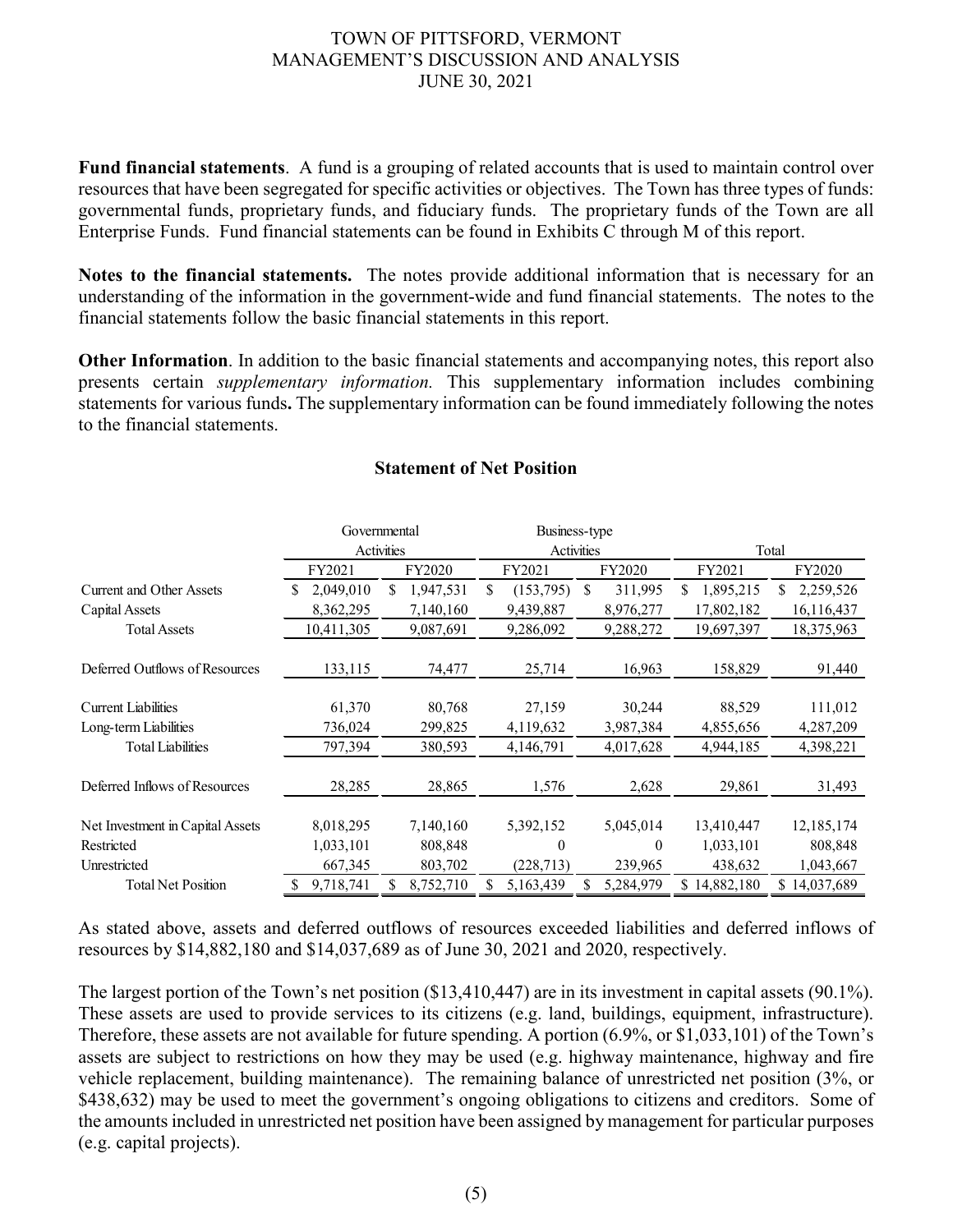**Fund financial statements**. A fund is a grouping of related accounts that is used to maintain control over resources that have been segregated for specific activities or objectives. The Town has three types of funds: governmental funds, proprietary funds, and fiduciary funds. The proprietary funds of the Town are all Enterprise Funds. Fund financial statements can be found in Exhibits C through M of this report.

**Notes to the financial statements.** The notes provide additional information that is necessary for an understanding of the information in the government-wide and fund financial statements. The notes to the financial statements follow the basic financial statements in this report.

**Other Information**. In addition to the basic financial statements and accompanying notes, this report also presents certain *supplementary information.* This supplementary information includes combining statements for various funds**.** The supplementary information can be found immediately following the notes to the financial statements.

### Statement of Net Position

| | Governmental Activities | | Business-type Activities | | Total | |
|---|---|---|---|---|---|---|
| | FY2021 | FY2020 | FY2021 | FY2020 | FY2021 | FY2020 |
| Current and Other Assets | $ 2,049,010 | $ 1,947,531 | $ (153,795) | $ 311,995 | $ 1,895,215 | $ 2,259,526 |
| Capital Assets | 8,362,295 | 7,140,160 | 9,439,887 | 8,976,277 | 17,802,182 | 16,116,437 |
| Total Assets | 10,411,305 | 9,087,691 | 9,286,092 | 9,288,272 | 19,697,397 | 18,375,963 |
| Deferred Outflows of Resources | 133,115 | 74,477 | 25,714 | 16,963 | 158,829 | 91,440 |
| Current Liabilities | 61,370 | 80,768 | 27,159 | 30,244 | 88,529 | 111,012 |
| Long-term Liabilities | 736,024 | 299,825 | 4,119,632 | 3,987,384 | 4,855,656 | 4,287,209 |
| Total Liabilities | 797,394 | 380,593 | 4,146,791 | 4,017,628 | 4,944,185 | 4,398,221 |
| Deferred Inflows of Resources | 28,285 | 28,865 | 1,576 | 2,628 | 29,861 | 31,493 |
| Net Investment in Capital Assets | 8,018,295 | 7,140,160 | 5,392,152 | 5,045,014 | 13,410,447 | 12,185,174 |
| Restricted | 1,033,101 | 808,848 | 0 | 0 | 1,033,101 | 808,848 |
| Unrestricted | 667,345 | 803,702 | (228,713) | 239,965 | 438,632 | 1,043,667 |
| Total Net Position | $ 9,718,741 | $ 8,752,710 | $ 5,163,439 | $ 5,284,979 | $ 14,882,180 | $ 14,037,689 |

As stated above, assets and deferred outflows of resources exceeded liabilities and deferred inflows of resources by $14,882,180 and $14,037,689 as of June 30, 2021 and 2020, respectively.

The largest portion of the Town's net position ($13,410,447) are in its investment in capital assets (90.1%). These assets are used to provide services to its citizens (e.g. land, buildings, equipment, infrastructure). Therefore, these assets are not available for future spending. A portion (6.9%, or $1,033,101) of the Town's assets are subject to restrictions on how they may be used (e.g. highway maintenance, highway and fire vehicle replacement, building maintenance). The remaining balance of unrestricted net position (3%, or $438,632) may be used to meet the government's ongoing obligations to citizens and creditors. Some of the amounts included in unrestricted net position have been assigned by management for particular purposes (e.g. capital projects).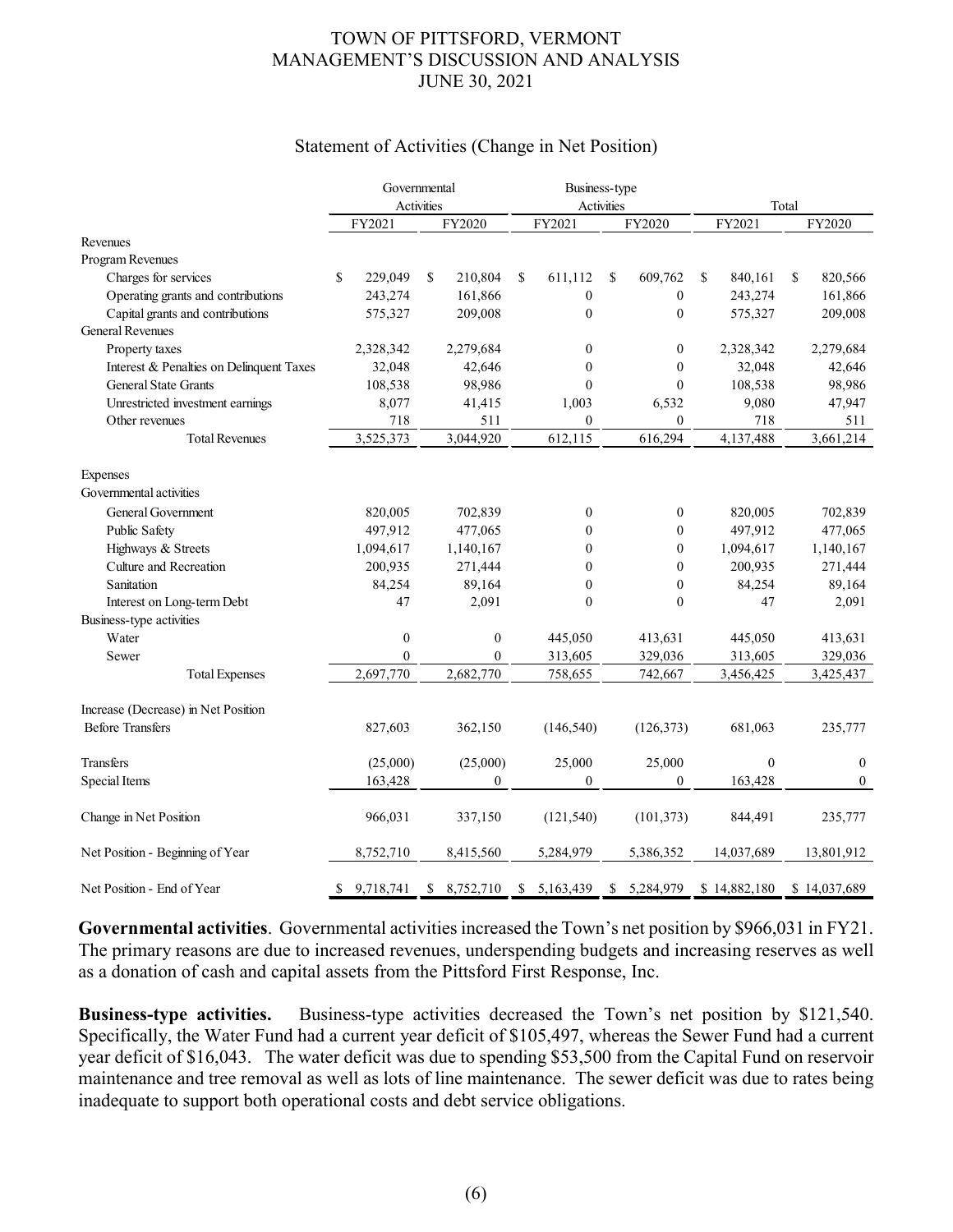## Statement of Activities (Change in Net Position)

| | Governmental Activities | | Business-type Activities | | Total | |
|---|---|---|---|---|---|---|
| | FY2021 | FY2020 | FY2021 | FY2020 | FY2021 | FY2020 |
| Revenues | | | | | | |
| Program Revenues | | | | | | |
| Charges for services | $ 229,049 | $ 210,804 | $ 611,112 | $ 609,762 | $ 840,161 | $ 820,566 |
| Operating grants and contributions | 243,274 | 161,866 | 0 | 0 | 243,274 | 161,866 |
| Capital grants and contributions | 575,327 | 209,008 | 0 | 0 | 575,327 | 209,008 |
| General Revenues | | | | | | |
| Property taxes | 2,328,342 | 2,279,684 | 0 | 0 | 2,328,342 | 2,279,684 |
| Interest & Penalties on Delinquent Taxes | 32,048 | 42,646 | 0 | 0 | 32,048 | 42,646 |
| General State Grants | 108,538 | 98,986 | 0 | 0 | 108,538 | 98,986 |
| Unrestricted investment earnings | 8,077 | 41,415 | 1,003 | 6,532 | 9,080 | 47,947 |
| Other revenues | 718 | 511 | 0 | 0 | 718 | 511 |
| Total Revenues | 3,525,373 | 3,044,920 | 612,115 | 616,294 | 4,137,488 | 3,661,214 |
| Expenses | | | | | | |
| Governmental activities | | | | | | |
| General Government | 820,005 | 702,839 | 0 | 0 | 820,005 | 702,839 |
| Public Safety | 497,912 | 477,065 | 0 | 0 | 497,912 | 477,065 |
| Highways & Streets | 1,094,617 | 1,140,167 | 0 | 0 | 1,094,617 | 1,140,167 |
| Culture and Recreation | 200,935 | 271,444 | 0 | 0 | 200,935 | 271,444 |
| Sanitation | 84,254 | 89,164 | 0 | 0 | 84,254 | 89,164 |
| Interest on Long-term Debt | 47 | 2,091 | 0 | 0 | 47 | 2,091 |
| Business-type activities | | | | | | |
| Water | 0 | 0 | 445,050 | 413,631 | 445,050 | 413,631 |
| Sewer | 0 | 0 | 313,605 | 329,036 | 313,605 | 329,036 |
| Total Expenses | 2,697,770 | 2,682,770 | 758,655 | 742,667 | 3,456,425 | 3,425,437 |
| Increase (Decrease) in Net Position Before Transfers | 827,603 | 362,150 | (146,540) | (126,373) | 681,063 | 235,777 |
| Transfers | (25,000) | (25,000) | 25,000 | 25,000 | 0 | 0 |
| Special Items | 163,428 | 0 | 0 | 0 | 163,428 | 0 |
| Change in Net Position | 966,031 | 337,150 | (121,540) | (101,373) | 844,491 | 235,777 |
| Net Position - Beginning of Year | 8,752,710 | 8,415,560 | 5,284,979 | 5,386,352 | 14,037,689 | 13,801,912 |
| Net Position - End of Year | $ 9,718,741 | $ 8,752,710 | $ 5,163,439 | $ 5,284,979 | $ 14,882,180 | $ 14,037,689 |

**Governmental activities**. Governmental activities increased the Town's net position by $966,031 in FY21. The primary reasons are due to increased revenues, underspending budgets and increasing reserves as well as a donation of cash and capital assets from the Pittsford First Response, Inc.

**Business-type activities.** Business-type activities decreased the Town's net position by $121,540. Specifically, the Water Fund had a current year deficit of $105,497, whereas the Sewer Fund had a current year deficit of $16,043. The water deficit was due to spending $53,500 from the Capital Fund on reservoir maintenance and tree removal as well as lots of line maintenance. The sewer deficit was due to rates being inadequate to support both operational costs and debt service obligations.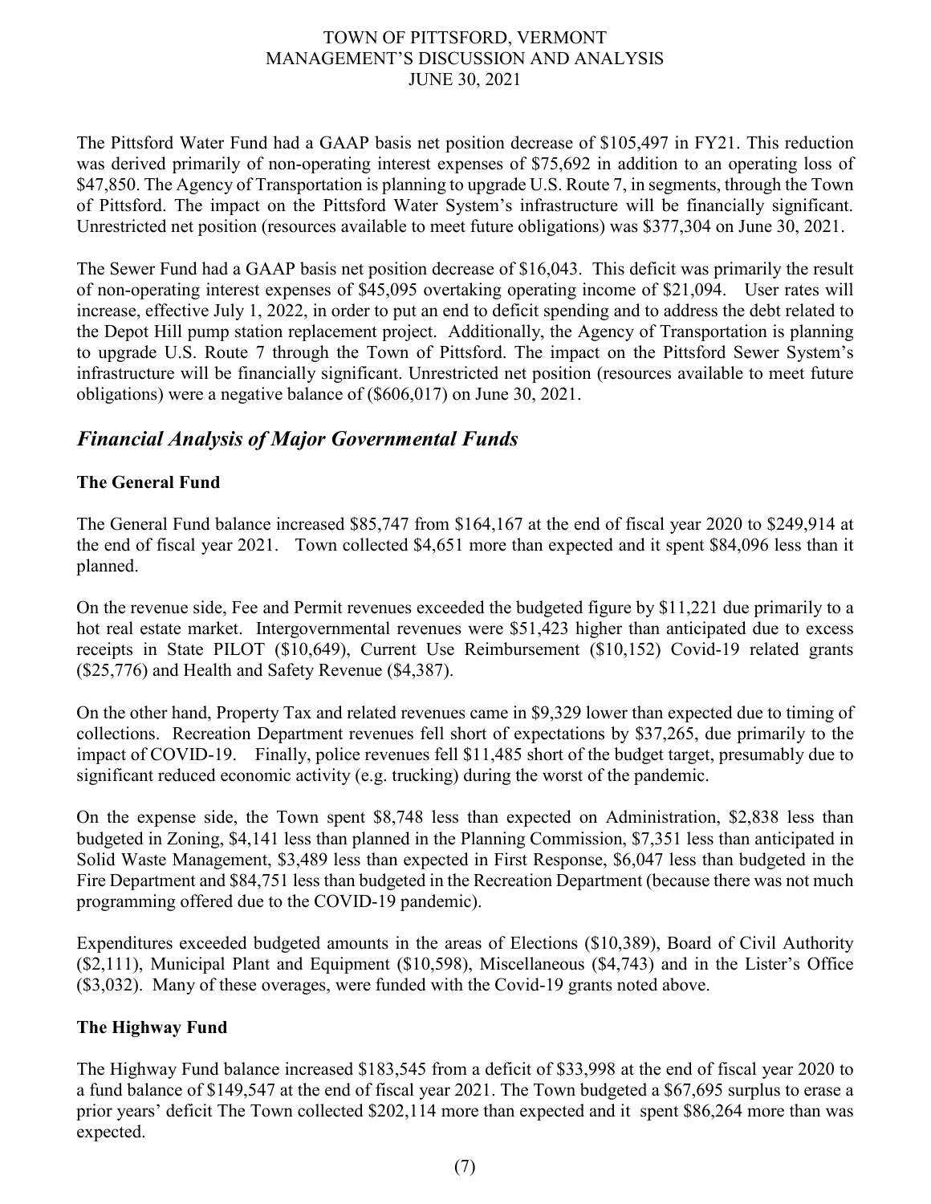The Pittsford Water Fund had a GAAP basis net position decrease of $105,497 in FY21. This reduction was derived primarily of non-operating interest expenses of $75,692 in addition to an operating loss of $47,850. The Agency of Transportation is planning to upgrade U.S. Route 7, in segments, through the Town of Pittsford. The impact on the Pittsford Water System's infrastructure will be financially significant. Unrestricted net position (resources available to meet future obligations) was $377,304 on June 30, 2021.

The Sewer Fund had a GAAP basis net position decrease of $16,043. This deficit was primarily the result of non-operating interest expenses of $45,095 overtaking operating income of $21,094. User rates will increase, effective July 1, 2022, in order to put an end to deficit spending and to address the debt related to the Depot Hill pump station replacement project. Additionally, the Agency of Transportation is planning to upgrade U.S. Route 7 through the Town of Pittsford. The impact on the Pittsford Sewer System's infrastructure will be financially significant. Unrestricted net position (resources available to meet future obligations) were a negative balance of ($606,017) on June 30, 2021.

## *Financial Analysis of Major Governmental Funds*

### The General Fund

The General Fund balance increased $85,747 from $164,167 at the end of fiscal year 2020 to $249,914 at the end of fiscal year 2021. Town collected $4,651 more than expected and it spent $84,096 less than it planned.

On the revenue side, Fee and Permit revenues exceeded the budgeted figure by $11,221 due primarily to a hot real estate market. Intergovernmental revenues were $51,423 higher than anticipated due to excess receipts in State PILOT ($10,649), Current Use Reimbursement ($10,152) Covid-19 related grants ($25,776) and Health and Safety Revenue ($4,387).

On the other hand, Property Tax and related revenues came in $9,329 lower than expected due to timing of collections. Recreation Department revenues fell short of expectations by $37,265, due primarily to the impact of COVID-19. Finally, police revenues fell $11,485 short of the budget target, presumably due to significant reduced economic activity (e.g. trucking) during the worst of the pandemic.

On the expense side, the Town spent $8,748 less than expected on Administration, $2,838 less than budgeted in Zoning, $4,141 less than planned in the Planning Commission, $7,351 less than anticipated in Solid Waste Management, $3,489 less than expected in First Response, $6,047 less than budgeted in the Fire Department and $84,751 less than budgeted in the Recreation Department (because there was not much programming offered due to the COVID-19 pandemic).

Expenditures exceeded budgeted amounts in the areas of Elections ($10,389), Board of Civil Authority ($2,111), Municipal Plant and Equipment ($10,598), Miscellaneous ($4,743) and in the Lister's Office ($3,032). Many of these overages, were funded with the Covid-19 grants noted above.

### The Highway Fund

The Highway Fund balance increased $183,545 from a deficit of $33,998 at the end of fiscal year 2020 to a fund balance of $149,547 at the end of fiscal year 2021. The Town budgeted a $67,695 surplus to erase a prior years' deficit The Town collected $202,114 more than expected and it spent $86,264 more than was expected.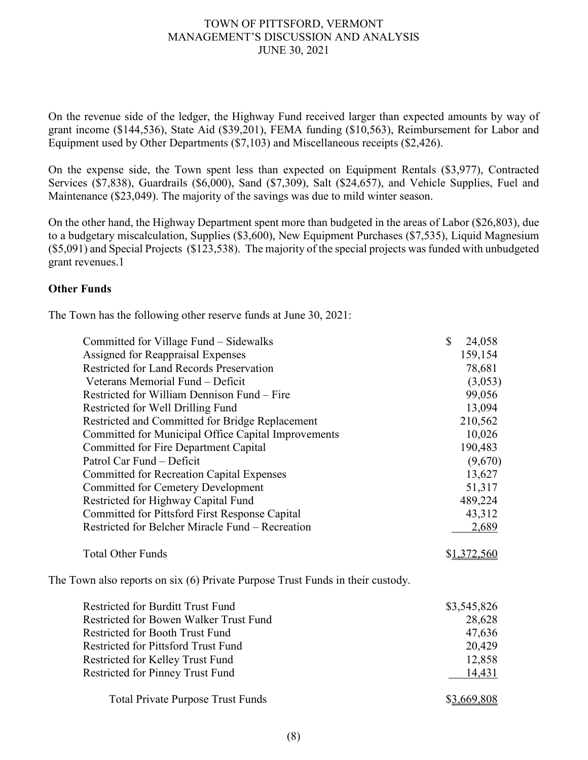On the revenue side of the ledger, the Highway Fund received larger than expected amounts by way of grant income ($144,536), State Aid ($39,201), FEMA funding ($10,563), Reimbursement for Labor and Equipment used by Other Departments ($7,103) and Miscellaneous receipts ($2,426).

On the expense side, the Town spent less than expected on Equipment Rentals ($3,977), Contracted Services ($7,838), Guardrails ($6,000), Sand ($7,309), Salt ($24,657), and Vehicle Supplies, Fuel and Maintenance ($23,049). The majority of the savings was due to mild winter season.

On the other hand, the Highway Department spent more than budgeted in the areas of Labor ($26,803), due to a budgetary miscalculation, Supplies ($3,600), New Equipment Purchases ($7,535), Liquid Magnesium ($5,091) and Special Projects ($123,538). The majority of the special projects was funded with unbudgeted grant revenues.1

**Other Funds**

The Town has the following other reserve funds at June 30, 2021:

| | |
|---|---|
| Committed for Village Fund – Sidewalks | $ 24,058 |
| Assigned for Reappraisal Expenses | 159,154 |
| Restricted for Land Records Preservation | 78,681 |
| Veterans Memorial Fund – Deficit | (3,053) |
| Restricted for William Dennison Fund – Fire | 99,056 |
| Restricted for Well Drilling Fund | 13,094 |
| Restricted and Committed for Bridge Replacement | 210,562 |
| Committed for Municipal Office Capital Improvements | 10,026 |
| Committed for Fire Department Capital | 190,483 |
| Patrol Car Fund – Deficit | (9,670) |
| Committed for Recreation Capital Expenses | 13,627 |
| Committed for Cemetery Development | 51,317 |
| Restricted for Highway Capital Fund | 489,224 |
| Committed for Pittsford First Response Capital | 43,312 |
| Restricted for Belcher Miracle Fund – Recreation | 2,689 |
| Total Other Funds | $1,372,560 |

The Town also reports on six (6) Private Purpose Trust Funds in their custody.

| | |
|---|---|
| Restricted for Burditt Trust Fund | $3,545,826 |
| Restricted for Bowen Walker Trust Fund | 28,628 |
| Restricted for Booth Trust Fund | 47,636 |
| Restricted for Pittsford Trust Fund | 20,429 |
| Restricted for Kelley Trust Fund | 12,858 |
| Restricted for Pinney Trust Fund | 14,431 |
| Total Private Purpose Trust Funds | $3,669,808 |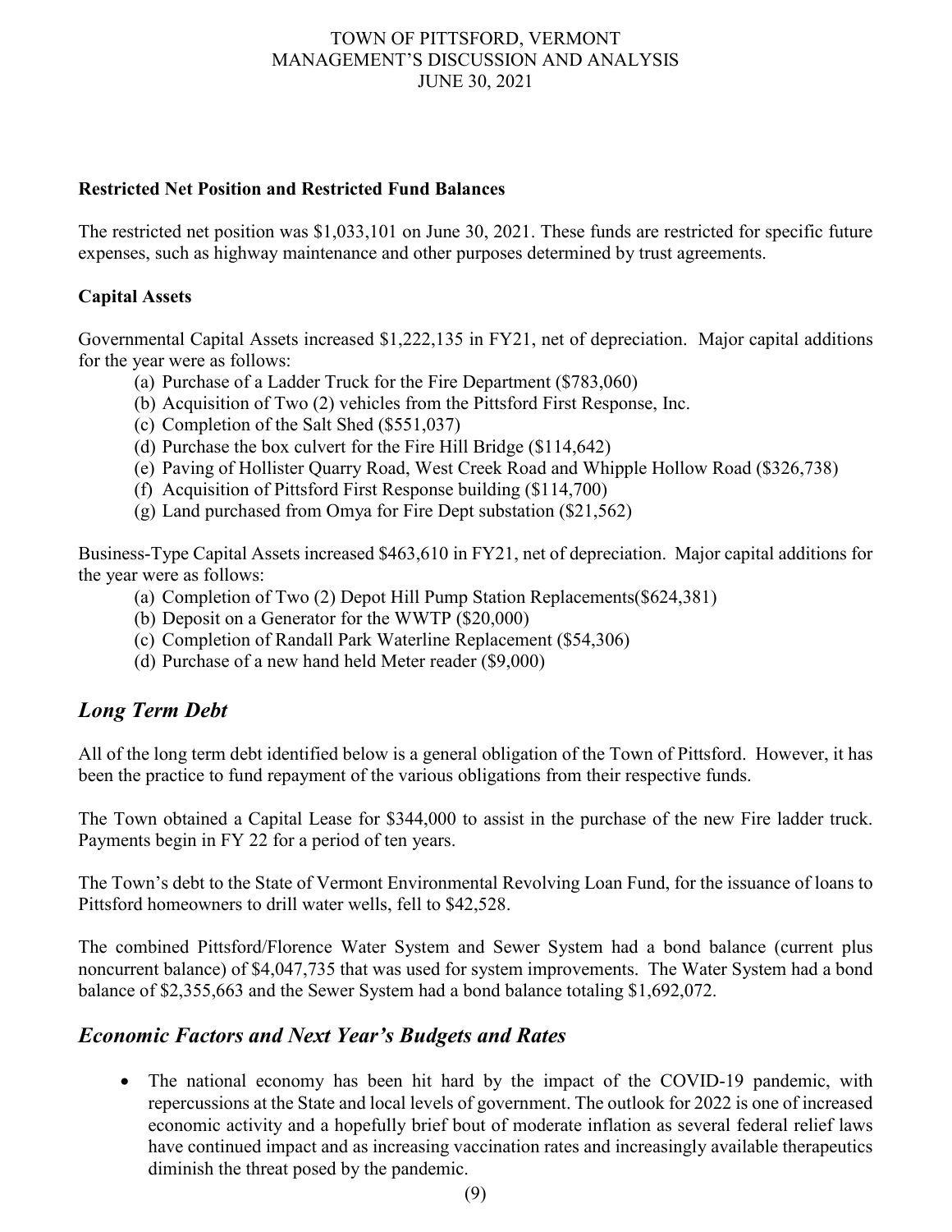**Restricted Net Position and Restricted Fund Balances**

The restricted net position was $1,033,101 on June 30, 2021. These funds are restricted for specific future expenses, such as highway maintenance and other purposes determined by trust agreements.

**Capital Assets**

Governmental Capital Assets increased $1,222,135 in FY21, net of depreciation. Major capital additions for the year were as follows:

(a) Purchase of a Ladder Truck for the Fire Department ($783,060)
(b) Acquisition of Two (2) vehicles from the Pittsford First Response, Inc.
(c) Completion of the Salt Shed ($551,037)
(d) Purchase the box culvert for the Fire Hill Bridge ($114,642)
(e) Paving of Hollister Quarry Road, West Creek Road and Whipple Hollow Road ($326,738)
(f) Acquisition of Pittsford First Response building ($114,700)
(g) Land purchased from Omya for Fire Dept substation ($21,562)

Business-Type Capital Assets increased $463,610 in FY21, net of depreciation. Major capital additions for the year were as follows:

(a) Completion of Two (2) Depot Hill Pump Station Replacements($624,381)
(b) Deposit on a Generator for the WWTP ($20,000)
(c) Completion of Randall Park Waterline Replacement ($54,306)
(d) Purchase of a new hand held Meter reader ($9,000)

## *Long Term Debt*

All of the long term debt identified below is a general obligation of the Town of Pittsford. However, it has been the practice to fund repayment of the various obligations from their respective funds.

The Town obtained a Capital Lease for $344,000 to assist in the purchase of the new Fire ladder truck. Payments begin in FY 22 for a period of ten years.

The Town's debt to the State of Vermont Environmental Revolving Loan Fund, for the issuance of loans to Pittsford homeowners to drill water wells, fell to $42,528.

The combined Pittsford/Florence Water System and Sewer System had a bond balance (current plus noncurrent balance) of $4,047,735 that was used for system improvements. The Water System had a bond balance of $2,355,663 and the Sewer System had a bond balance totaling $1,692,072.

## *Economic Factors and Next Year's Budgets and Rates*

- The national economy has been hit hard by the impact of the COVID-19 pandemic, with repercussions at the State and local levels of government. The outlook for 2022 is one of increased economic activity and a hopefully brief bout of moderate inflation as several federal relief laws have continued impact and as increasing vaccination rates and increasingly available therapeutics diminish the threat posed by the pandemic.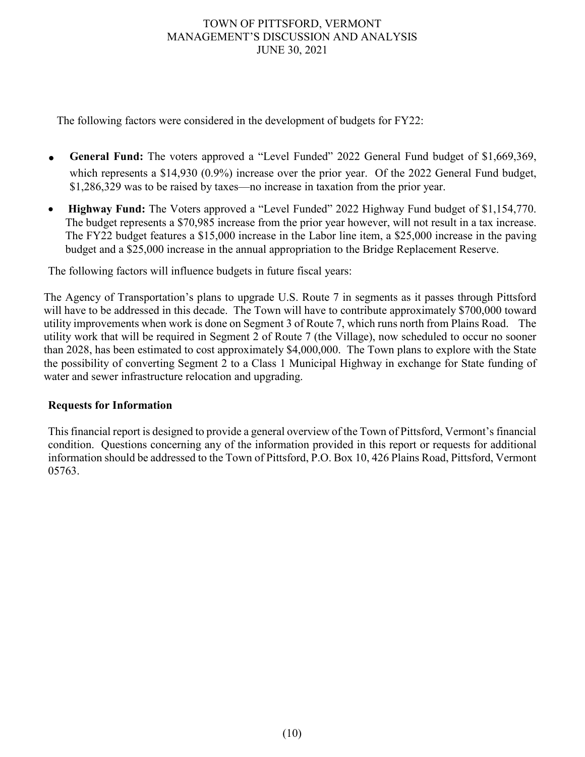The following factors were considered in the development of budgets for FY22:

- **General Fund:** The voters approved a "Level Funded" 2022 General Fund budget of $1,669,369, which represents a $14,930 (0.9%) increase over the prior year. Of the 2022 General Fund budget, $1,286,329 was to be raised by taxes—no increase in taxation from the prior year.
- **Highway Fund:** The Voters approved a "Level Funded" 2022 Highway Fund budget of $1,154,770. The budget represents a $70,985 increase from the prior year however, will not result in a tax increase. The FY22 budget features a $15,000 increase in the Labor line item, a $25,000 increase in the paving budget and a $25,000 increase in the annual appropriation to the Bridge Replacement Reserve.

The following factors will influence budgets in future fiscal years:

The Agency of Transportation's plans to upgrade U.S. Route 7 in segments as it passes through Pittsford will have to be addressed in this decade. The Town will have to contribute approximately $700,000 toward utility improvements when work is done on Segment 3 of Route 7, which runs north from Plains Road. The utility work that will be required in Segment 2 of Route 7 (the Village), now scheduled to occur no sooner than 2028, has been estimated to cost approximately $4,000,000. The Town plans to explore with the State the possibility of converting Segment 2 to a Class 1 Municipal Highway in exchange for State funding of water and sewer infrastructure relocation and upgrading.

**Requests for Information**

This financial report is designed to provide a general overview of the Town of Pittsford, Vermont's financial condition. Questions concerning any of the information provided in this report or requests for additional information should be addressed to the Town of Pittsford, P.O. Box 10, 426 Plains Road, Pittsford, Vermont 05763.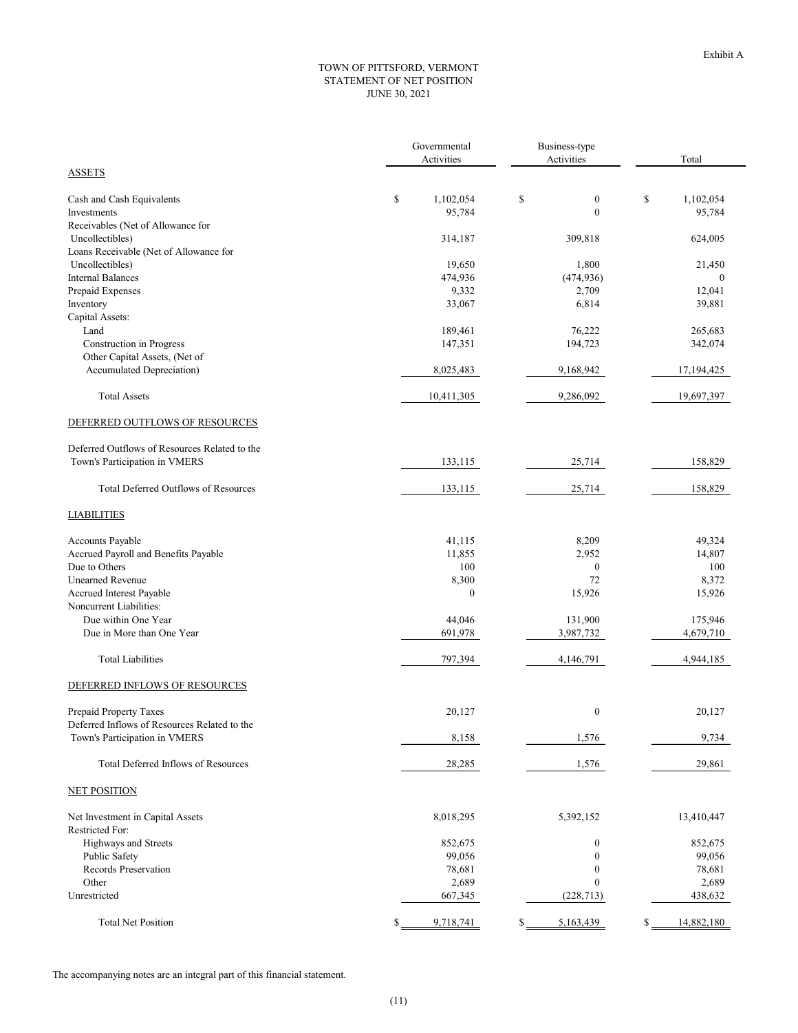Exhibit A

# TOWN OF PITTSFORD, VERMONT
## STATEMENT OF NET POSITION
### JUNE 30, 2021

| | Governmental Activities | Business-type Activities | Total |
|---|---|---|---|
| ASSETS | | | |
| Cash and Cash Equivalents | $ 1,102,054 | $ 0 | $ 1,102,054 |
| Investments | 95,784 | 0 | 95,784 |
| Receivables (Net of Allowance for Uncollectibles) | 314,187 | 309,818 | 624,005 |
| Loans Receivable (Net of Allowance for Uncollectibles) | 19,650 | 1,800 | 21,450 |
| Internal Balances | 474,936 | (474,936) | 0 |
| Prepaid Expenses | 9,332 | 2,709 | 12,041 |
| Inventory | 33,067 | 6,814 | 39,881 |
| Capital Assets: | | | |
| Land | 189,461 | 76,222 | 265,683 |
| Construction in Progress | 147,351 | 194,723 | 342,074 |
| Other Capital Assets, (Net of Accumulated Depreciation) | 8,025,483 | 9,168,942 | 17,194,425 |
| Total Assets | 10,411,305 | 9,286,092 | 19,697,397 |
| DEFERRED OUTFLOWS OF RESOURCES | | | |
| Deferred Outflows of Resources Related to the Town's Participation in VMERS | 133,115 | 25,714 | 158,829 |
| Total Deferred Outflows of Resources | 133,115 | 25,714 | 158,829 |
| LIABILITIES | | | |
| Accounts Payable | 41,115 | 8,209 | 49,324 |
| Accrued Payroll and Benefits Payable | 11,855 | 2,952 | 14,807 |
| Due to Others | 100 | 0 | 100 |
| Unearned Revenue | 8,300 | 72 | 8,372 |
| Accrued Interest Payable | 0 | 15,926 | 15,926 |
| Noncurrent Liabilities: | | | |
| Due within One Year | 44,046 | 131,900 | 175,946 |
| Due in More than One Year | 691,978 | 3,987,732 | 4,679,710 |
| Total Liabilities | 797,394 | 4,146,791 | 4,944,185 |
| DEFERRED INFLOWS OF RESOURCES | | | |
| Prepaid Property Taxes | 20,127 | 0 | 20,127 |
| Deferred Inflows of Resources Related to the Town's Participation in VMERS | 8,158 | 1,576 | 9,734 |
| Total Deferred Inflows of Resources | 28,285 | 1,576 | 29,861 |
| NET POSITION | | | |
| Net Investment in Capital Assets | 8,018,295 | 5,392,152 | 13,410,447 |
| Restricted For: | | | |
| Highways and Streets | 852,675 | 0 | 852,675 |
| Public Safety | 99,056 | 0 | 99,056 |
| Records Preservation | 78,681 | 0 | 78,681 |
| Other | 2,689 | 0 | 2,689 |
| Unrestricted | 667,345 | (228,713) | 438,632 |
| Total Net Position | $ 9,718,741 | $ 5,163,439 | $ 14,882,180 |

The accompanying notes are an integral part of this financial statement.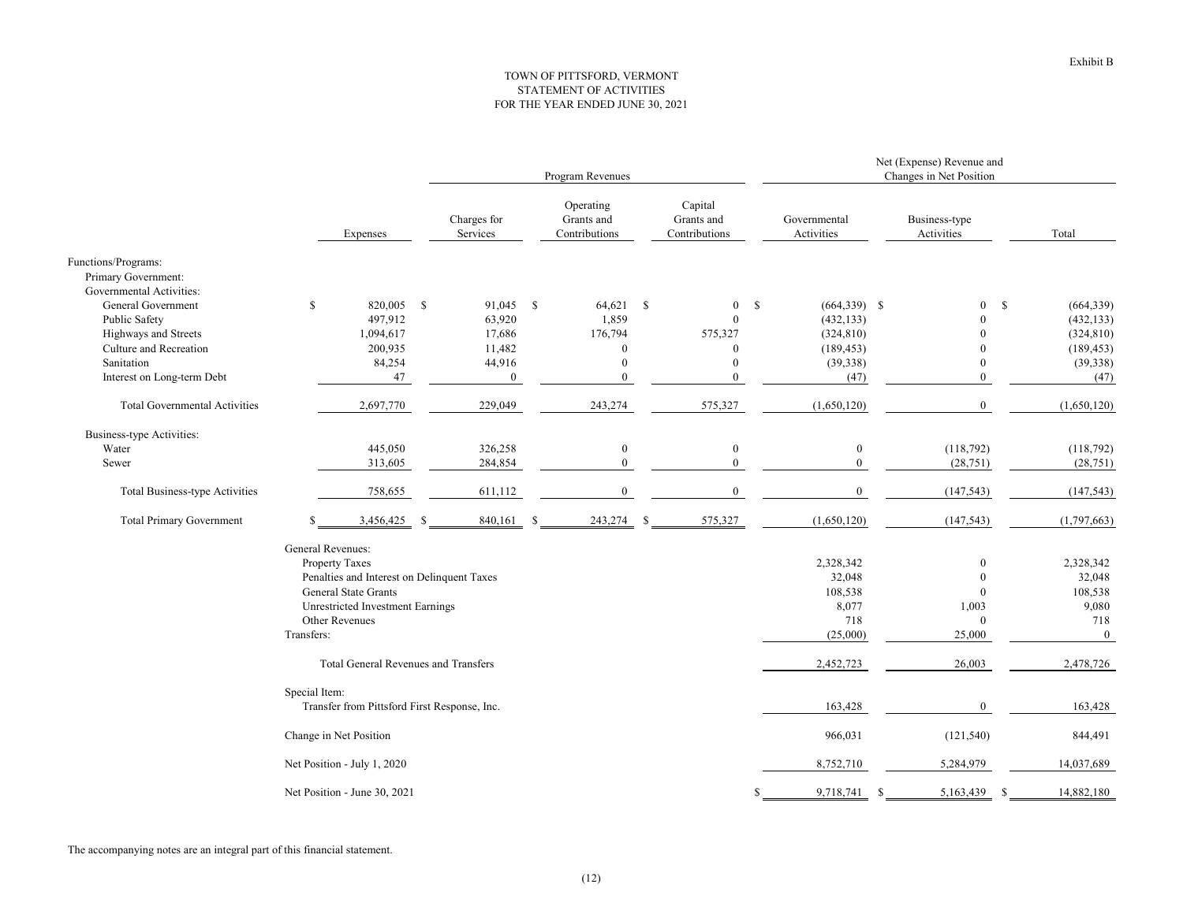Exhibit B

# TOWN OF PITTSFORD, VERMONT
## STATEMENT OF ACTIVITIES
### FOR THE YEAR ENDED JUNE 30, 2021

| | | Program Revenues | | | Net (Expense) Revenue and Changes in Net Position | | |
|---|---|---|---|---|---|---|---|
| | Expenses | Charges for Services | Operating Grants and Contributions | Capital Grants and Contributions | Governmental Activities | Business-type Activities | Total |
| Functions/Programs: | | | | | | | |
| Primary Government: | | | | | | | |
| Governmental Activities: | | | | | | | |
| General Government | $ 820,005 | $ 91,045 | $ 64,621 | $ 0 | $ (664,339) | $ 0 | $ (664,339) |
| Public Safety | 497,912 | 63,920 | 1,859 | 0 | (432,133) | 0 | (432,133) |
| Highways and Streets | 1,094,617 | 17,686 | 176,794 | 575,327 | (324,810) | 0 | (324,810) |
| Culture and Recreation | 200,935 | 11,482 | 0 | 0 | (189,453) | 0 | (189,453) |
| Sanitation | 84,254 | 44,916 | 0 | 0 | (39,338) | 0 | (39,338) |
| Interest on Long-term Debt | 47 | 0 | 0 | 0 | (47) | 0 | (47) |
| Total Governmental Activities | 2,697,770 | 229,049 | 243,274 | 575,327 | (1,650,120) | 0 | (1,650,120) |
| Business-type Activities: | | | | | | | |
| Water | 445,050 | 326,258 | 0 | 0 | 0 | (118,792) | (118,792) |
| Sewer | 313,605 | 284,854 | 0 | 0 | 0 | (28,751) | (28,751) |
| Total Business-type Activities | 758,655 | 611,112 | 0 | 0 | 0 | (147,543) | (147,543) |
| Total Primary Government | $ 3,456,425 | $ 840,161 | $ 243,274 | $ 575,327 | (1,650,120) | (147,543) | (1,797,663) |
| General Revenues: | | | | | | | |
| Property Taxes | | | | | 2,328,342 | 0 | 2,328,342 |
| Penalties and Interest on Delinquent Taxes | | | | | 32,048 | 0 | 32,048 |
| General State Grants | | | | | 108,538 | 0 | 108,538 |
| Unrestricted Investment Earnings | | | | | 8,077 | 1,003 | 9,080 |
| Other Revenues | | | | | 718 | 0 | 718 |
| Transfers: | | | | | (25,000) | 25,000 | 0 |
| Total General Revenues and Transfers | | | | | 2,452,723 | 26,003 | 2,478,726 |
| Special Item: | | | | | | | |
| Transfer from Pittsford First Response, Inc. | | | | | 163,428 | 0 | 163,428 |
| Change in Net Position | | | | | 966,031 | (121,540) | 844,491 |
| Net Position - July 1, 2020 | | | | | 8,752,710 | 5,284,979 | 14,037,689 |
| Net Position - June 30, 2021 | | | | | $ 9,718,741 | $ 5,163,439 | $ 14,882,180 |

The accompanying notes are an integral part of this financial statement.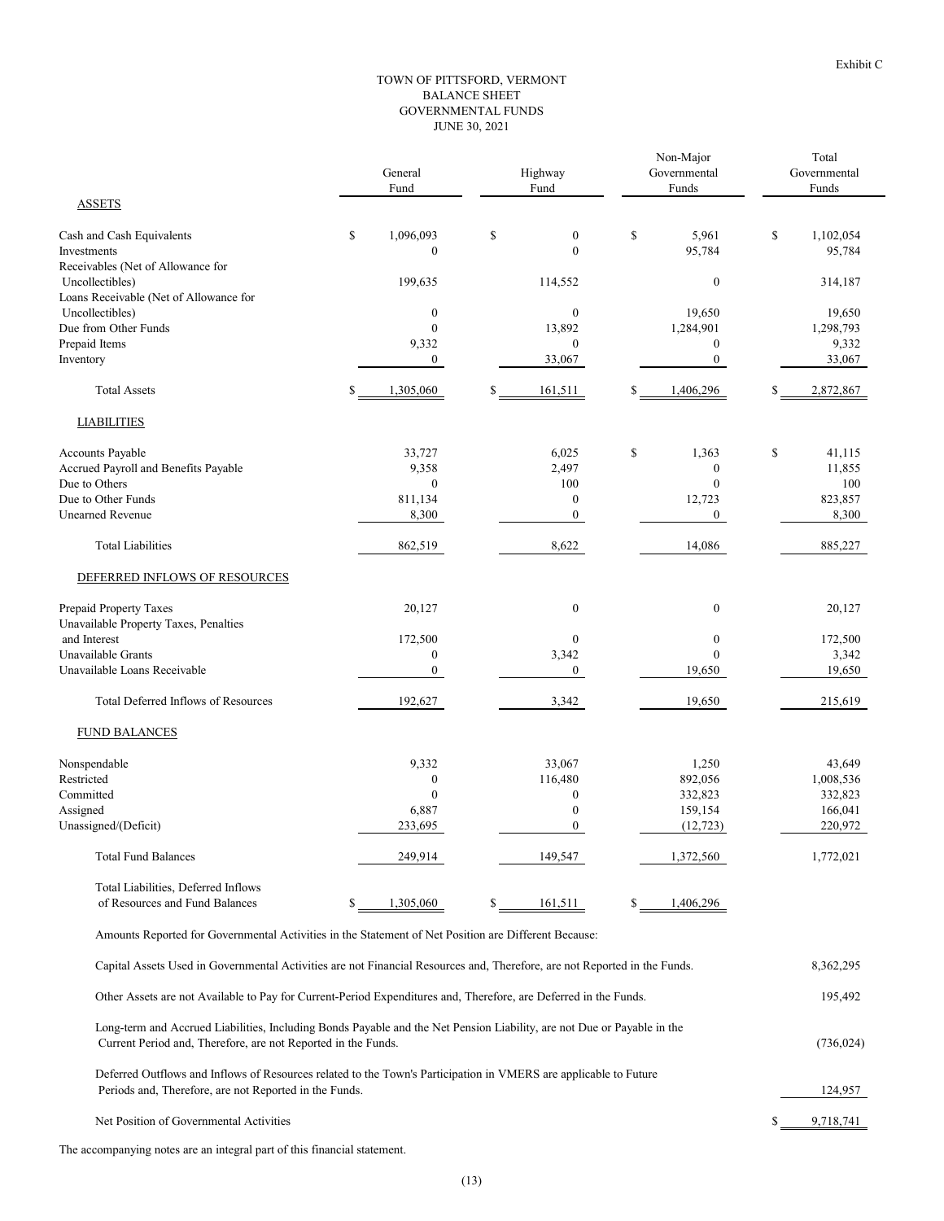Exhibit C

# TOWN OF PITTSFORD, VERMONT
## BALANCE SHEET
## GOVERNMENTAL FUNDS
## JUNE 30, 2021

| | General Fund | Highway Fund | Non-Major Governmental Funds | Total Governmental Funds |
|---|---|---|---|---|
| **ASSETS** | | | | |
| Cash and Cash Equivalents | $ 1,096,093 | $ 0 | $ 5,961 | $ 1,102,054 |
| Investments | 0 | 0 | 95,784 | 95,784 |
| Receivables (Net of Allowance for Uncollectibles) | 199,635 | 114,552 | 0 | 314,187 |
| Loans Receivable (Net of Allowance for Uncollectibles) | 0 | 0 | 19,650 | 19,650 |
| Due from Other Funds | 0 | 13,892 | 1,284,901 | 1,298,793 |
| Prepaid Items | 9,332 | 0 | 0 | 9,332 |
| Inventory | 0 | 33,067 | 0 | 33,067 |
| Total Assets | $ 1,305,060 | $ 161,511 | $ 1,406,296 | $ 2,872,867 |
| **LIABILITIES** | | | | |
| Accounts Payable | 33,727 | 6,025 | $ 1,363 | $ 41,115 |
| Accrued Payroll and Benefits Payable | 9,358 | 2,497 | 0 | 11,855 |
| Due to Others | 0 | 100 | 0 | 100 |
| Due to Other Funds | 811,134 | 0 | 12,723 | 823,857 |
| Unearned Revenue | 8,300 | 0 | 0 | 8,300 |
| Total Liabilities | 862,519 | 8,622 | 14,086 | 885,227 |
| **DEFERRED INFLOWS OF RESOURCES** | | | | |
| Prepaid Property Taxes | 20,127 | 0 | 0 | 20,127 |
| Unavailable Property Taxes, Penalties and Interest | 172,500 | 0 | 0 | 172,500 |
| Unavailable Grants | 0 | 3,342 | 0 | 3,342 |
| Unavailable Loans Receivable | 0 | 0 | 19,650 | 19,650 |
| Total Deferred Inflows of Resources | 192,627 | 3,342 | 19,650 | 215,619 |
| **FUND BALANCES** | | | | |
| Nonspendable | 9,332 | 33,067 | 1,250 | 43,649 |
| Restricted | 0 | 116,480 | 892,056 | 1,008,536 |
| Committed | 0 | 0 | 332,823 | 332,823 |
| Assigned | 6,887 | 0 | 159,154 | 166,041 |
| Unassigned/(Deficit) | 233,695 | 0 | (12,723) | 220,972 |
| Total Fund Balances | 249,914 | 149,547 | 1,372,560 | 1,772,021 |
| Total Liabilities, Deferred Inflows of Resources and Fund Balances | $ 1,305,060 | $ 161,511 | $ 1,406,296 | |

Amounts Reported for Governmental Activities in the Statement of Net Position are Different Because:

| | |
|---|---|
| Capital Assets Used in Governmental Activities are not Financial Resources and, Therefore, are not Reported in the Funds. | 8,362,295 |
| Other Assets are not Available to Pay for Current-Period Expenditures and, Therefore, are Deferred in the Funds. | 195,492 |
| Long-term and Accrued Liabilities, Including Bonds Payable and the Net Pension Liability, are not Due or Payable in the Current Period and, Therefore, are not Reported in the Funds. | (736,024) |
| Deferred Outflows and Inflows of Resources related to the Town's Participation in VMERS are applicable to Future Periods and, Therefore, are not Reported in the Funds. | 124,957 |
| Net Position of Governmental Activities | $ 9,718,741 |

The accompanying notes are an integral part of this financial statement.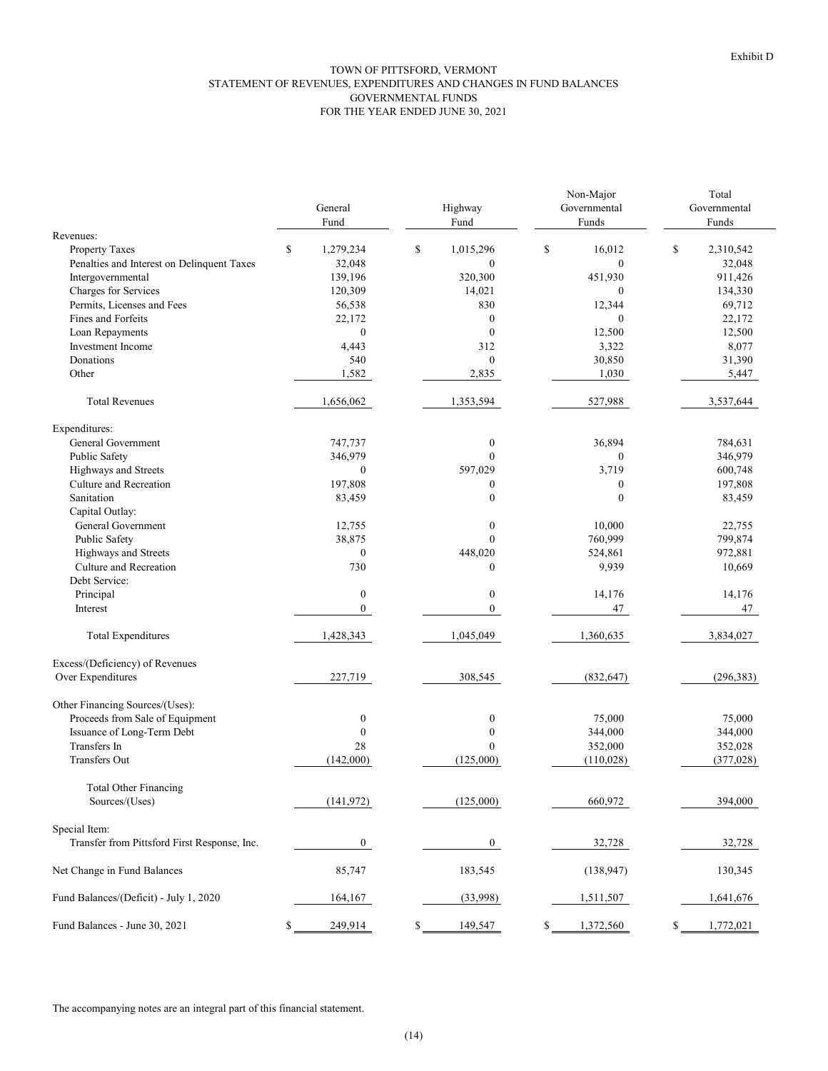Exhibit D

# TOWN OF PITTSFORD, VERMONT
## STATEMENT OF REVENUES, EXPENDITURES AND CHANGES IN FUND BALANCES
## GOVERNMENTAL FUNDS
## FOR THE YEAR ENDED JUNE 30, 2021

| | General Fund | Highway Fund | Non-Major Governmental Funds | Total Governmental Funds |
|---|---|---|---|---|
| Revenues: | | | | |
| Property Taxes | $ 1,279,234 | $ 1,015,296 | $ 16,012 | $ 2,310,542 |
| Penalties and Interest on Delinquent Taxes | 32,048 | 0 | 0 | 32,048 |
| Intergovernmental | 139,196 | 320,300 | 451,930 | 911,426 |
| Charges for Services | 120,309 | 14,021 | 0 | 134,330 |
| Permits, Licenses and Fees | 56,538 | 830 | 12,344 | 69,712 |
| Fines and Forfeits | 22,172 | 0 | 0 | 22,172 |
| Loan Repayments | 0 | 0 | 12,500 | 12,500 |
| Investment Income | 4,443 | 312 | 3,322 | 8,077 |
| Donations | 540 | 0 | 30,850 | 31,390 |
| Other | 1,582 | 2,835 | 1,030 | 5,447 |
| Total Revenues | 1,656,062 | 1,353,594 | 527,988 | 3,537,644 |
| Expenditures: | | | | |
| General Government | 747,737 | 0 | 36,894 | 784,631 |
| Public Safety | 346,979 | 0 | 0 | 346,979 |
| Highways and Streets | 0 | 597,029 | 3,719 | 600,748 |
| Culture and Recreation | 197,808 | 0 | 0 | 197,808 |
| Sanitation | 83,459 | 0 | 0 | 83,459 |
| Capital Outlay: | | | | |
| General Government | 12,755 | 0 | 10,000 | 22,755 |
| Public Safety | 38,875 | 0 | 760,999 | 799,874 |
| Highways and Streets | 0 | 448,020 | 524,861 | 972,881 |
| Culture and Recreation | 730 | 0 | 9,939 | 10,669 |
| Debt Service: | | | | |
| Principal | 0 | 0 | 14,176 | 14,176 |
| Interest | 0 | 0 | 47 | 47 |
| Total Expenditures | 1,428,343 | 1,045,049 | 1,360,635 | 3,834,027 |
| Excess/(Deficiency) of Revenues Over Expenditures | 227,719 | 308,545 | (832,647) | (296,383) |
| Other Financing Sources/(Uses): | | | | |
| Proceeds from Sale of Equipment | 0 | 0 | 75,000 | 75,000 |
| Issuance of Long-Term Debt | 0 | 0 | 344,000 | 344,000 |
| Transfers In | 28 | 0 | 352,000 | 352,028 |
| Transfers Out | (142,000) | (125,000) | (110,028) | (377,028) |
| Total Other Financing Sources/(Uses) | (141,972) | (125,000) | 660,972 | 394,000 |
| Special Item: | | | | |
| Transfer from Pittsford First Response, Inc. | 0 | 0 | 32,728 | 32,728 |
| Net Change in Fund Balances | 85,747 | 183,545 | (138,947) | 130,345 |
| Fund Balances/(Deficit) - July 1, 2020 | 164,167 | (33,998) | 1,511,507 | 1,641,676 |
| Fund Balances - June 30, 2021 | $ 249,914 | $ 149,547 | $ 1,372,560 | $ 1,772,021 |

The accompanying notes are an integral part of this financial statement.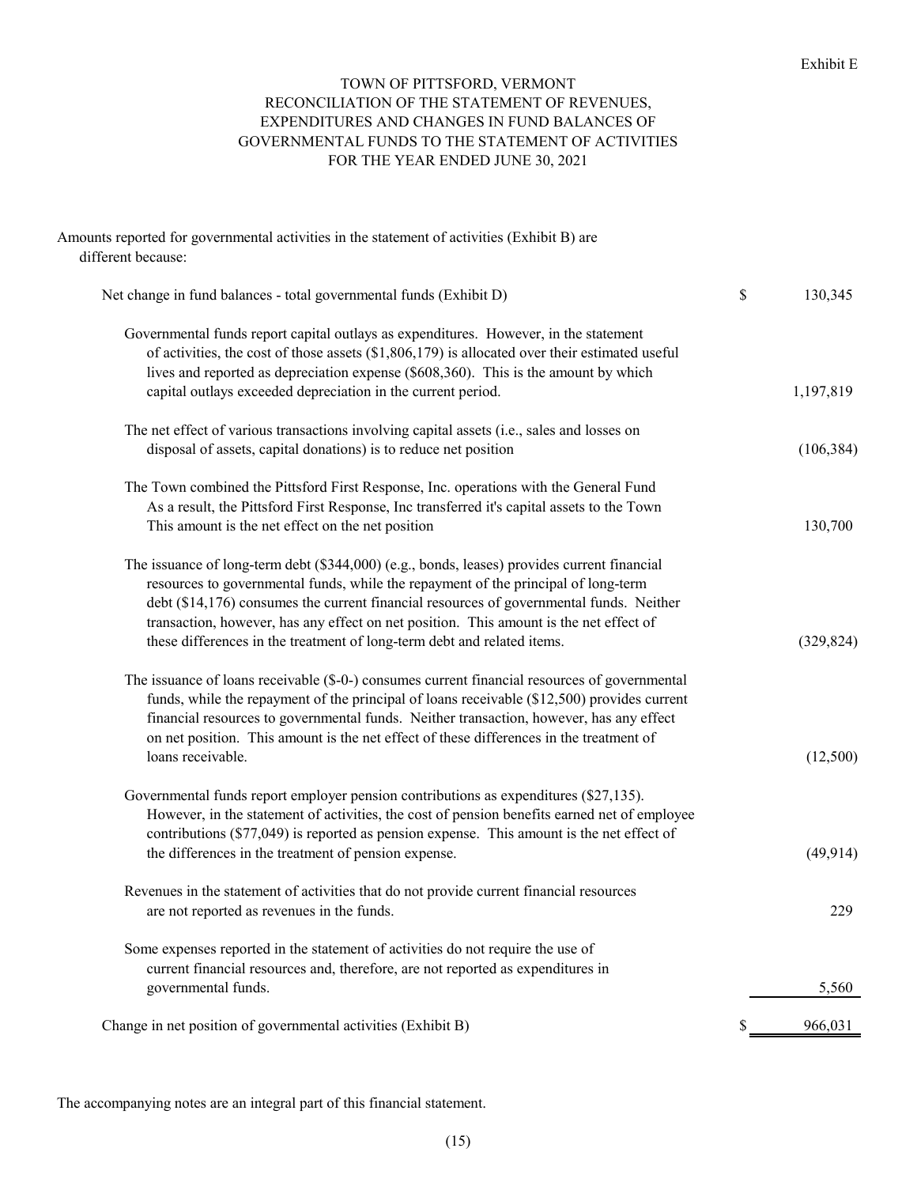Exhibit E

# TOWN OF PITTSFORD, VERMONT
## RECONCILIATION OF THE STATEMENT OF REVENUES, EXPENDITURES AND CHANGES IN FUND BALANCES OF GOVERNMENTAL FUNDS TO THE STATEMENT OF ACTIVITIES
### FOR THE YEAR ENDED JUNE 30, 2021

Amounts reported for governmental activities in the statement of activities (Exhibit B) are different because:

| | | |
|---|---|---|
| Net change in fund balances - total governmental funds (Exhibit D) | $ | 130,345 |
| Governmental funds report capital outlays as expenditures. However, in the statement of activities, the cost of those assets ($1,806,179) is allocated over their estimated useful lives and reported as depreciation expense ($608,360). This is the amount by which capital outlays exceeded depreciation in the current period. | | 1,197,819 |
| The net effect of various transactions involving capital assets (i.e., sales and losses on disposal of assets, capital donations) is to reduce net position | | (106,384) |
| The Town combined the Pittsford First Response, Inc. operations with the General Fund As a result, the Pittsford First Response, Inc transferred it's capital assets to the Town This amount is the net effect on the net position | | 130,700 |
| The issuance of long-term debt ($344,000) (e.g., bonds, leases) provides current financial resources to governmental funds, while the repayment of the principal of long-term debt ($14,176) consumes the current financial resources of governmental funds. Neither transaction, however, has any effect on net position. This amount is the net effect of these differences in the treatment of long-term debt and related items. | | (329,824) |
| The issuance of loans receivable ($-0-) consumes current financial resources of governmental funds, while the repayment of the principal of loans receivable ($12,500) provides current financial resources to governmental funds. Neither transaction, however, has any effect on net position. This amount is the net effect of these differences in the treatment of loans receivable. | | (12,500) |
| Governmental funds report employer pension contributions as expenditures ($27,135). However, in the statement of activities, the cost of pension benefits earned net of employee contributions ($77,049) is reported as pension expense. This amount is the net effect of the differences in the treatment of pension expense. | | (49,914) |
| Revenues in the statement of activities that do not provide current financial resources are not reported as revenues in the funds. | | 229 |
| Some expenses reported in the statement of activities do not require the use of current financial resources and, therefore, are not reported as expenditures in governmental funds. | | 5,560 |
| Change in net position of governmental activities (Exhibit B) | $ | 966,031 |

The accompanying notes are an integral part of this financial statement.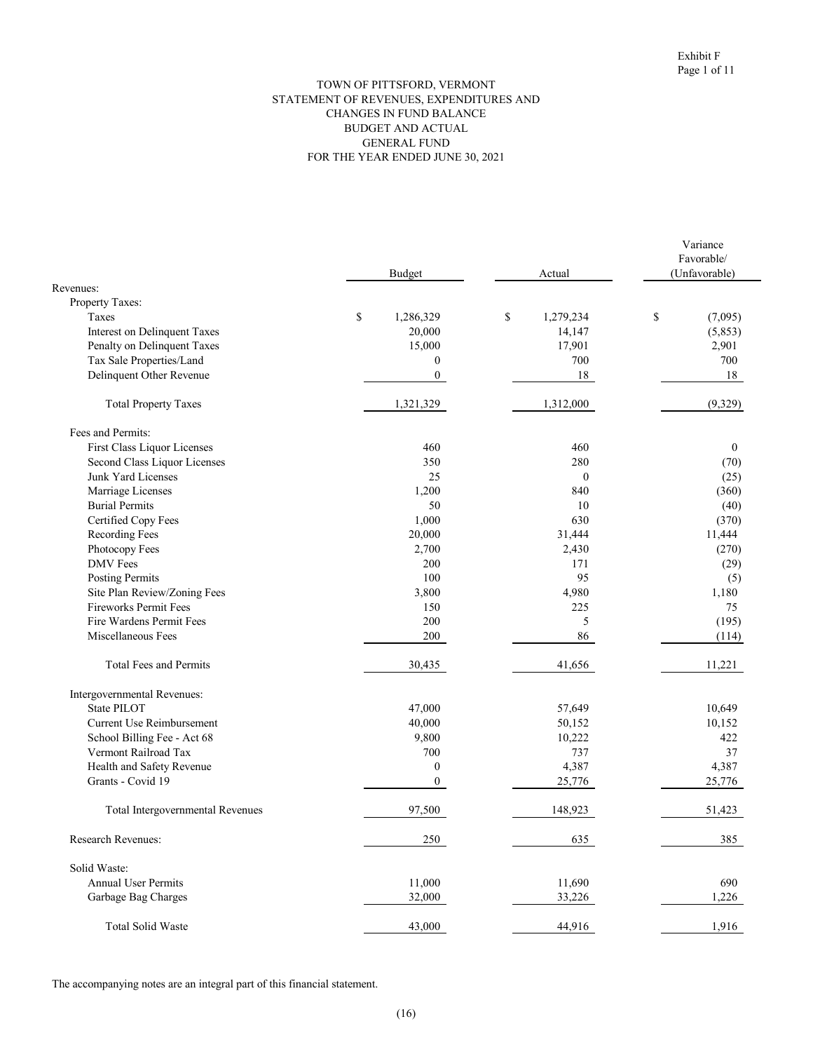Exhibit F
Page 1 of 11

# TOWN OF PITTSFORD, VERMONT
## STATEMENT OF REVENUES, EXPENDITURES AND CHANGES IN FUND BALANCE
## BUDGET AND ACTUAL
## GENERAL FUND
## FOR THE YEAR ENDED JUNE 30, 2021

| | Budget | Actual | Variance Favorable/ (Unfavorable) |
|---|---|---|---|
| Revenues: | | | |
| Property Taxes: | | | |
| Taxes | $ 1,286,329 | $ 1,279,234 | $ (7,095) |
| Interest on Delinquent Taxes | 20,000 | 14,147 | (5,853) |
| Penalty on Delinquent Taxes | 15,000 | 17,901 | 2,901 |
| Tax Sale Properties/Land | 0 | 700 | 700 |
| Delinquent Other Revenue | 0 | 18 | 18 |
| Total Property Taxes | 1,321,329 | 1,312,000 | (9,329) |
| Fees and Permits: | | | |
| First Class Liquor Licenses | 460 | 460 | 0 |
| Second Class Liquor Licenses | 350 | 280 | (70) |
| Junk Yard Licenses | 25 | 0 | (25) |
| Marriage Licenses | 1,200 | 840 | (360) |
| Burial Permits | 50 | 10 | (40) |
| Certified Copy Fees | 1,000 | 630 | (370) |
| Recording Fees | 20,000 | 31,444 | 11,444 |
| Photocopy Fees | 2,700 | 2,430 | (270) |
| DMV Fees | 200 | 171 | (29) |
| Posting Permits | 100 | 95 | (5) |
| Site Plan Review/Zoning Fees | 3,800 | 4,980 | 1,180 |
| Fireworks Permit Fees | 150 | 225 | 75 |
| Fire Wardens Permit Fees | 200 | 5 | (195) |
| Miscellaneous Fees | 200 | 86 | (114) |
| Total Fees and Permits | 30,435 | 41,656 | 11,221 |
| Intergovernmental Revenues: | | | |
| State PILOT | 47,000 | 57,649 | 10,649 |
| Current Use Reimbursement | 40,000 | 50,152 | 10,152 |
| School Billing Fee - Act 68 | 9,800 | 10,222 | 422 |
| Vermont Railroad Tax | 700 | 737 | 37 |
| Health and Safety Revenue | 0 | 4,387 | 4,387 |
| Grants - Covid 19 | 0 | 25,776 | 25,776 |
| Total Intergovernmental Revenues | 97,500 | 148,923 | 51,423 |
| Research Revenues: | 250 | 635 | 385 |
| Solid Waste: | | | |
| Annual User Permits | 11,000 | 11,690 | 690 |
| Garbage Bag Charges | 32,000 | 33,226 | 1,226 |
| Total Solid Waste | 43,000 | 44,916 | 1,916 |

The accompanying notes are an integral part of this financial statement.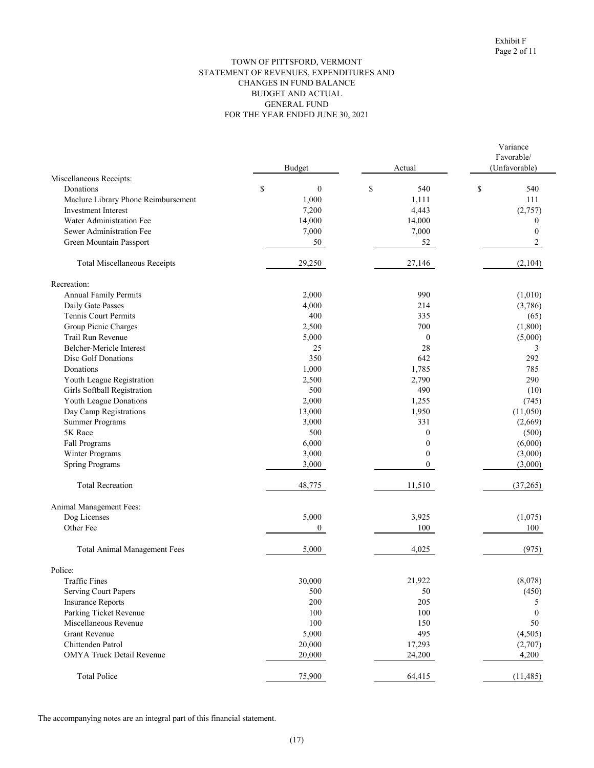Exhibit F
Page 2 of 11

# TOWN OF PITTSFORD, VERMONT
## STATEMENT OF REVENUES, EXPENDITURES AND CHANGES IN FUND BALANCE
## BUDGET AND ACTUAL
## GENERAL FUND
## FOR THE YEAR ENDED JUNE 30, 2021

| | Budget | Actual | Variance Favorable/ (Unfavorable) |
|---|---|---|---|
| **Miscellaneous Receipts:** | | | |
| Donations | $ 0 | $ 540 | $ 540 |
| Maclure Library Phone Reimbursement | 1,000 | 1,111 | 111 |
| Investment Interest | 7,200 | 4,443 | (2,757) |
| Water Administration Fee | 14,000 | 14,000 | 0 |
| Sewer Administration Fee | 7,000 | 7,000 | 0 |
| Green Mountain Passport | 50 | 52 | 2 |
| Total Miscellaneous Receipts | 29,250 | 27,146 | (2,104) |
| **Recreation:** | | | |
| Annual Family Permits | 2,000 | 990 | (1,010) |
| Daily Gate Passes | 4,000 | 214 | (3,786) |
| Tennis Court Permits | 400 | 335 | (65) |
| Group Picnic Charges | 2,500 | 700 | (1,800) |
| Trail Run Revenue | 5,000 | 0 | (5,000) |
| Belcher-Mericle Interest | 25 | 28 | 3 |
| Disc Golf Donations | 350 | 642 | 292 |
| Donations | 1,000 | 1,785 | 785 |
| Youth League Registration | 2,500 | 2,790 | 290 |
| Girls Softball Registration | 500 | 490 | (10) |
| Youth League Donations | 2,000 | 1,255 | (745) |
| Day Camp Registrations | 13,000 | 1,950 | (11,050) |
| Summer Programs | 3,000 | 331 | (2,669) |
| 5K Race | 500 | 0 | (500) |
| Fall Programs | 6,000 | 0 | (6,000) |
| Winter Programs | 3,000 | 0 | (3,000) |
| Spring Programs | 3,000 | 0 | (3,000) |
| Total Recreation | 48,775 | 11,510 | (37,265) |
| **Animal Management Fees:** | | | |
| Dog Licenses | 5,000 | 3,925 | (1,075) |
| Other Fee | 0 | 100 | 100 |
| Total Animal Management Fees | 5,000 | 4,025 | (975) |
| **Police:** | | | |
| Traffic Fines | 30,000 | 21,922 | (8,078) |
| Serving Court Papers | 500 | 50 | (450) |
| Insurance Reports | 200 | 205 | 5 |
| Parking Ticket Revenue | 100 | 100 | 0 |
| Miscellaneous Revenue | 100 | 150 | 50 |
| Grant Revenue | 5,000 | 495 | (4,505) |
| Chittenden Patrol | 20,000 | 17,293 | (2,707) |
| OMYA Truck Detail Revenue | 20,000 | 24,200 | 4,200 |
| Total Police | 75,900 | 64,415 | (11,485) |

The accompanying notes are an integral part of this financial statement.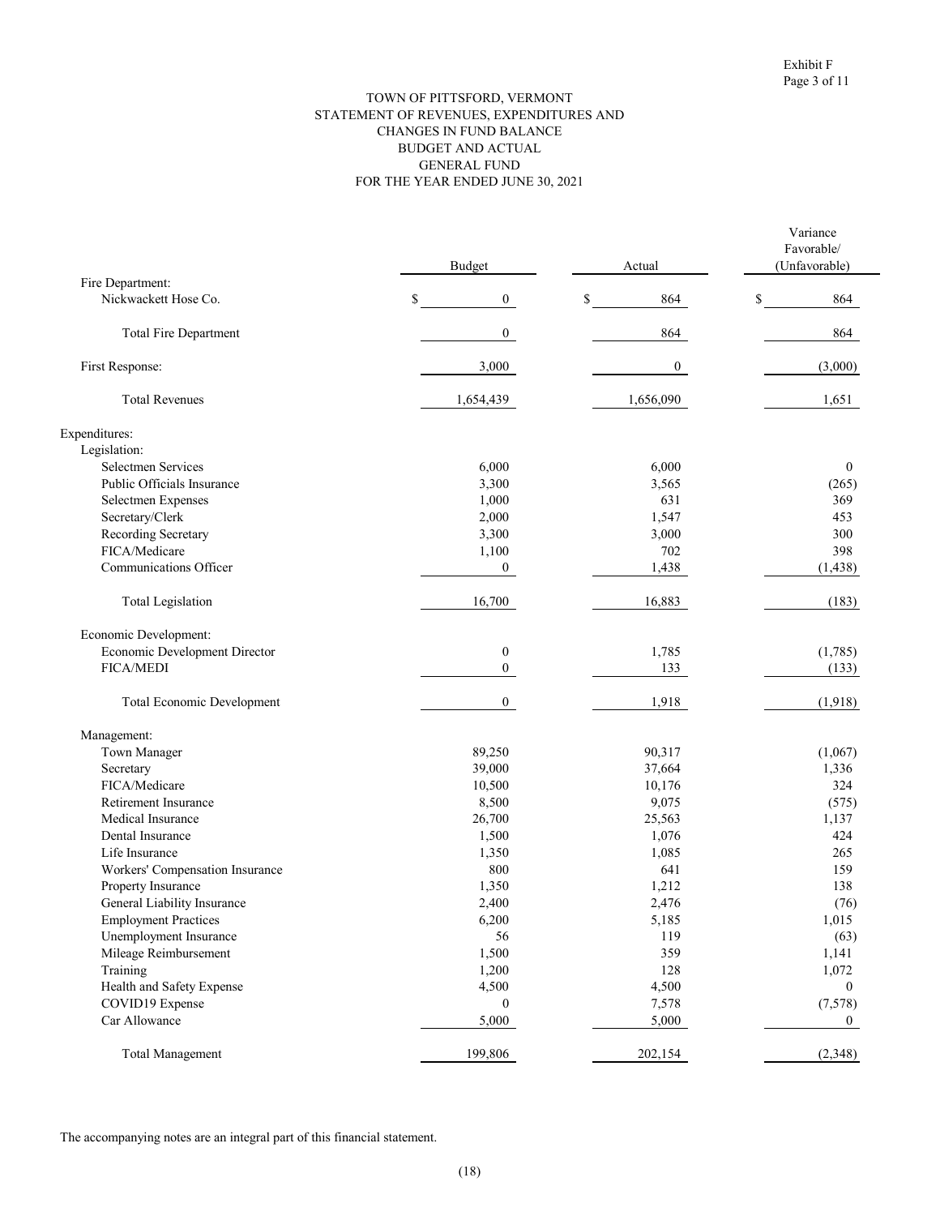Exhibit F
Page 3 of 11

# TOWN OF PITTSFORD, VERMONT
## STATEMENT OF REVENUES, EXPENDITURES AND CHANGES IN FUND BALANCE
## BUDGET AND ACTUAL
## GENERAL FUND
## FOR THE YEAR ENDED JUNE 30, 2021

| | Budget | Actual | Variance Favorable/ (Unfavorable) |
|---|---|---|---|
| Fire Department: | | | |
| Nickwackett Hose Co. | $ 0 | $ 864 | $ 864 |
| Total Fire Department | 0 | 864 | 864 |
| First Response: | 3,000 | 0 | (3,000) |
| Total Revenues | 1,654,439 | 1,656,090 | 1,651 |
| Expenditures: | | | |
| Legislation: | | | |
| Selectmen Services | 6,000 | 6,000 | 0 |
| Public Officials Insurance | 3,300 | 3,565 | (265) |
| Selectmen Expenses | 1,000 | 631 | 369 |
| Secretary/Clerk | 2,000 | 1,547 | 453 |
| Recording Secretary | 3,300 | 3,000 | 300 |
| FICA/Medicare | 1,100 | 702 | 398 |
| Communications Officer | 0 | 1,438 | (1,438) |
| Total Legislation | 16,700 | 16,883 | (183) |
| Economic Development: | | | |
| Economic Development Director | 0 | 1,785 | (1,785) |
| FICA/MEDI | 0 | 133 | (133) |
| Total Economic Development | 0 | 1,918 | (1,918) |
| Management: | | | |
| Town Manager | 89,250 | 90,317 | (1,067) |
| Secretary | 39,000 | 37,664 | 1,336 |
| FICA/Medicare | 10,500 | 10,176 | 324 |
| Retirement Insurance | 8,500 | 9,075 | (575) |
| Medical Insurance | 26,700 | 25,563 | 1,137 |
| Dental Insurance | 1,500 | 1,076 | 424 |
| Life Insurance | 1,350 | 1,085 | 265 |
| Workers' Compensation Insurance | 800 | 641 | 159 |
| Property Insurance | 1,350 | 1,212 | 138 |
| General Liability Insurance | 2,400 | 2,476 | (76) |
| Employment Practices | 6,200 | 5,185 | 1,015 |
| Unemployment Insurance | 56 | 119 | (63) |
| Mileage Reimbursement | 1,500 | 359 | 1,141 |
| Training | 1,200 | 128 | 1,072 |
| Health and Safety Expense | 4,500 | 4,500 | 0 |
| COVID19 Expense | 0 | 7,578 | (7,578) |
| Car Allowance | 5,000 | 5,000 | 0 |
| Total Management | 199,806 | 202,154 | (2,348) |

The accompanying notes are an integral part of this financial statement.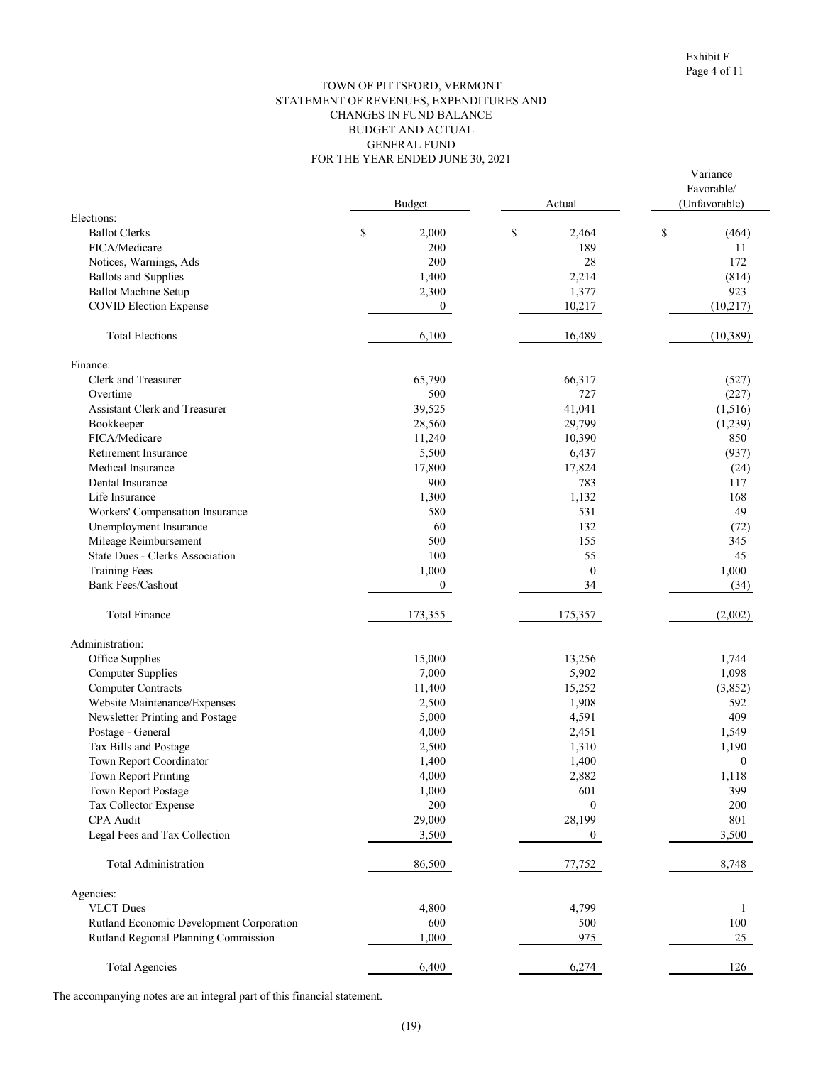Exhibit F

TOWN OF PITTSFORD, VERMONT
STATEMENT OF REVENUES, EXPENDITURES AND
CHANGES IN FUND BALANCE
BUDGET AND ACTUAL
GENERAL FUND
FOR THE YEAR ENDED JUNE 30, 2021

| | Budget | Actual | Variance Favorable/ (Unfavorable) |
|---|---|---|---|
| Elections: | | | |
| Ballot Clerks | $ 2,000 | $ 2,464 | $ (464) |
| FICA/Medicare | 200 | 189 | 11 |
| Notices, Warnings, Ads | 200 | 28 | 172 |
| Ballots and Supplies | 1,400 | 2,214 | (814) |
| Ballot Machine Setup | 2,300 | 1,377 | 923 |
| COVID Election Expense | 0 | 10,217 | (10,217) |
| Total Elections | 6,100 | 16,489 | (10,389) |
| Finance: | | | |
| Clerk and Treasurer | 65,790 | 66,317 | (527) |
| Overtime | 500 | 727 | (227) |
| Assistant Clerk and Treasurer | 39,525 | 41,041 | (1,516) |
| Bookkeeper | 28,560 | 29,799 | (1,239) |
| FICA/Medicare | 11,240 | 10,390 | 850 |
| Retirement Insurance | 5,500 | 6,437 | (937) |
| Medical Insurance | 17,800 | 17,824 | (24) |
| Dental Insurance | 900 | 783 | 117 |
| Life Insurance | 1,300 | 1,132 | 168 |
| Workers' Compensation Insurance | 580 | 531 | 49 |
| Unemployment Insurance | 60 | 132 | (72) |
| Mileage Reimbursement | 500 | 155 | 345 |
| State Dues - Clerks Association | 100 | 55 | 45 |
| Training Fees | 1,000 | 0 | 1,000 |
| Bank Fees/Cashout | 0 | 34 | (34) |
| Total Finance | 173,355 | 175,357 | (2,002) |
| Administration: | | | |
| Office Supplies | 15,000 | 13,256 | 1,744 |
| Computer Supplies | 7,000 | 5,902 | 1,098 |
| Computer Contracts | 11,400 | 15,252 | (3,852) |
| Website Maintenance/Expenses | 2,500 | 1,908 | 592 |
| Newsletter Printing and Postage | 5,000 | 4,591 | 409 |
| Postage - General | 4,000 | 2,451 | 1,549 |
| Tax Bills and Postage | 2,500 | 1,310 | 1,190 |
| Town Report Coordinator | 1,400 | 1,400 | 0 |
| Town Report Printing | 4,000 | 2,882 | 1,118 |
| Town Report Postage | 1,000 | 601 | 399 |
| Tax Collector Expense | 200 | 0 | 200 |
| CPA Audit | 29,000 | 28,199 | 801 |
| Legal Fees and Tax Collection | 3,500 | 0 | 3,500 |
| Total Administration | 86,500 | 77,752 | 8,748 |
| Agencies: | | | |
| VLCT Dues | 4,800 | 4,799 | 1 |
| Rutland Economic Development Corporation | 600 | 500 | 100 |
| Rutland Regional Planning Commission | 1,000 | 975 | 25 |
| Total Agencies | 6,400 | 6,274 | 126 |

The accompanying notes are an integral part of this financial statement.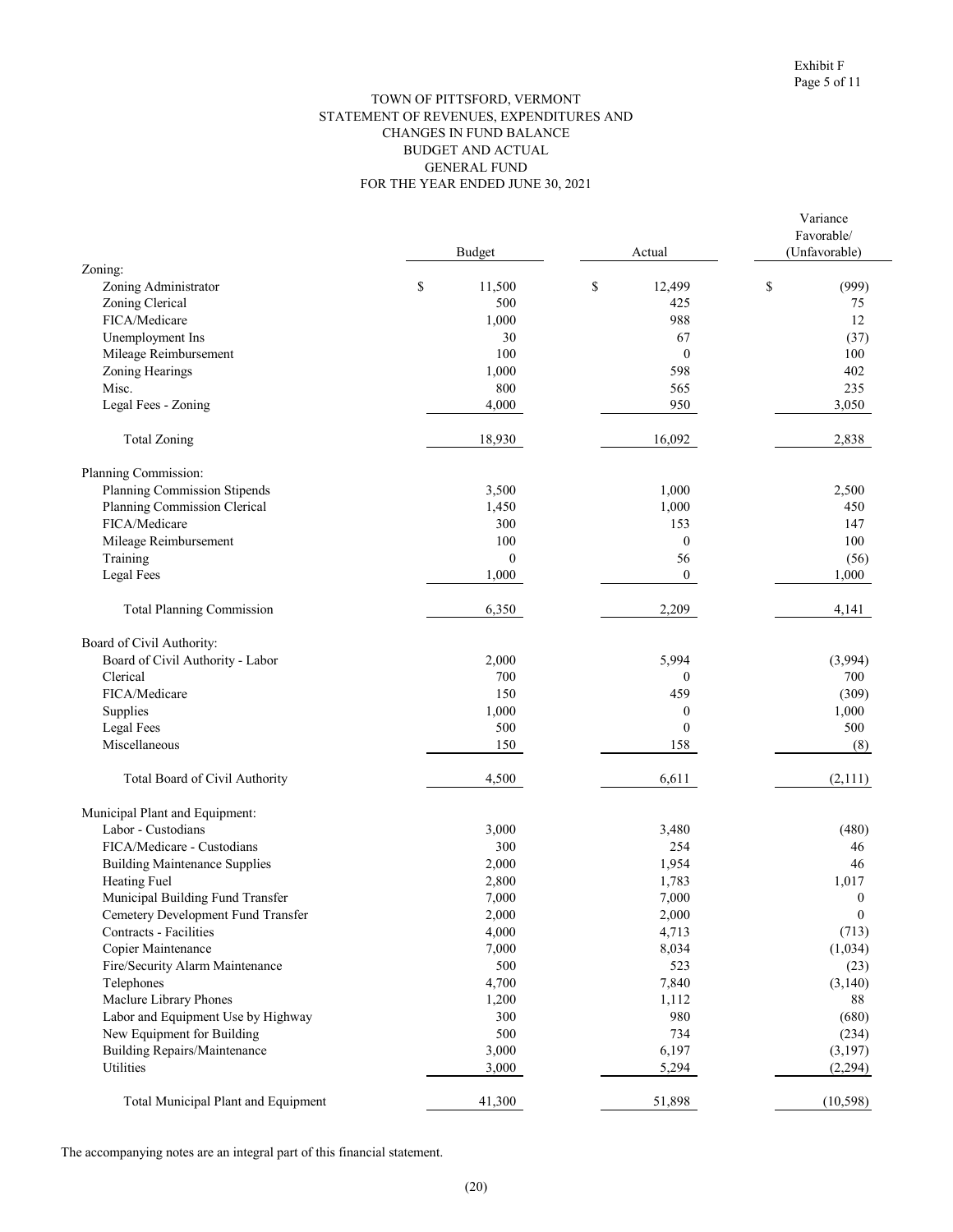Exhibit F
Page 5 of 11

# TOWN OF PITTSFORD, VERMONT
## STATEMENT OF REVENUES, EXPENDITURES AND CHANGES IN FUND BALANCE
## BUDGET AND ACTUAL
## GENERAL FUND
## FOR THE YEAR ENDED JUNE 30, 2021

| | Budget | Actual | Variance Favorable/ (Unfavorable) |
|---|---|---|---|
| Zoning: | | | |
| Zoning Administrator | $ 11,500 | $ 12,499 | $ (999) |
| Zoning Clerical | 500 | 425 | 75 |
| FICA/Medicare | 1,000 | 988 | 12 |
| Unemployment Ins | 30 | 67 | (37) |
| Mileage Reimbursement | 100 | 0 | 100 |
| Zoning Hearings | 1,000 | 598 | 402 |
| Misc. | 800 | 565 | 235 |
| Legal Fees - Zoning | 4,000 | 950 | 3,050 |
| Total Zoning | 18,930 | 16,092 | 2,838 |
| Planning Commission: | | | |
| Planning Commission Stipends | 3,500 | 1,000 | 2,500 |
| Planning Commission Clerical | 1,450 | 1,000 | 450 |
| FICA/Medicare | 300 | 153 | 147 |
| Mileage Reimbursement | 100 | 0 | 100 |
| Training | 0 | 56 | (56) |
| Legal Fees | 1,000 | 0 | 1,000 |
| Total Planning Commission | 6,350 | 2,209 | 4,141 |
| Board of Civil Authority: | | | |
| Board of Civil Authority - Labor | 2,000 | 5,994 | (3,994) |
| Clerical | 700 | 0 | 700 |
| FICA/Medicare | 150 | 459 | (309) |
| Supplies | 1,000 | 0 | 1,000 |
| Legal Fees | 500 | 0 | 500 |
| Miscellaneous | 150 | 158 | (8) |
| Total Board of Civil Authority | 4,500 | 6,611 | (2,111) |
| Municipal Plant and Equipment: | | | |
| Labor - Custodians | 3,000 | 3,480 | (480) |
| FICA/Medicare - Custodians | 300 | 254 | 46 |
| Building Maintenance Supplies | 2,000 | 1,954 | 46 |
| Heating Fuel | 2,800 | 1,783 | 1,017 |
| Municipal Building Fund Transfer | 7,000 | 7,000 | 0 |
| Cemetery Development Fund Transfer | 2,000 | 2,000 | 0 |
| Contracts - Facilities | 4,000 | 4,713 | (713) |
| Copier Maintenance | 7,000 | 8,034 | (1,034) |
| Fire/Security Alarm Maintenance | 500 | 523 | (23) |
| Telephones | 4,700 | 7,840 | (3,140) |
| Maclure Library Phones | 1,200 | 1,112 | 88 |
| Labor and Equipment Use by Highway | 300 | 980 | (680) |
| New Equipment for Building | 500 | 734 | (234) |
| Building Repairs/Maintenance | 3,000 | 6,197 | (3,197) |
| Utilities | 3,000 | 5,294 | (2,294) |
| Total Municipal Plant and Equipment | 41,300 | 51,898 | (10,598) |

The accompanying notes are an integral part of this financial statement.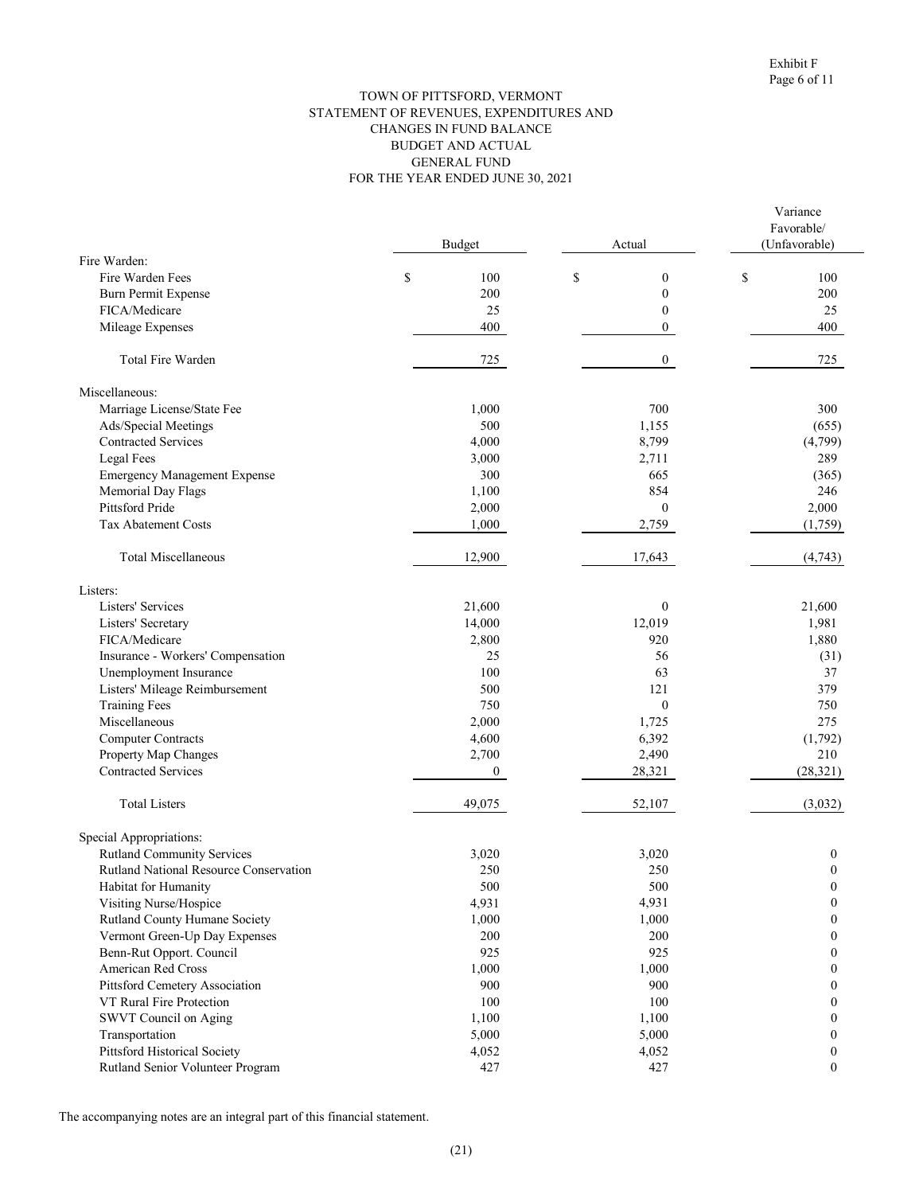Exhibit F

TOWN OF PITTSFORD, VERMONT
STATEMENT OF REVENUES, EXPENDITURES AND
CHANGES IN FUND BALANCE
BUDGET AND ACTUAL
GENERAL FUND
FOR THE YEAR ENDED JUNE 30, 2021

| | Budget | Actual | Variance Favorable/ (Unfavorable) |
|---|---|---|---|
| Fire Warden: | | | |
| Fire Warden Fees | $ 100 | $ 0 | $ 100 |
| Burn Permit Expense | 200 | 0 | 200 |
| FICA/Medicare | 25 | 0 | 25 |
| Mileage Expenses | 400 | 0 | 400 |
| Total Fire Warden | 725 | 0 | 725 |
| Miscellaneous: | | | |
| Marriage License/State Fee | 1,000 | 700 | 300 |
| Ads/Special Meetings | 500 | 1,155 | (655) |
| Contracted Services | 4,000 | 8,799 | (4,799) |
| Legal Fees | 3,000 | 2,711 | 289 |
| Emergency Management Expense | 300 | 665 | (365) |
| Memorial Day Flags | 1,100 | 854 | 246 |
| Pittsford Pride | 2,000 | 0 | 2,000 |
| Tax Abatement Costs | 1,000 | 2,759 | (1,759) |
| Total Miscellaneous | 12,900 | 17,643 | (4,743) |
| Listers: | | | |
| Listers' Services | 21,600 | 0 | 21,600 |
| Listers' Secretary | 14,000 | 12,019 | 1,981 |
| FICA/Medicare | 2,800 | 920 | 1,880 |
| Insurance - Workers' Compensation | 25 | 56 | (31) |
| Unemployment Insurance | 100 | 63 | 37 |
| Listers' Mileage Reimbursement | 500 | 121 | 379 |
| Training Fees | 750 | 0 | 750 |
| Miscellaneous | 2,000 | 1,725 | 275 |
| Computer Contracts | 4,600 | 6,392 | (1,792) |
| Property Map Changes | 2,700 | 2,490 | 210 |
| Contracted Services | 0 | 28,321 | (28,321) |
| Total Listers | 49,075 | 52,107 | (3,032) |
| Special Appropriations: | | | |
| Rutland Community Services | 3,020 | 3,020 | 0 |
| Rutland National Resource Conservation | 250 | 250 | 0 |
| Habitat for Humanity | 500 | 500 | 0 |
| Visiting Nurse/Hospice | 4,931 | 4,931 | 0 |
| Rutland County Humane Society | 1,000 | 1,000 | 0 |
| Vermont Green-Up Day Expenses | 200 | 200 | 0 |
| Benn-Rut Opport. Council | 925 | 925 | 0 |
| American Red Cross | 1,000 | 1,000 | 0 |
| Pittsford Cemetery Association | 900 | 900 | 0 |
| VT Rural Fire Protection | 100 | 100 | 0 |
| SWVT Council on Aging | 1,100 | 1,100 | 0 |
| Transportation | 5,000 | 5,000 | 0 |
| Pittsford Historical Society | 4,052 | 4,052 | 0 |
| Rutland Senior Volunteer Program | 427 | 427 | 0 |

The accompanying notes are an integral part of this financial statement.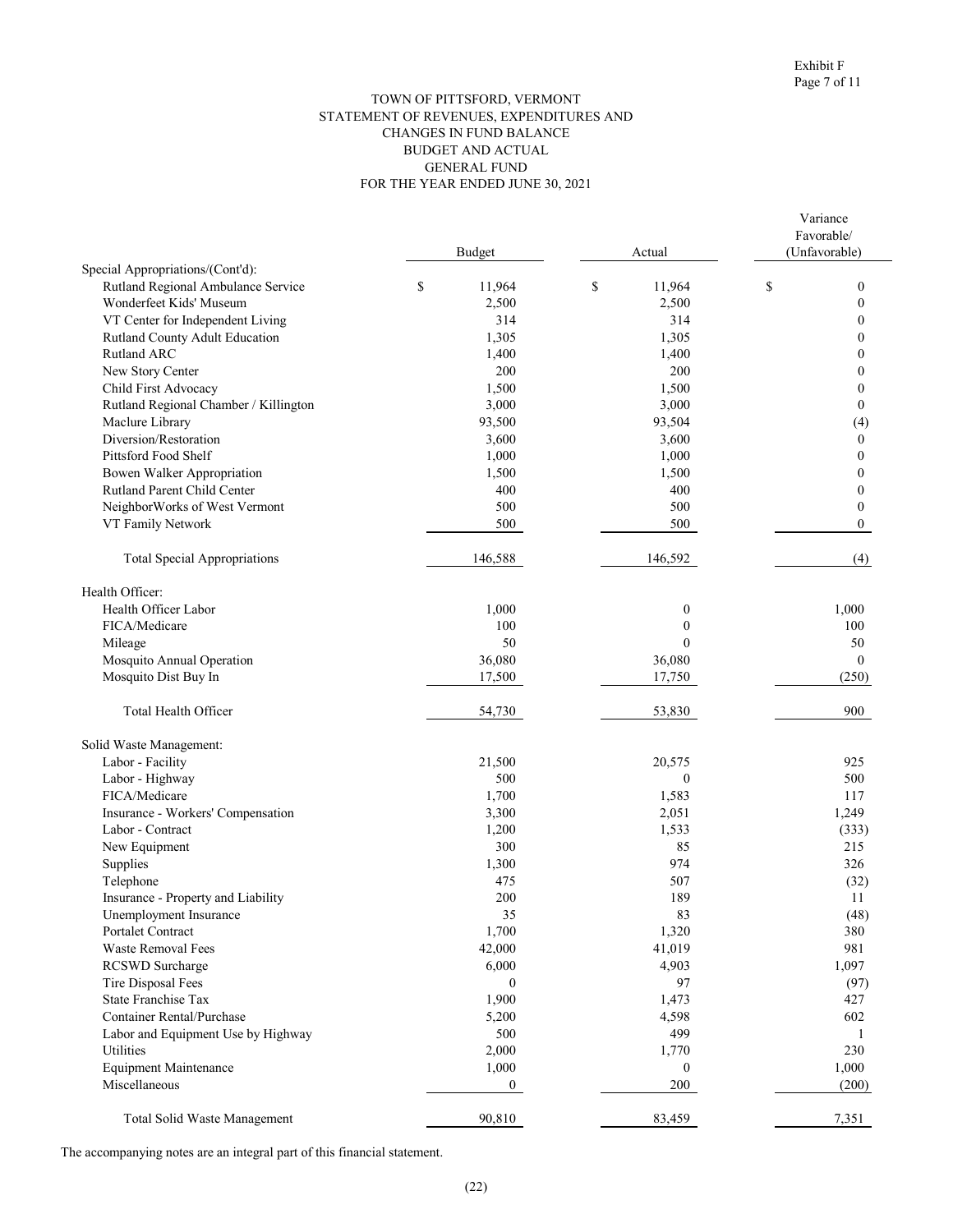Exhibit F

TOWN OF PITTSFORD, VERMONT
STATEMENT OF REVENUES, EXPENDITURES AND
CHANGES IN FUND BALANCE
BUDGET AND ACTUAL
GENERAL FUND
FOR THE YEAR ENDED JUNE 30, 2021

| | Budget | Actual | Variance Favorable/ (Unfavorable) |
|---|---|---|---|
| Special Appropriations/(Cont'd): | | | |
| Rutland Regional Ambulance Service | $ 11,964 | $ 11,964 | $ 0 |
| Wonderfeet Kids' Museum | 2,500 | 2,500 | 0 |
| VT Center for Independent Living | 314 | 314 | 0 |
| Rutland County Adult Education | 1,305 | 1,305 | 0 |
| Rutland ARC | 1,400 | 1,400 | 0 |
| New Story Center | 200 | 200 | 0 |
| Child First Advocacy | 1,500 | 1,500 | 0 |
| Rutland Regional Chamber / Killington | 3,000 | 3,000 | 0 |
| Maclure Library | 93,500 | 93,504 | (4) |
| Diversion/Restoration | 3,600 | 3,600 | 0 |
| Pittsford Food Shelf | 1,000 | 1,000 | 0 |
| Bowen Walker Appropriation | 1,500 | 1,500 | 0 |
| Rutland Parent Child Center | 400 | 400 | 0 |
| NeighborWorks of West Vermont | 500 | 500 | 0 |
| VT Family Network | 500 | 500 | 0 |
| Total Special Appropriations | 146,588 | 146,592 | (4) |
| Health Officer: | | | |
| Health Officer Labor | 1,000 | 0 | 1,000 |
| FICA/Medicare | 100 | 0 | 100 |
| Mileage | 50 | 0 | 50 |
| Mosquito Annual Operation | 36,080 | 36,080 | 0 |
| Mosquito Dist Buy In | 17,500 | 17,750 | (250) |
| Total Health Officer | 54,730 | 53,830 | 900 |
| Solid Waste Management: | | | |
| Labor - Facility | 21,500 | 20,575 | 925 |
| Labor - Highway | 500 | 0 | 500 |
| FICA/Medicare | 1,700 | 1,583 | 117 |
| Insurance - Workers' Compensation | 3,300 | 2,051 | 1,249 |
| Labor - Contract | 1,200 | 1,533 | (333) |
| New Equipment | 300 | 85 | 215 |
| Supplies | 1,300 | 974 | 326 |
| Telephone | 475 | 507 | (32) |
| Insurance - Property and Liability | 200 | 189 | 11 |
| Unemployment Insurance | 35 | 83 | (48) |
| Portalet Contract | 1,700 | 1,320 | 380 |
| Waste Removal Fees | 42,000 | 41,019 | 981 |
| RCSWD Surcharge | 6,000 | 4,903 | 1,097 |
| Tire Disposal Fees | 0 | 97 | (97) |
| State Franchise Tax | 1,900 | 1,473 | 427 |
| Container Rental/Purchase | 5,200 | 4,598 | 602 |
| Labor and Equipment Use by Highway | 500 | 499 | 1 |
| Utilities | 2,000 | 1,770 | 230 |
| Equipment Maintenance | 1,000 | 0 | 1,000 |
| Miscellaneous | 0 | 200 | (200) |
| Total Solid Waste Management | 90,810 | 83,459 | 7,351 |

The accompanying notes are an integral part of this financial statement.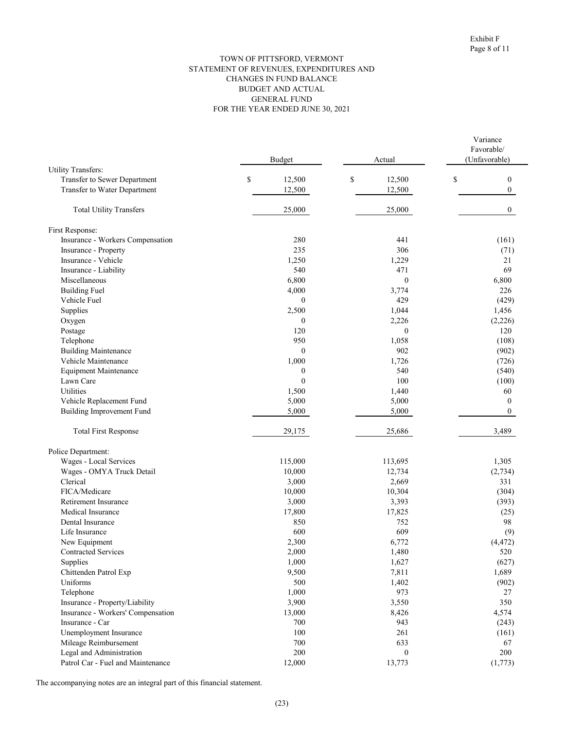Exhibit F
Page 8 of 11

# TOWN OF PITTSFORD, VERMONT
## STATEMENT OF REVENUES, EXPENDITURES AND CHANGES IN FUND BALANCE
## BUDGET AND ACTUAL
## GENERAL FUND
## FOR THE YEAR ENDED JUNE 30, 2021

| | Budget | Actual | Variance Favorable/ (Unfavorable) |
|---|---|---|---|
| Utility Transfers: | | | |
| Transfer to Sewer Department | $ 12,500 | $ 12,500 | $ 0 |
| Transfer to Water Department | 12,500 | 12,500 | 0 |
| Total Utility Transfers | 25,000 | 25,000 | 0 |
| First Response: | | | |
| Insurance - Workers Compensation | 280 | 441 | (161) |
| Insurance - Property | 235 | 306 | (71) |
| Insurance - Vehicle | 1,250 | 1,229 | 21 |
| Insurance - Liability | 540 | 471 | 69 |
| Miscellaneous | 6,800 | 0 | 6,800 |
| Building Fuel | 4,000 | 3,774 | 226 |
| Vehicle Fuel | 0 | 429 | (429) |
| Supplies | 2,500 | 1,044 | 1,456 |
| Oxygen | 0 | 2,226 | (2,226) |
| Postage | 120 | 0 | 120 |
| Telephone | 950 | 1,058 | (108) |
| Building Maintenance | 0 | 902 | (902) |
| Vehicle Maintenance | 1,000 | 1,726 | (726) |
| Equipment Maintenance | 0 | 540 | (540) |
| Lawn Care | 0 | 100 | (100) |
| Utilities | 1,500 | 1,440 | 60 |
| Vehicle Replacement Fund | 5,000 | 5,000 | 0 |
| Building Improvement Fund | 5,000 | 5,000 | 0 |
| Total First Response | 29,175 | 25,686 | 3,489 |
| Police Department: | | | |
| Wages - Local Services | 115,000 | 113,695 | 1,305 |
| Wages - OMYA Truck Detail | 10,000 | 12,734 | (2,734) |
| Clerical | 3,000 | 2,669 | 331 |
| FICA/Medicare | 10,000 | 10,304 | (304) |
| Retirement Insurance | 3,000 | 3,393 | (393) |
| Medical Insurance | 17,800 | 17,825 | (25) |
| Dental Insurance | 850 | 752 | 98 |
| Life Insurance | 600 | 609 | (9) |
| New Equipment | 2,300 | 6,772 | (4,472) |
| Contracted Services | 2,000 | 1,480 | 520 |
| Supplies | 1,000 | 1,627 | (627) |
| Chittenden Patrol Exp | 9,500 | 7,811 | 1,689 |
| Uniforms | 500 | 1,402 | (902) |
| Telephone | 1,000 | 973 | 27 |
| Insurance - Property/Liability | 3,900 | 3,550 | 350 |
| Insurance - Workers' Compensation | 13,000 | 8,426 | 4,574 |
| Insurance - Car | 700 | 943 | (243) |
| Unemployment Insurance | 100 | 261 | (161) |
| Mileage Reimbursement | 700 | 633 | 67 |
| Legal and Administration | 200 | 0 | 200 |
| Patrol Car - Fuel and Maintenance | 12,000 | 13,773 | (1,773) |

The accompanying notes are an integral part of this financial statement.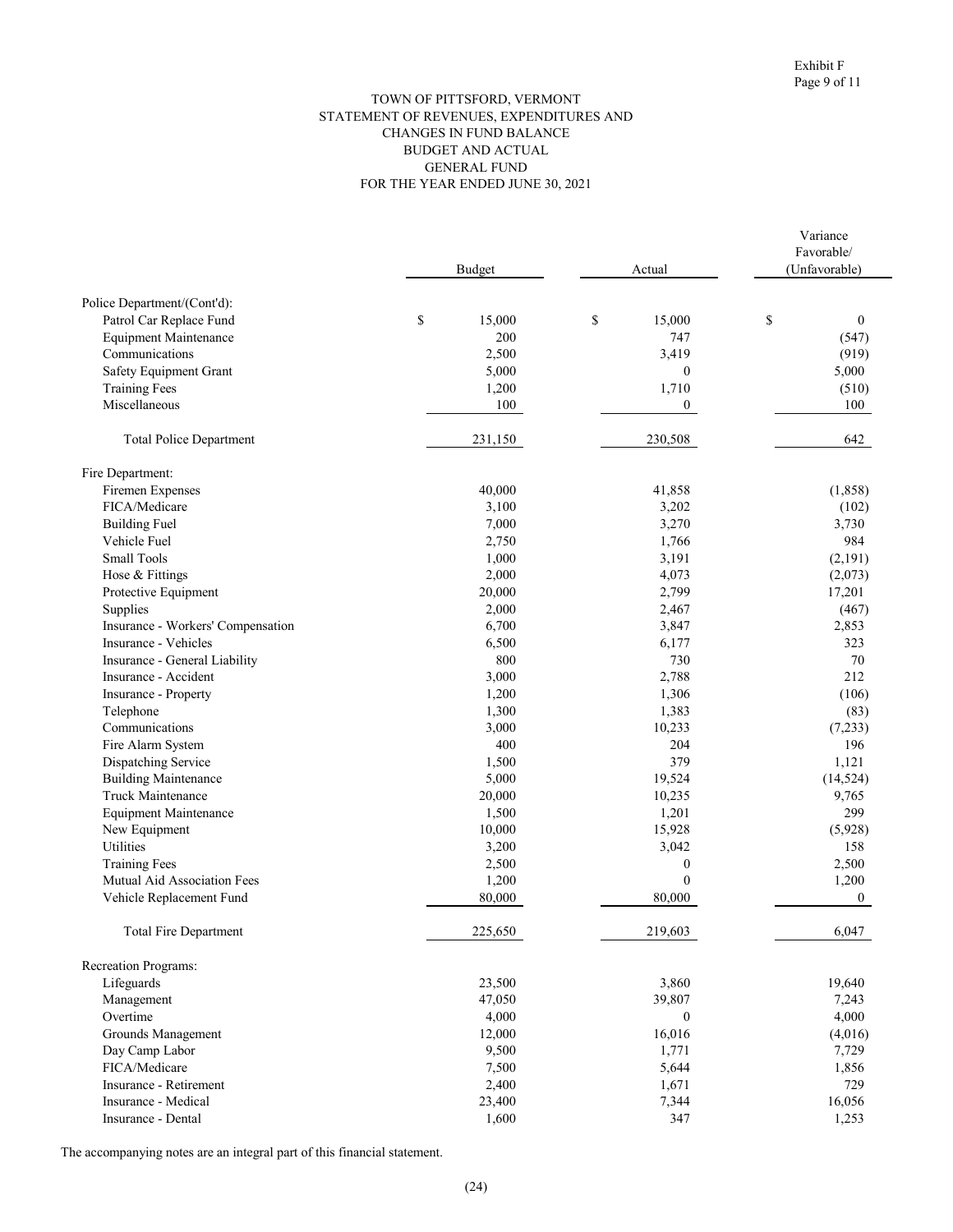Exhibit F
Page 9 of 11

# TOWN OF PITTSFORD, VERMONT
## STATEMENT OF REVENUES, EXPENDITURES AND CHANGES IN FUND BALANCE
## BUDGET AND ACTUAL
## GENERAL FUND
## FOR THE YEAR ENDED JUNE 30, 2021

| | Budget | Actual | Variance Favorable/ (Unfavorable) |
|---|---|---|---|
| Police Department/(Cont'd): | | | |
| Patrol Car Replace Fund | $ 15,000 | $ 15,000 | $ 0 |
| Equipment Maintenance | 200 | 747 | (547) |
| Communications | 2,500 | 3,419 | (919) |
| Safety Equipment Grant | 5,000 | 0 | 5,000 |
| Training Fees | 1,200 | 1,710 | (510) |
| Miscellaneous | 100 | 0 | 100 |
| Total Police Department | 231,150 | 230,508 | 642 |
| Fire Department: | | | |
| Firemen Expenses | 40,000 | 41,858 | (1,858) |
| FICA/Medicare | 3,100 | 3,202 | (102) |
| Building Fuel | 7,000 | 3,270 | 3,730 |
| Vehicle Fuel | 2,750 | 1,766 | 984 |
| Small Tools | 1,000 | 3,191 | (2,191) |
| Hose & Fittings | 2,000 | 4,073 | (2,073) |
| Protective Equipment | 20,000 | 2,799 | 17,201 |
| Supplies | 2,000 | 2,467 | (467) |
| Insurance - Workers' Compensation | 6,700 | 3,847 | 2,853 |
| Insurance - Vehicles | 6,500 | 6,177 | 323 |
| Insurance - General Liability | 800 | 730 | 70 |
| Insurance - Accident | 3,000 | 2,788 | 212 |
| Insurance - Property | 1,200 | 1,306 | (106) |
| Telephone | 1,300 | 1,383 | (83) |
| Communications | 3,000 | 10,233 | (7,233) |
| Fire Alarm System | 400 | 204 | 196 |
| Dispatching Service | 1,500 | 379 | 1,121 |
| Building Maintenance | 5,000 | 19,524 | (14,524) |
| Truck Maintenance | 20,000 | 10,235 | 9,765 |
| Equipment Maintenance | 1,500 | 1,201 | 299 |
| New Equipment | 10,000 | 15,928 | (5,928) |
| Utilities | 3,200 | 3,042 | 158 |
| Training Fees | 2,500 | 0 | 2,500 |
| Mutual Aid Association Fees | 1,200 | 0 | 1,200 |
| Vehicle Replacement Fund | 80,000 | 80,000 | 0 |
| Total Fire Department | 225,650 | 219,603 | 6,047 |
| Recreation Programs: | | | |
| Lifeguards | 23,500 | 3,860 | 19,640 |
| Management | 47,050 | 39,807 | 7,243 |
| Overtime | 4,000 | 0 | 4,000 |
| Grounds Management | 12,000 | 16,016 | (4,016) |
| Day Camp Labor | 9,500 | 1,771 | 7,729 |
| FICA/Medicare | 7,500 | 5,644 | 1,856 |
| Insurance - Retirement | 2,400 | 1,671 | 729 |
| Insurance - Medical | 23,400 | 7,344 | 16,056 |
| Insurance - Dental | 1,600 | 347 | 1,253 |

The accompanying notes are an integral part of this financial statement.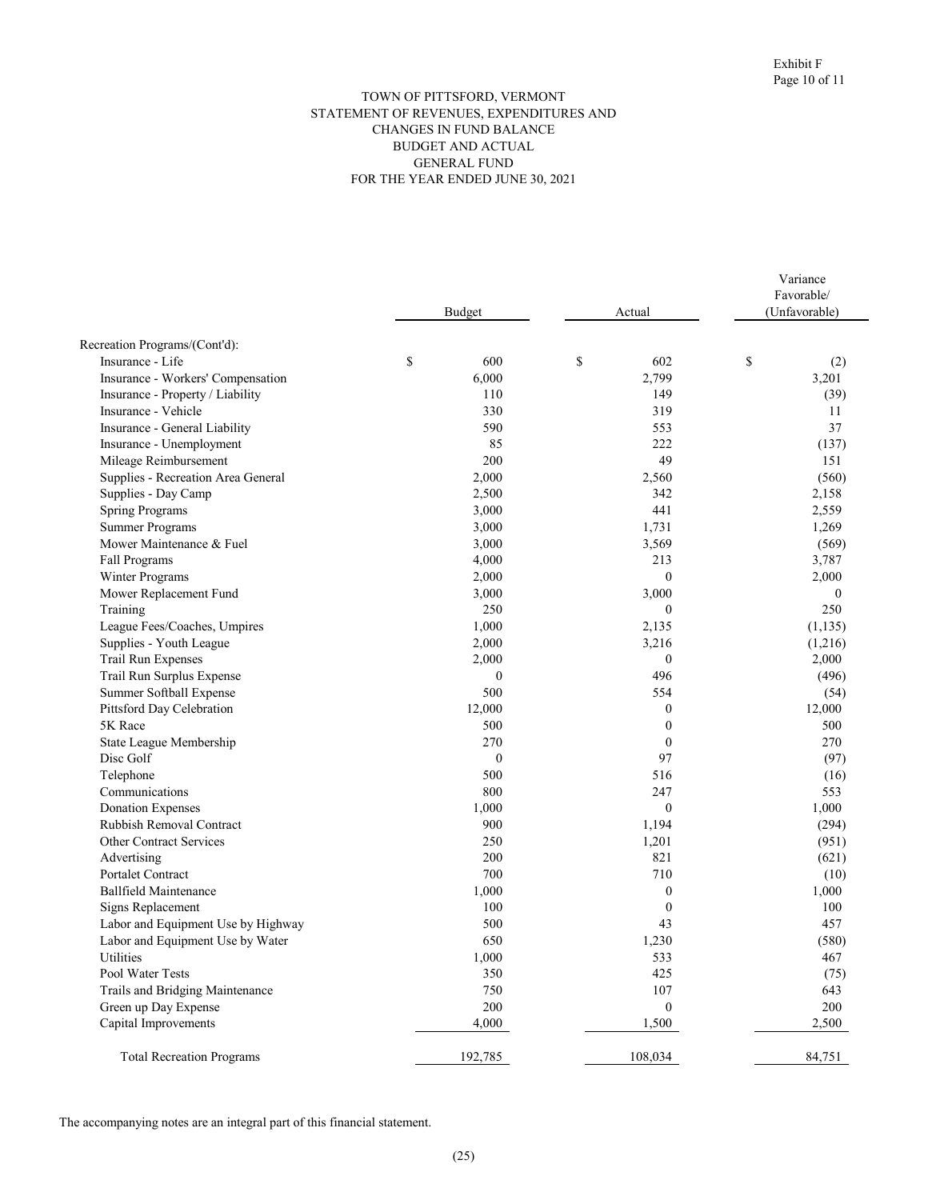Exhibit F

TOWN OF PITTSFORD, VERMONT
STATEMENT OF REVENUES, EXPENDITURES AND
CHANGES IN FUND BALANCE
BUDGET AND ACTUAL
GENERAL FUND
FOR THE YEAR ENDED JUNE 30, 2021

| | Budget | Actual | Variance Favorable/ (Unfavorable) |
|---|---|---|---|
| Recreation Programs/(Cont'd): | | | |
| Insurance - Life | $ 600 | $ 602 | $ (2) |
| Insurance - Workers' Compensation | 6,000 | 2,799 | 3,201 |
| Insurance - Property / Liability | 110 | 149 | (39) |
| Insurance - Vehicle | 330 | 319 | 11 |
| Insurance - General Liability | 590 | 553 | 37 |
| Insurance - Unemployment | 85 | 222 | (137) |
| Mileage Reimbursement | 200 | 49 | 151 |
| Supplies - Recreation Area General | 2,000 | 2,560 | (560) |
| Supplies - Day Camp | 2,500 | 342 | 2,158 |
| Spring Programs | 3,000 | 441 | 2,559 |
| Summer Programs | 3,000 | 1,731 | 1,269 |
| Mower Maintenance & Fuel | 3,000 | 3,569 | (569) |
| Fall Programs | 4,000 | 213 | 3,787 |
| Winter Programs | 2,000 | 0 | 2,000 |
| Mower Replacement Fund | 3,000 | 3,000 | 0 |
| Training | 250 | 0 | 250 |
| League Fees/Coaches, Umpires | 1,000 | 2,135 | (1,135) |
| Supplies - Youth League | 2,000 | 3,216 | (1,216) |
| Trail Run Expenses | 2,000 | 0 | 2,000 |
| Trail Run Surplus Expense | 0 | 496 | (496) |
| Summer Softball Expense | 500 | 554 | (54) |
| Pittsford Day Celebration | 12,000 | 0 | 12,000 |
| 5K Race | 500 | 0 | 500 |
| State League Membership | 270 | 0 | 270 |
| Disc Golf | 0 | 97 | (97) |
| Telephone | 500 | 516 | (16) |
| Communications | 800 | 247 | 553 |
| Donation Expenses | 1,000 | 0 | 1,000 |
| Rubbish Removal Contract | 900 | 1,194 | (294) |
| Other Contract Services | 250 | 1,201 | (951) |
| Advertising | 200 | 821 | (621) |
| Portalet Contract | 700 | 710 | (10) |
| Ballfield Maintenance | 1,000 | 0 | 1,000 |
| Signs Replacement | 100 | 0 | 100 |
| Labor and Equipment Use by Highway | 500 | 43 | 457 |
| Labor and Equipment Use by Water | 650 | 1,230 | (580) |
| Utilities | 1,000 | 533 | 467 |
| Pool Water Tests | 350 | 425 | (75) |
| Trails and Bridging Maintenance | 750 | 107 | 643 |
| Green up Day Expense | 200 | 0 | 200 |
| Capital Improvements | 4,000 | 1,500 | 2,500 |
| Total Recreation Programs | 192,785 | 108,034 | 84,751 |

The accompanying notes are an integral part of this financial statement.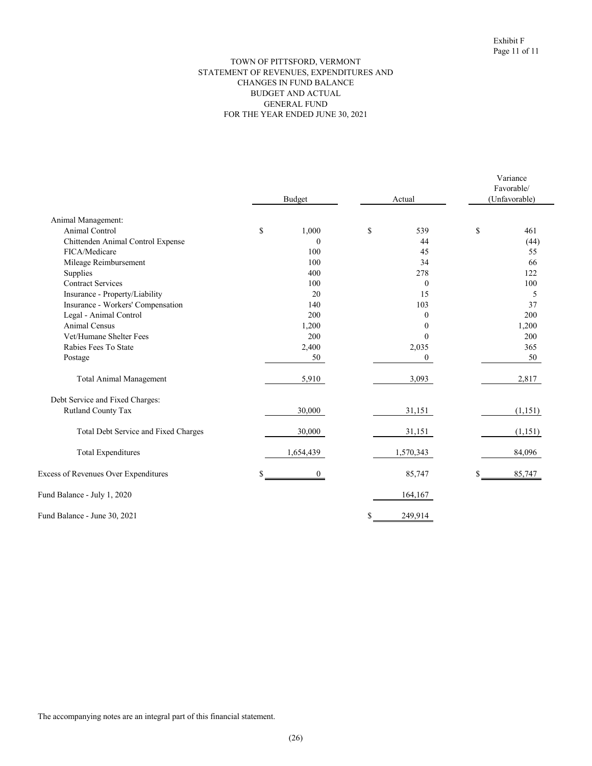Exhibit F

# TOWN OF PITTSFORD, VERMONT
## STATEMENT OF REVENUES, EXPENDITURES AND CHANGES IN FUND BALANCE
## BUDGET AND ACTUAL
## GENERAL FUND
## FOR THE YEAR ENDED JUNE 30, 2021

| | Budget | Actual | Variance Favorable/ (Unfavorable) |
|---|---|---|---|
| Animal Management: | | | |
| Animal Control | $ 1,000 | $ 539 | $ 461 |
| Chittenden Animal Control Expense | 0 | 44 | (44) |
| FICA/Medicare | 100 | 45 | 55 |
| Mileage Reimbursement | 100 | 34 | 66 |
| Supplies | 400 | 278 | 122 |
| Contract Services | 100 | 0 | 100 |
| Insurance - Property/Liability | 20 | 15 | 5 |
| Insurance - Workers' Compensation | 140 | 103 | 37 |
| Legal - Animal Control | 200 | 0 | 200 |
| Animal Census | 1,200 | 0 | 1,200 |
| Vet/Humane Shelter Fees | 200 | 0 | 200 |
| Rabies Fees To State | 2,400 | 2,035 | 365 |
| Postage | 50 | 0 | 50 |
| Total Animal Management | 5,910 | 3,093 | 2,817 |
| Debt Service and Fixed Charges: | | | |
| Rutland County Tax | 30,000 | 31,151 | (1,151) |
| Total Debt Service and Fixed Charges | 30,000 | 31,151 | (1,151) |
| Total Expenditures | 1,654,439 | 1,570,343 | 84,096 |
| Excess of Revenues Over Expenditures | $ 0 | 85,747 | $ 85,747 |
| Fund Balance - July 1, 2020 | | 164,167 | |
| Fund Balance - June 30, 2021 | | $ 249,914 | |

The accompanying notes are an integral part of this financial statement.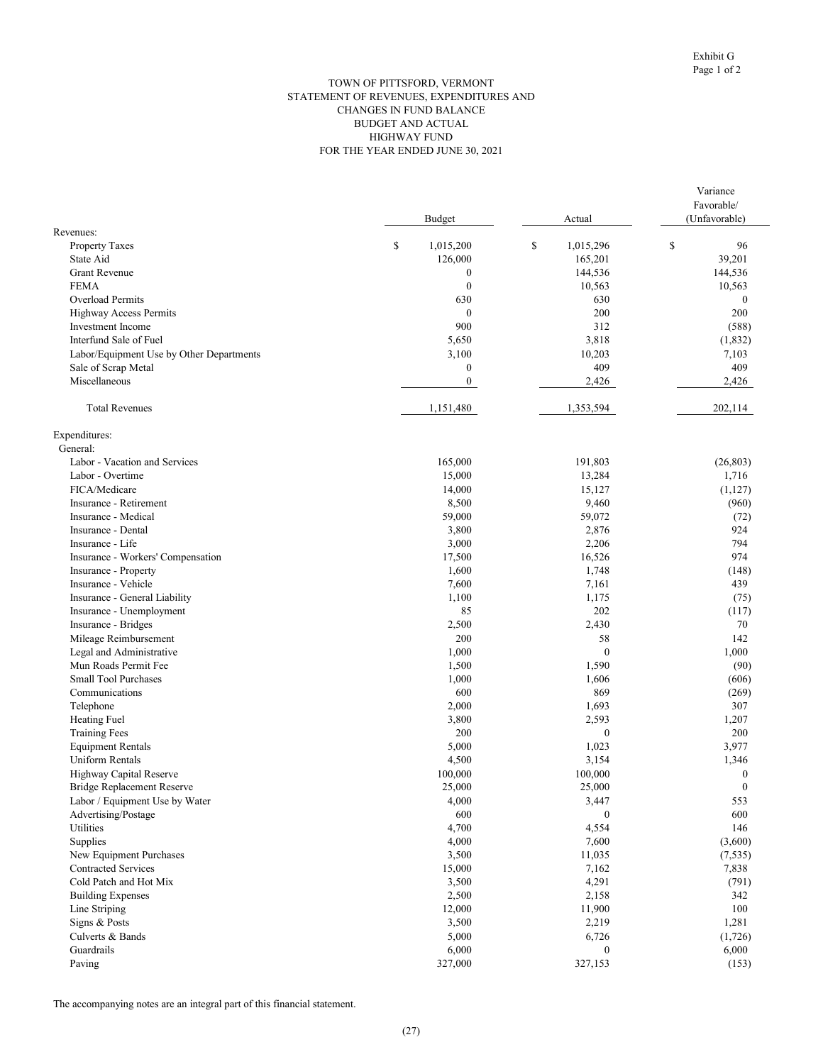Exhibit G
Page 1 of 2

# TOWN OF PITTSFORD, VERMONT
## STATEMENT OF REVENUES, EXPENDITURES AND CHANGES IN FUND BALANCE
## BUDGET AND ACTUAL
## HIGHWAY FUND
## FOR THE YEAR ENDED JUNE 30, 2021

| | Budget | Actual | Variance Favorable/ (Unfavorable) |
|---|---|---|---|
| Revenues: | | | |
| Property Taxes | $ 1,015,200 | $ 1,015,296 | $ 96 |
| State Aid | 126,000 | 165,201 | 39,201 |
| Grant Revenue | 0 | 144,536 | 144,536 |
| FEMA | 0 | 10,563 | 10,563 |
| Overload Permits | 630 | 630 | 0 |
| Highway Access Permits | 0 | 200 | 200 |
| Investment Income | 900 | 312 | (588) |
| Interfund Sale of Fuel | 5,650 | 3,818 | (1,832) |
| Labor/Equipment Use by Other Departments | 3,100 | 10,203 | 7,103 |
| Sale of Scrap Metal | 0 | 409 | 409 |
| Miscellaneous | 0 | 2,426 | 2,426 |
| Total Revenues | 1,151,480 | 1,353,594 | 202,114 |
| Expenditures: | | | |
| General: | | | |
| Labor - Vacation and Services | 165,000 | 191,803 | (26,803) |
| Labor - Overtime | 15,000 | 13,284 | 1,716 |
| FICA/Medicare | 14,000 | 15,127 | (1,127) |
| Insurance - Retirement | 8,500 | 9,460 | (960) |
| Insurance - Medical | 59,000 | 59,072 | (72) |
| Insurance - Dental | 3,800 | 2,876 | 924 |
| Insurance - Life | 3,000 | 2,206 | 794 |
| Insurance - Workers' Compensation | 17,500 | 16,526 | 974 |
| Insurance - Property | 1,600 | 1,748 | (148) |
| Insurance - Vehicle | 7,600 | 7,161 | 439 |
| Insurance - General Liability | 1,100 | 1,175 | (75) |
| Insurance - Unemployment | 85 | 202 | (117) |
| Insurance - Bridges | 2,500 | 2,430 | 70 |
| Mileage Reimbursement | 200 | 58 | 142 |
| Legal and Administrative | 1,000 | 0 | 1,000 |
| Mun Roads Permit Fee | 1,500 | 1,590 | (90) |
| Small Tool Purchases | 1,000 | 1,606 | (606) |
| Communications | 600 | 869 | (269) |
| Telephone | 2,000 | 1,693 | 307 |
| Heating Fuel | 3,800 | 2,593 | 1,207 |
| Training Fees | 200 | 0 | 200 |
| Equipment Rentals | 5,000 | 1,023 | 3,977 |
| Uniform Rentals | 4,500 | 3,154 | 1,346 |
| Highway Capital Reserve | 100,000 | 100,000 | 0 |
| Bridge Replacement Reserve | 25,000 | 25,000 | 0 |
| Labor / Equipment Use by Water | 4,000 | 3,447 | 553 |
| Advertising/Postage | 600 | 0 | 600 |
| Utilities | 4,700 | 4,554 | 146 |
| Supplies | 4,000 | 7,600 | (3,600) |
| New Equipment Purchases | 3,500 | 11,035 | (7,535) |
| Contracted Services | 15,000 | 7,162 | 7,838 |
| Cold Patch and Hot Mix | 3,500 | 4,291 | (791) |
| Building Expenses | 2,500 | 2,158 | 342 |
| Line Striping | 12,000 | 11,900 | 100 |
| Signs & Posts | 3,500 | 2,219 | 1,281 |
| Culverts & Bands | 5,000 | 6,726 | (1,726) |
| Guardrails | 6,000 | 0 | 6,000 |
| Paving | 327,000 | 327,153 | (153) |

The accompanying notes are an integral part of this financial statement.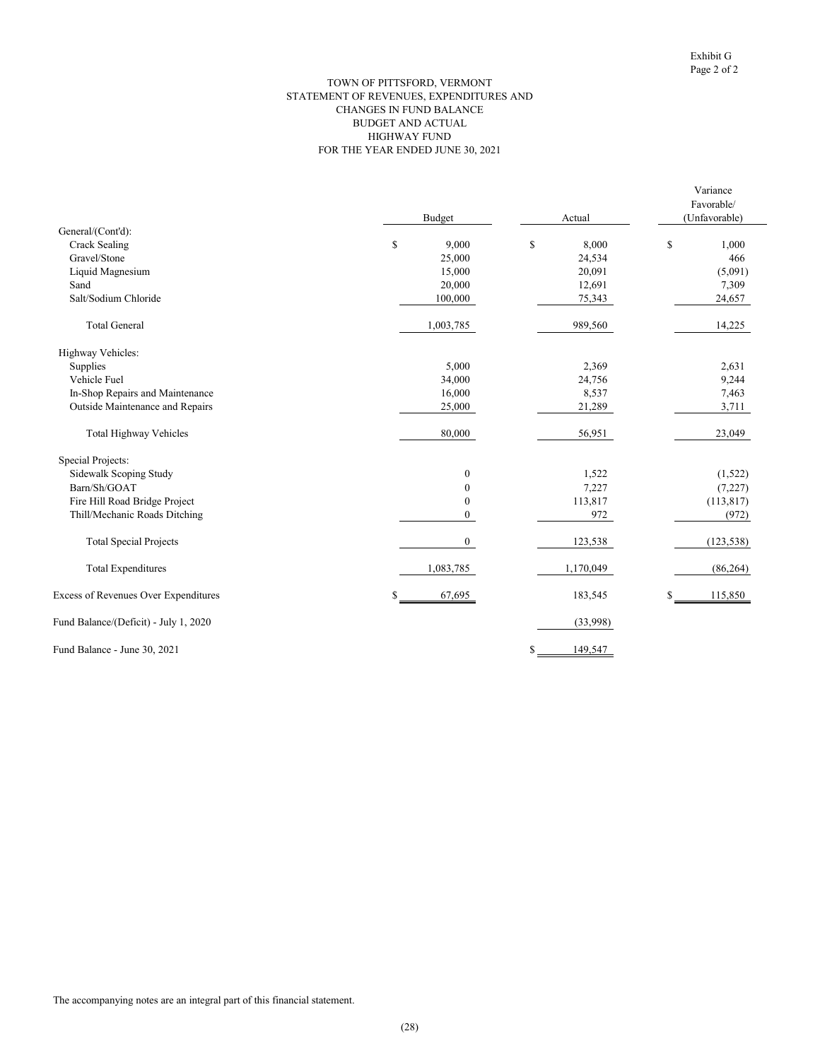Exhibit G
Page 2 of 2

# TOWN OF PITTSFORD, VERMONT
## STATEMENT OF REVENUES, EXPENDITURES AND CHANGES IN FUND BALANCE
## BUDGET AND ACTUAL
## HIGHWAY FUND
## FOR THE YEAR ENDED JUNE 30, 2021

| | Budget | Actual | Variance Favorable/ (Unfavorable) |
|---|---|---|---|
| General/(Cont'd): | | | |
| Crack Sealing | $ 9,000 | $ 8,000 | $ 1,000 |
| Gravel/Stone | 25,000 | 24,534 | 466 |
| Liquid Magnesium | 15,000 | 20,091 | (5,091) |
| Sand | 20,000 | 12,691 | 7,309 |
| Salt/Sodium Chloride | 100,000 | 75,343 | 24,657 |
| Total General | 1,003,785 | 989,560 | 14,225 |
| Highway Vehicles: | | | |
| Supplies | 5,000 | 2,369 | 2,631 |
| Vehicle Fuel | 34,000 | 24,756 | 9,244 |
| In-Shop Repairs and Maintenance | 16,000 | 8,537 | 7,463 |
| Outside Maintenance and Repairs | 25,000 | 21,289 | 3,711 |
| Total Highway Vehicles | 80,000 | 56,951 | 23,049 |
| Special Projects: | | | |
| Sidewalk Scoping Study | 0 | 1,522 | (1,522) |
| Barn/Sh/GOAT | 0 | 7,227 | (7,227) |
| Fire Hill Road Bridge Project | 0 | 113,817 | (113,817) |
| Thill/Mechanic Roads Ditching | 0 | 972 | (972) |
| Total Special Projects | 0 | 123,538 | (123,538) |
| Total Expenditures | 1,083,785 | 1,170,049 | (86,264) |
| Excess of Revenues Over Expenditures | $ 67,695 | 183,545 | $ 115,850 |
| Fund Balance/(Deficit) - July 1, 2020 | | (33,998) | |
| Fund Balance - June 30, 2021 | | $ 149,547 | |

The accompanying notes are an integral part of this financial statement.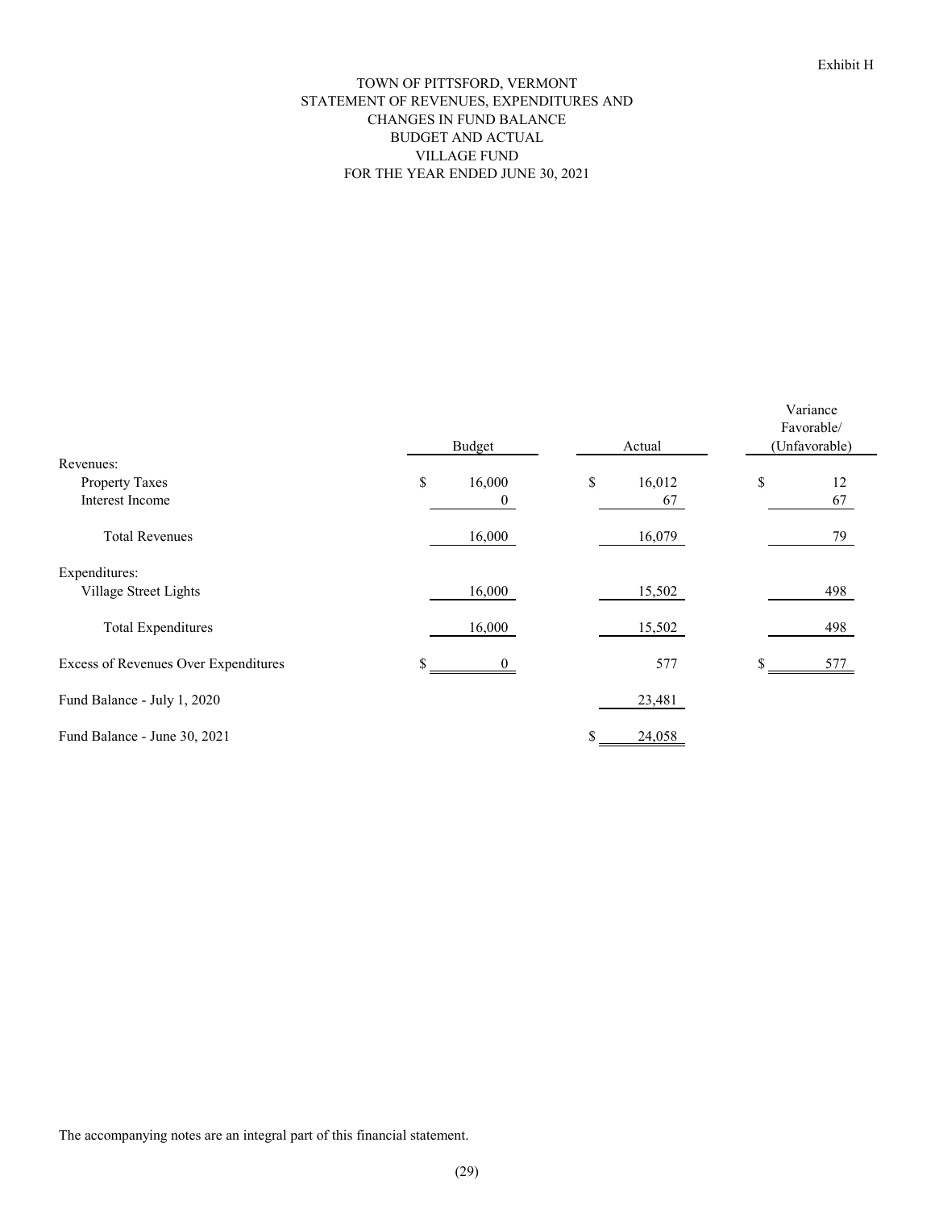Exhibit H

# TOWN OF PITTSFORD, VERMONT
## STATEMENT OF REVENUES, EXPENDITURES AND CHANGES IN FUND BALANCE
## BUDGET AND ACTUAL
## VILLAGE FUND
## FOR THE YEAR ENDED JUNE 30, 2021

| | Budget | Actual | Variance Favorable/ (Unfavorable) |
|---|---|---|---|
| Revenues: | | | |
| Property Taxes | $ 16,000 | $ 16,012 | $ 12 |
| Interest Income | 0 | 67 | 67 |
| Total Revenues | 16,000 | 16,079 | 79 |
| Expenditures: | | | |
| Village Street Lights | 16,000 | 15,502 | 498 |
| Total Expenditures | 16,000 | 15,502 | 498 |
| Excess of Revenues Over Expenditures | $ 0 | 577 | $ 577 |
| Fund Balance - July 1, 2020 | | 23,481 | |
| Fund Balance - June 30, 2021 | | $ 24,058 | |

The accompanying notes are an integral part of this financial statement.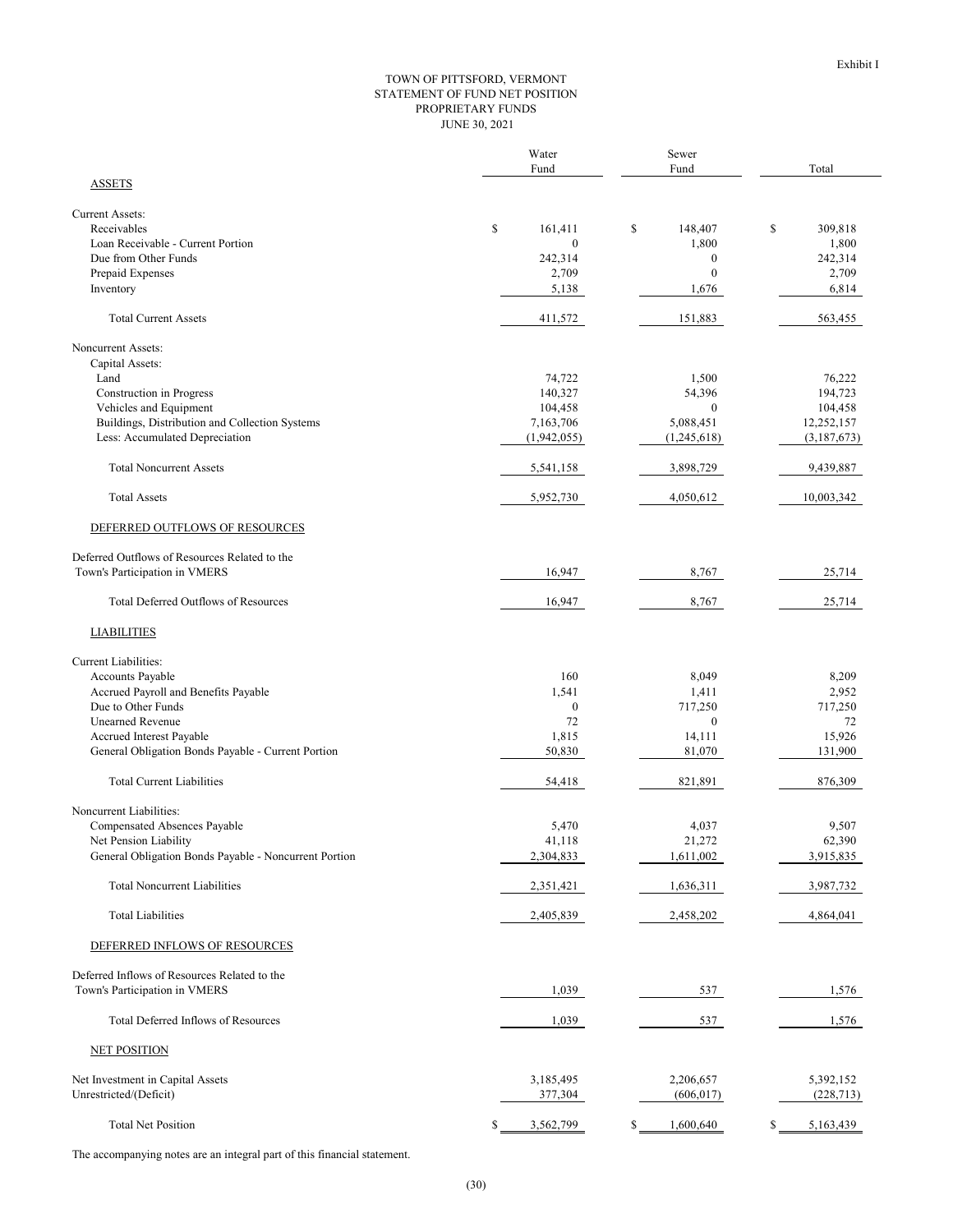Exhibit I

# TOWN OF PITTSFORD, VERMONT
## STATEMENT OF FUND NET POSITION
## PROPRIETARY FUNDS
## JUNE 30, 2021

| | Water Fund | Sewer Fund | Total |
|---|---|---|---|
| ASSETS | | | |
| Current Assets: | | | |
| Receivables | $ 161,411 | $ 148,407 | $ 309,818 |
| Loan Receivable - Current Portion | 0 | 1,800 | 1,800 |
| Due from Other Funds | 242,314 | 0 | 242,314 |
| Prepaid Expenses | 2,709 | 0 | 2,709 |
| Inventory | 5,138 | 1,676 | 6,814 |
| Total Current Assets | 411,572 | 151,883 | 563,455 |
| Noncurrent Assets: | | | |
| Capital Assets: | | | |
| Land | 74,722 | 1,500 | 76,222 |
| Construction in Progress | 140,327 | 54,396 | 194,723 |
| Vehicles and Equipment | 104,458 | 0 | 104,458 |
| Buildings, Distribution and Collection Systems | 7,163,706 | 5,088,451 | 12,252,157 |
| Less: Accumulated Depreciation | (1,942,055) | (1,245,618) | (3,187,673) |
| Total Noncurrent Assets | 5,541,158 | 3,898,729 | 9,439,887 |
| Total Assets | 5,952,730 | 4,050,612 | 10,003,342 |
| DEFERRED OUTFLOWS OF RESOURCES | | | |
| Deferred Outflows of Resources Related to the Town's Participation in VMERS | 16,947 | 8,767 | 25,714 |
| Total Deferred Outflows of Resources | 16,947 | 8,767 | 25,714 |
| LIABILITIES | | | |
| Current Liabilities: | | | |
| Accounts Payable | 160 | 8,049 | 8,209 |
| Accrued Payroll and Benefits Payable | 1,541 | 1,411 | 2,952 |
| Due to Other Funds | 0 | 717,250 | 717,250 |
| Unearned Revenue | 72 | 0 | 72 |
| Accrued Interest Payable | 1,815 | 14,111 | 15,926 |
| General Obligation Bonds Payable - Current Portion | 50,830 | 81,070 | 131,900 |
| Total Current Liabilities | 54,418 | 821,891 | 876,309 |
| Noncurrent Liabilities: | | | |
| Compensated Absences Payable | 5,470 | 4,037 | 9,507 |
| Net Pension Liability | 41,118 | 21,272 | 62,390 |
| General Obligation Bonds Payable - Noncurrent Portion | 2,304,833 | 1,611,002 | 3,915,835 |
| Total Noncurrent Liabilities | 2,351,421 | 1,636,311 | 3,987,732 |
| Total Liabilities | 2,405,839 | 2,458,202 | 4,864,041 |
| DEFERRED INFLOWS OF RESOURCES | | | |
| Deferred Inflows of Resources Related to the Town's Participation in VMERS | 1,039 | 537 | 1,576 |
| Total Deferred Inflows of Resources | 1,039 | 537 | 1,576 |
| NET POSITION | | | |
| Net Investment in Capital Assets | 3,185,495 | 2,206,657 | 5,392,152 |
| Unrestricted/(Deficit) | 377,304 | (606,017) | (228,713) |
| Total Net Position | $ 3,562,799 | $ 1,600,640 | $ 5,163,439 |

The accompanying notes are an integral part of this financial statement.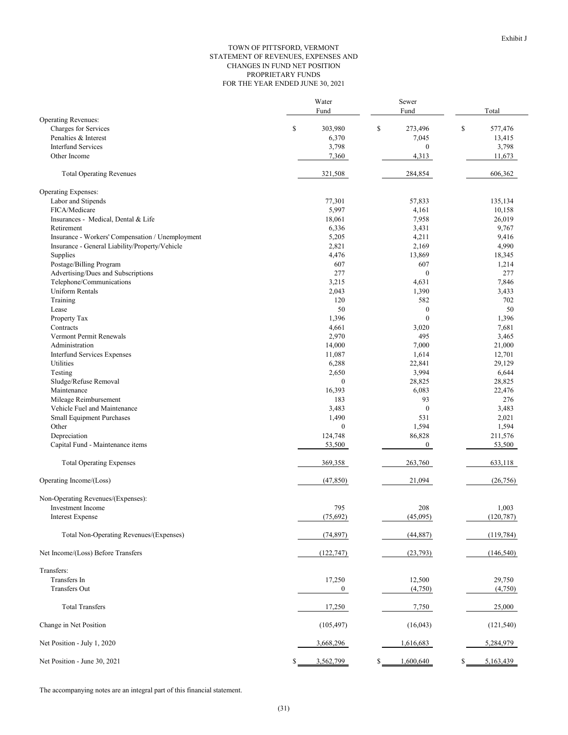Exhibit J

# TOWN OF PITTSFORD, VERMONT
## STATEMENT OF REVENUES, EXPENSES AND CHANGES IN FUND NET POSITION
## PROPRIETARY FUNDS
## FOR THE YEAR ENDED JUNE 30, 2021

| | Water Fund | Sewer Fund | Total |
|---|---|---|---|
| Operating Revenues: | | | |
| Charges for Services | $ 303,980 | $ 273,496 | $ 577,476 |
| Penalties & Interest | 6,370 | 7,045 | 13,415 |
| Interfund Services | 3,798 | 0 | 3,798 |
| Other Income | 7,360 | 4,313 | 11,673 |
| Total Operating Revenues | 321,508 | 284,854 | 606,362 |
| Operating Expenses: | | | |
| Labor and Stipends | 77,301 | 57,833 | 135,134 |
| FICA/Medicare | 5,997 | 4,161 | 10,158 |
| Insurances - Medical, Dental & Life | 18,061 | 7,958 | 26,019 |
| Retirement | 6,336 | 3,431 | 9,767 |
| Insurance - Workers' Compensation / Unemployment | 5,205 | 4,211 | 9,416 |
| Insurance - General Liability/Property/Vehicle | 2,821 | 2,169 | 4,990 |
| Supplies | 4,476 | 13,869 | 18,345 |
| Postage/Billing Program | 607 | 607 | 1,214 |
| Advertising/Dues and Subscriptions | 277 | 0 | 277 |
| Telephone/Communications | 3,215 | 4,631 | 7,846 |
| Uniform Rentals | 2,043 | 1,390 | 3,433 |
| Training | 120 | 582 | 702 |
| Lease | 50 | 0 | 50 |
| Property Tax | 1,396 | 0 | 1,396 |
| Contracts | 4,661 | 3,020 | 7,681 |
| Vermont Permit Renewals | 2,970 | 495 | 3,465 |
| Administration | 14,000 | 7,000 | 21,000 |
| Interfund Services Expenses | 11,087 | 1,614 | 12,701 |
| Utilities | 6,288 | 22,841 | 29,129 |
| Testing | 2,650 | 3,994 | 6,644 |
| Sludge/Refuse Removal | 0 | 28,825 | 28,825 |
| Maintenance | 16,393 | 6,083 | 22,476 |
| Mileage Reimbursement | 183 | 93 | 276 |
| Vehicle Fuel and Maintenance | 3,483 | 0 | 3,483 |
| Small Equipment Purchases | 1,490 | 531 | 2,021 |
| Other | 0 | 1,594 | 1,594 |
| Depreciation | 124,748 | 86,828 | 211,576 |
| Capital Fund - Maintenance items | 53,500 | 0 | 53,500 |
| Total Operating Expenses | 369,358 | 263,760 | 633,118 |
| Operating Income/(Loss) | (47,850) | 21,094 | (26,756) |
| Non-Operating Revenues/(Expenses): | | | |
| Investment Income | 795 | 208 | 1,003 |
| Interest Expense | (75,692) | (45,095) | (120,787) |
| Total Non-Operating Revenues/(Expenses) | (74,897) | (44,887) | (119,784) |
| Net Income/(Loss) Before Transfers | (122,747) | (23,793) | (146,540) |
| Transfers: | | | |
| Transfers In | 17,250 | 12,500 | 29,750 |
| Transfers Out | 0 | (4,750) | (4,750) |
| Total Transfers | 17,250 | 7,750 | 25,000 |
| Change in Net Position | (105,497) | (16,043) | (121,540) |
| Net Position - July 1, 2020 | 3,668,296 | 1,616,683 | 5,284,979 |
| Net Position - June 30, 2021 | $ 3,562,799 | $ 1,600,640 | $ 5,163,439 |

The accompanying notes are an integral part of this financial statement.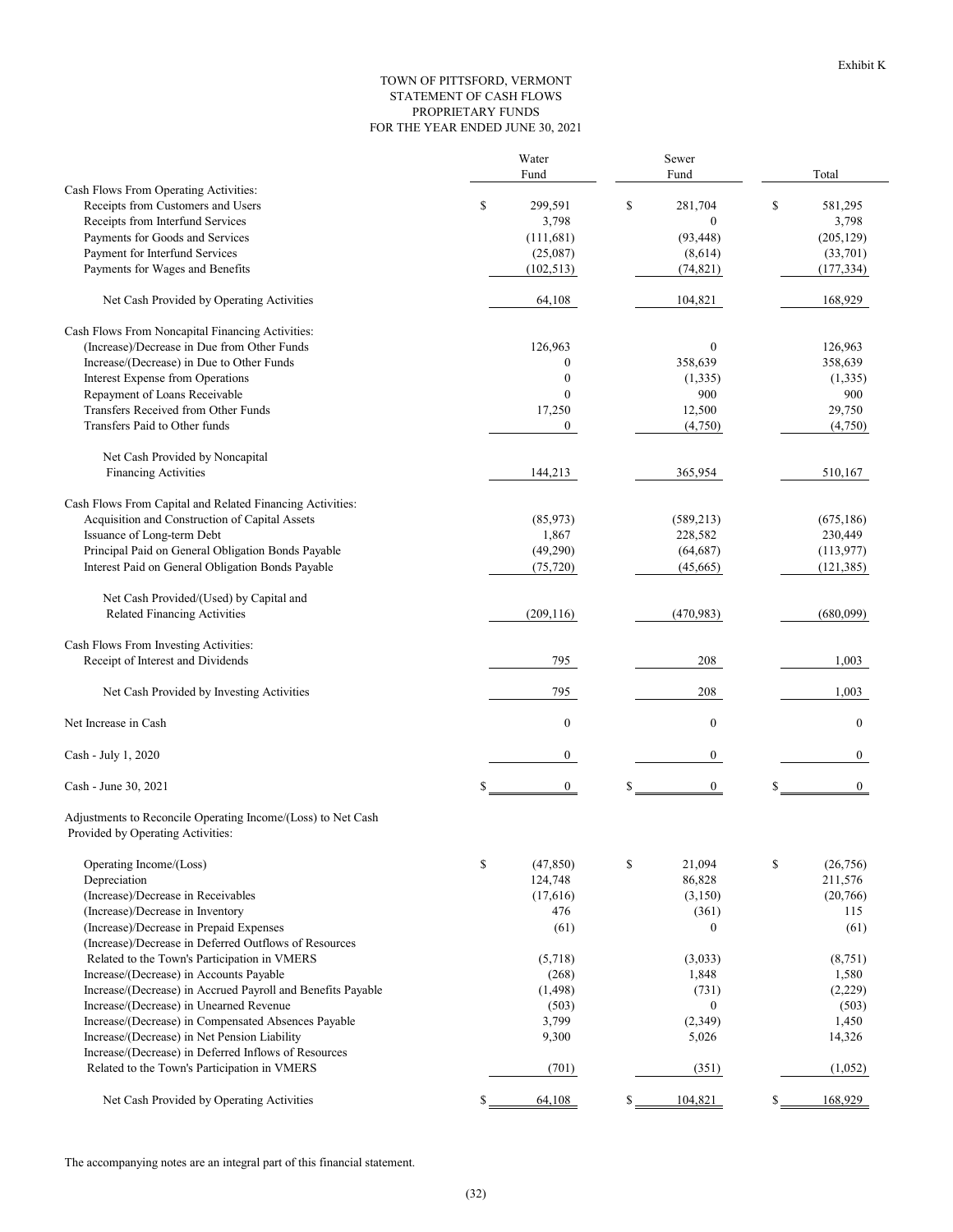Exhibit K

# TOWN OF PITTSFORD, VERMONT
## STATEMENT OF CASH FLOWS
## PROPRIETARY FUNDS
## FOR THE YEAR ENDED JUNE 30, 2021

| | Water Fund | Sewer Fund | Total |
|---|---|---|---|
| **Cash Flows From Operating Activities:** | | | |
| Receipts from Customers and Users | $ 299,591 | $ 281,704 | $ 581,295 |
| Receipts from Interfund Services | 3,798 | 0 | 3,798 |
| Payments for Goods and Services | (111,681) | (93,448) | (205,129) |
| Payment for Interfund Services | (25,087) | (8,614) | (33,701) |
| Payments for Wages and Benefits | (102,513) | (74,821) | (177,334) |
| Net Cash Provided by Operating Activities | 64,108 | 104,821 | 168,929 |
| **Cash Flows From Noncapital Financing Activities:** | | | |
| (Increase)/Decrease in Due from Other Funds | 126,963 | 0 | 126,963 |
| Increase/(Decrease) in Due to Other Funds | 0 | 358,639 | 358,639 |
| Interest Expense from Operations | 0 | (1,335) | (1,335) |
| Repayment of Loans Receivable | 0 | 900 | 900 |
| Transfers Received from Other Funds | 17,250 | 12,500 | 29,750 |
| Transfers Paid to Other funds | 0 | (4,750) | (4,750) |
| Net Cash Provided by Noncapital Financing Activities | 144,213 | 365,954 | 510,167 |
| **Cash Flows From Capital and Related Financing Activities:** | | | |
| Acquisition and Construction of Capital Assets | (85,973) | (589,213) | (675,186) |
| Issuance of Long-term Debt | 1,867 | 228,582 | 230,449 |
| Principal Paid on General Obligation Bonds Payable | (49,290) | (64,687) | (113,977) |
| Interest Paid on General Obligation Bonds Payable | (75,720) | (45,665) | (121,385) |
| Net Cash Provided/(Used) by Capital and Related Financing Activities | (209,116) | (470,983) | (680,099) |
| **Cash Flows From Investing Activities:** | | | |
| Receipt of Interest and Dividends | 795 | 208 | 1,003 |
| Net Cash Provided by Investing Activities | 795 | 208 | 1,003 |
| Net Increase in Cash | 0 | 0 | 0 |
| Cash - July 1, 2020 | 0 | 0 | 0 |
| Cash - June 30, 2021 | $ 0 | $ 0 | $ 0 |
| **Adjustments to Reconcile Operating Income/(Loss) to Net Cash Provided by Operating Activities:** | | | |
| Operating Income/(Loss) | $ (47,850) | $ 21,094 | $ (26,756) |
| Depreciation | 124,748 | 86,828 | 211,576 |
| (Increase)/Decrease in Receivables | (17,616) | (3,150) | (20,766) |
| (Increase)/Decrease in Inventory | 476 | (361) | 115 |
| (Increase)/Decrease in Prepaid Expenses | (61) | 0 | (61) |
| (Increase)/Decrease in Deferred Outflows of Resources Related to the Town's Participation in VMERS | (5,718) | (3,033) | (8,751) |
| Increase/(Decrease) in Accounts Payable | (268) | 1,848 | 1,580 |
| Increase/(Decrease) in Accrued Payroll and Benefits Payable | (1,498) | (731) | (2,229) |
| Increase/(Decrease) in Unearned Revenue | (503) | 0 | (503) |
| Increase/(Decrease) in Compensated Absences Payable | 3,799 | (2,349) | 1,450 |
| Increase/(Decrease) in Net Pension Liability | 9,300 | 5,026 | 14,326 |
| Increase/(Decrease) in Deferred Inflows of Resources Related to the Town's Participation in VMERS | (701) | (351) | (1,052) |
| Net Cash Provided by Operating Activities | $ 64,108 | $ 104,821 | $ 168,929 |

The accompanying notes are an integral part of this financial statement.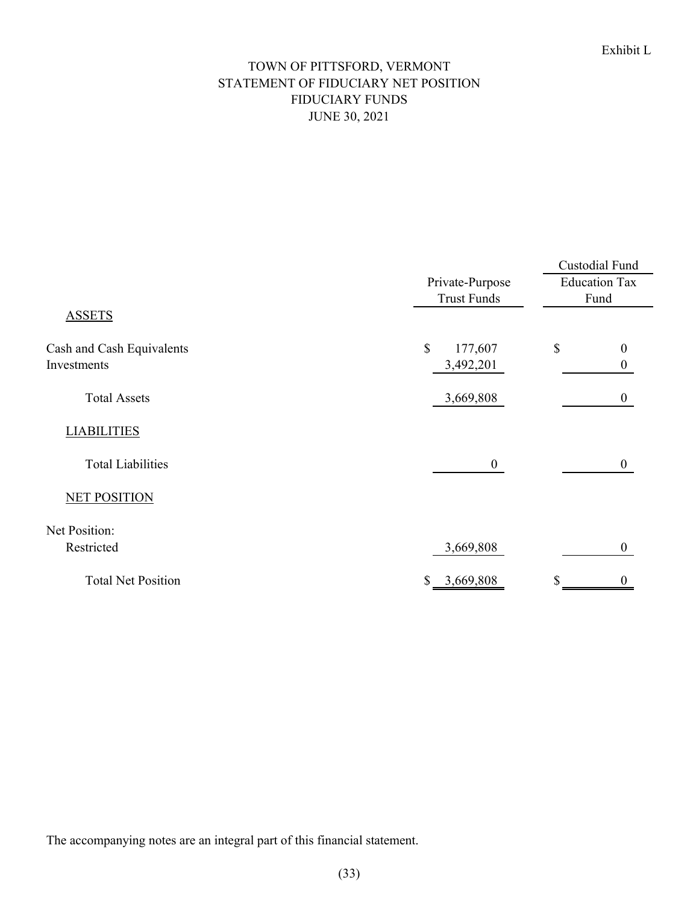Exhibit L

# TOWN OF PITTSFORD, VERMONT
## STATEMENT OF FIDUCIARY NET POSITION
## FIDUCIARY FUNDS
## JUNE 30, 2021

| | Private-Purpose Trust Funds | Custodial Fund Education Tax Fund |
|---|---|---|
| **ASSETS** | | |
| Cash and Cash Equivalents | $ 177,607 | $ 0 |
| Investments | 3,492,201 | 0 |
| Total Assets | 3,669,808 | 0 |
| **LIABILITIES** | | |
| Total Liabilities | 0 | 0 |
| **NET POSITION** | | |
| Net Position: | | |
| Restricted | 3,669,808 | 0 |
| Total Net Position | $ 3,669,808 | $ 0 |

The accompanying notes are an integral part of this financial statement.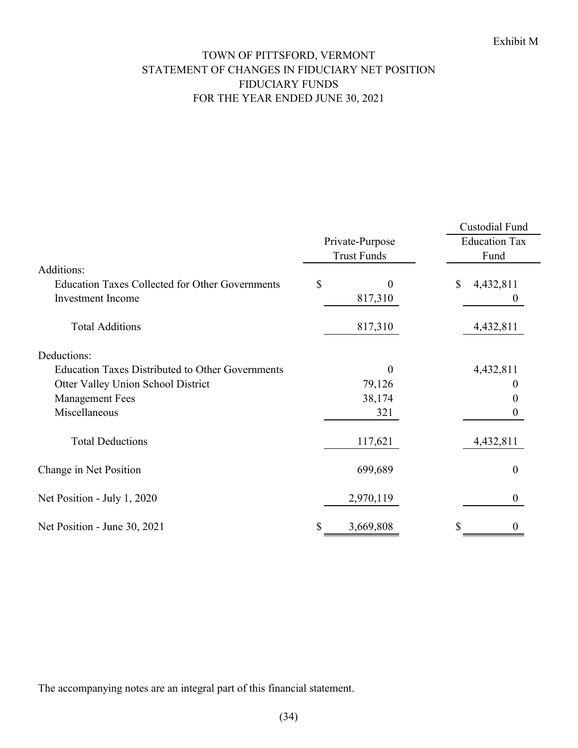Exhibit M

# TOWN OF PITTSFORD, VERMONT
## STATEMENT OF CHANGES IN FIDUCIARY NET POSITION
## FIDUCIARY FUNDS
## FOR THE YEAR ENDED JUNE 30, 2021

| | Private-Purpose Trust Funds | Custodial Fund Education Tax Fund |
|---|---|---|
| Additions: | | |
| Education Taxes Collected for Other Governments | $ 0 | $ 4,432,811 |
| Investment Income | 817,310 | 0 |
| Total Additions | 817,310 | 4,432,811 |
| Deductions: | | |
| Education Taxes Distributed to Other Governments | 0 | 4,432,811 |
| Otter Valley Union School District | 79,126 | 0 |
| Management Fees | 38,174 | 0 |
| Miscellaneous | 321 | 0 |
| Total Deductions | 117,621 | 4,432,811 |
| Change in Net Position | 699,689 | 0 |
| Net Position - July 1, 2020 | 2,970,119 | 0 |
| Net Position - June 30, 2021 | $ 3,669,808 | $ 0 |

The accompanying notes are an integral part of this financial statement.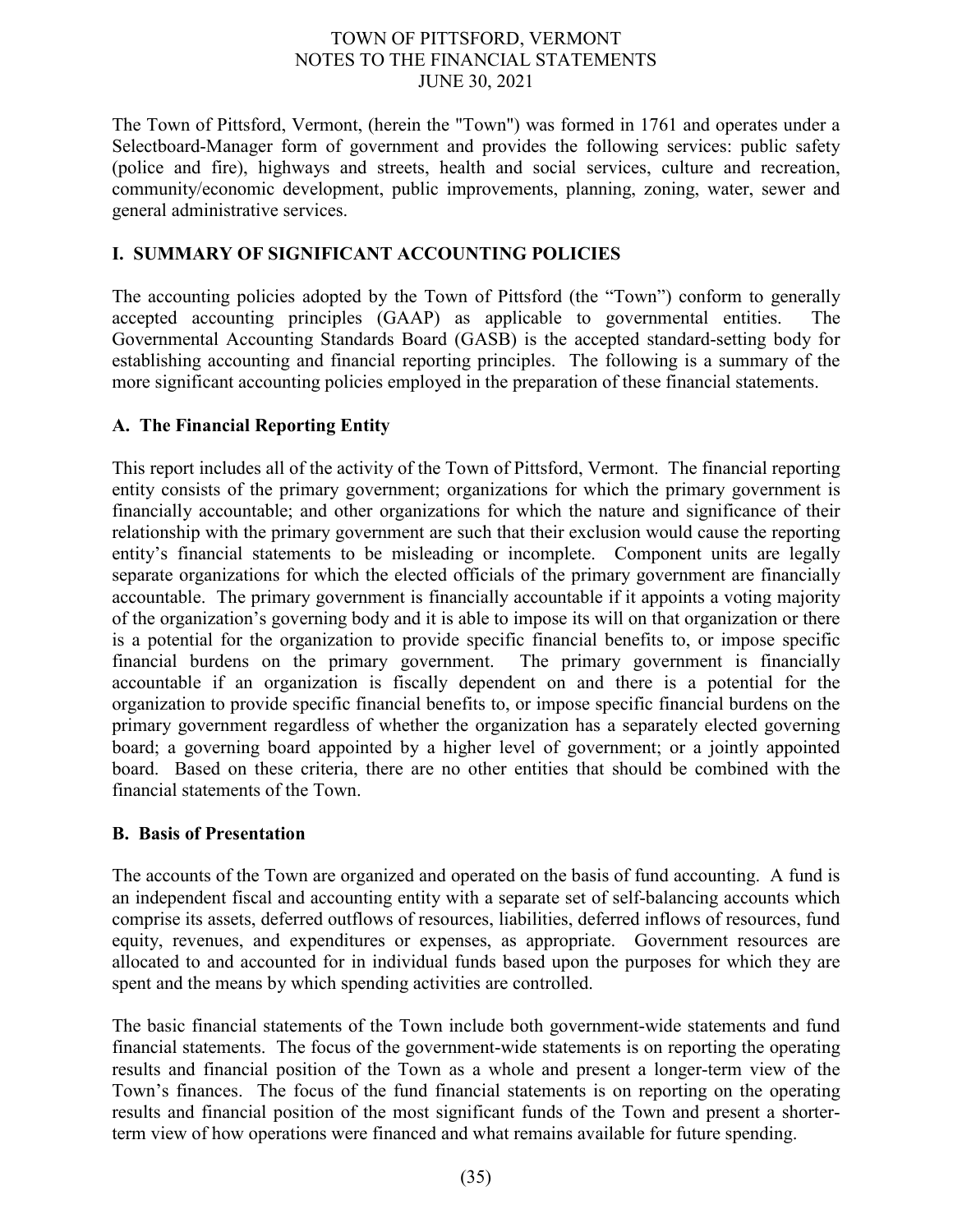The Town of Pittsford, Vermont, (herein the "Town") was formed in 1761 and operates under a Selectboard-Manager form of government and provides the following services: public safety (police and fire), highways and streets, health and social services, culture and recreation, community/economic development, public improvements, planning, zoning, water, sewer and general administrative services.

## I. SUMMARY OF SIGNIFICANT ACCOUNTING POLICIES

The accounting policies adopted by the Town of Pittsford (the "Town") conform to generally accepted accounting principles (GAAP) as applicable to governmental entities. The Governmental Accounting Standards Board (GASB) is the accepted standard-setting body for establishing accounting and financial reporting principles. The following is a summary of the more significant accounting policies employed in the preparation of these financial statements.

### A. The Financial Reporting Entity

This report includes all of the activity of the Town of Pittsford, Vermont. The financial reporting entity consists of the primary government; organizations for which the primary government is financially accountable; and other organizations for which the nature and significance of their relationship with the primary government are such that their exclusion would cause the reporting entity's financial statements to be misleading or incomplete. Component units are legally separate organizations for which the elected officials of the primary government are financially accountable. The primary government is financially accountable if it appoints a voting majority of the organization's governing body and it is able to impose its will on that organization or there is a potential for the organization to provide specific financial benefits to, or impose specific financial burdens on the primary government. The primary government is financially accountable if an organization is fiscally dependent on and there is a potential for the organization to provide specific financial benefits to, or impose specific financial burdens on the primary government regardless of whether the organization has a separately elected governing board; a governing board appointed by a higher level of government; or a jointly appointed board. Based on these criteria, there are no other entities that should be combined with the financial statements of the Town.

### B. Basis of Presentation

The accounts of the Town are organized and operated on the basis of fund accounting. A fund is an independent fiscal and accounting entity with a separate set of self-balancing accounts which comprise its assets, deferred outflows of resources, liabilities, deferred inflows of resources, fund equity, revenues, and expenditures or expenses, as appropriate. Government resources are allocated to and accounted for in individual funds based upon the purposes for which they are spent and the means by which spending activities are controlled.

The basic financial statements of the Town include both government-wide statements and fund financial statements. The focus of the government-wide statements is on reporting the operating results and financial position of the Town as a whole and present a longer-term view of the Town's finances. The focus of the fund financial statements is on reporting on the operating results and financial position of the most significant funds of the Town and present a shorter-term view of how operations were financed and what remains available for future spending.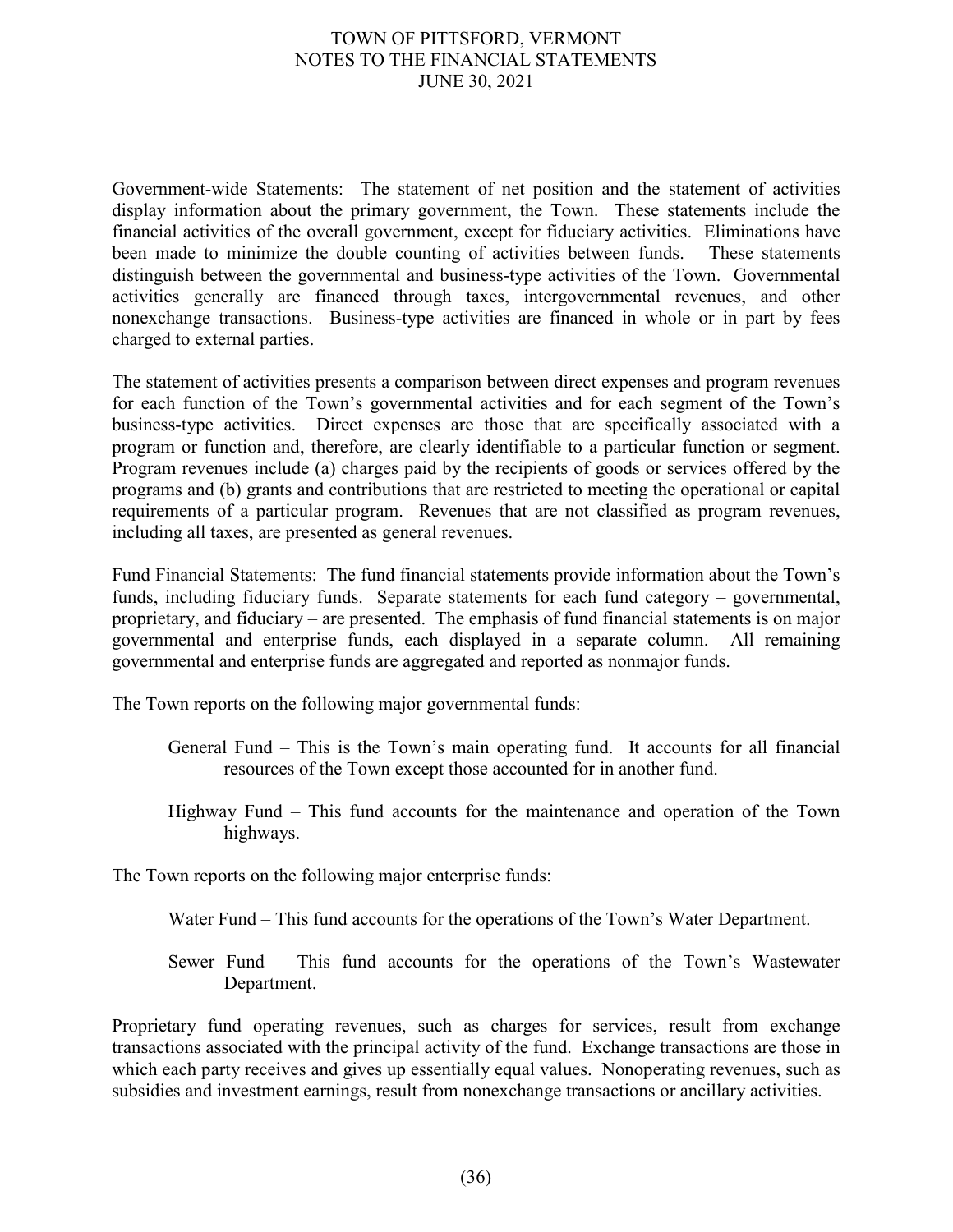Government-wide Statements: The statement of net position and the statement of activities display information about the primary government, the Town. These statements include the financial activities of the overall government, except for fiduciary activities. Eliminations have been made to minimize the double counting of activities between funds. These statements distinguish between the governmental and business-type activities of the Town. Governmental activities generally are financed through taxes, intergovernmental revenues, and other nonexchange transactions. Business-type activities are financed in whole or in part by fees charged to external parties.

The statement of activities presents a comparison between direct expenses and program revenues for each function of the Town's governmental activities and for each segment of the Town's business-type activities. Direct expenses are those that are specifically associated with a program or function and, therefore, are clearly identifiable to a particular function or segment. Program revenues include (a) charges paid by the recipients of goods or services offered by the programs and (b) grants and contributions that are restricted to meeting the operational or capital requirements of a particular program. Revenues that are not classified as program revenues, including all taxes, are presented as general revenues.

Fund Financial Statements: The fund financial statements provide information about the Town's funds, including fiduciary funds. Separate statements for each fund category – governmental, proprietary, and fiduciary – are presented. The emphasis of fund financial statements is on major governmental and enterprise funds, each displayed in a separate column. All remaining governmental and enterprise funds are aggregated and reported as nonmajor funds.

The Town reports on the following major governmental funds:

General Fund – This is the Town's main operating fund. It accounts for all financial resources of the Town except those accounted for in another fund.

Highway Fund – This fund accounts for the maintenance and operation of the Town highways.

The Town reports on the following major enterprise funds:

Water Fund – This fund accounts for the operations of the Town's Water Department.

Sewer Fund – This fund accounts for the operations of the Town's Wastewater Department.

Proprietary fund operating revenues, such as charges for services, result from exchange transactions associated with the principal activity of the fund. Exchange transactions are those in which each party receives and gives up essentially equal values. Nonoperating revenues, such as subsidies and investment earnings, result from nonexchange transactions or ancillary activities.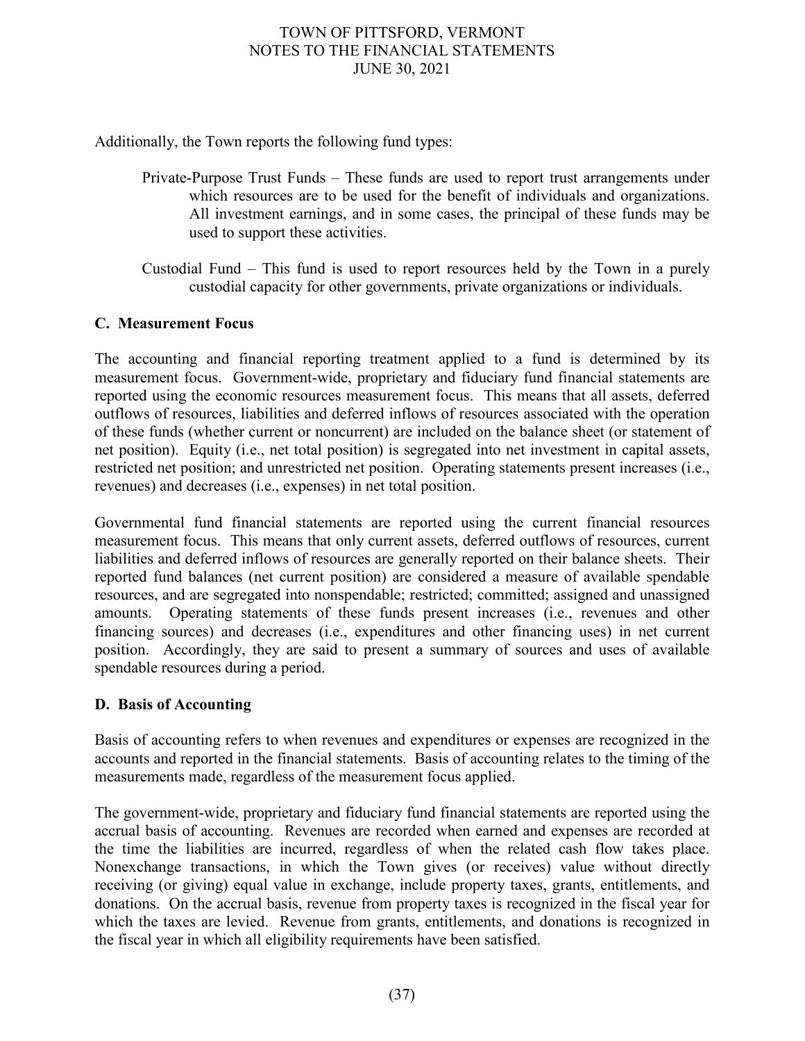Additionally, the Town reports the following fund types:

Private-Purpose Trust Funds – These funds are used to report trust arrangements under which resources are to be used for the benefit of individuals and organizations. All investment earnings, and in some cases, the principal of these funds may be used to support these activities.

Custodial Fund – This fund is used to report resources held by the Town in a purely custodial capacity for other governments, private organizations or individuals.

**C. Measurement Focus**

The accounting and financial reporting treatment applied to a fund is determined by its measurement focus. Government-wide, proprietary and fiduciary fund financial statements are reported using the economic resources measurement focus. This means that all assets, deferred outflows of resources, liabilities and deferred inflows of resources associated with the operation of these funds (whether current or noncurrent) are included on the balance sheet (or statement of net position). Equity (i.e., net total position) is segregated into net investment in capital assets, restricted net position; and unrestricted net position. Operating statements present increases (i.e., revenues) and decreases (i.e., expenses) in net total position.

Governmental fund financial statements are reported using the current financial resources measurement focus. This means that only current assets, deferred outflows of resources, current liabilities and deferred inflows of resources are generally reported on their balance sheets. Their reported fund balances (net current position) are considered a measure of available spendable resources, and are segregated into nonspendable; restricted; committed; assigned and unassigned amounts. Operating statements of these funds present increases (i.e., revenues and other financing sources) and decreases (i.e., expenditures and other financing uses) in net current position. Accordingly, they are said to present a summary of sources and uses of available spendable resources during a period.

**D. Basis of Accounting**

Basis of accounting refers to when revenues and expenditures or expenses are recognized in the accounts and reported in the financial statements. Basis of accounting relates to the timing of the measurements made, regardless of the measurement focus applied.

The government-wide, proprietary and fiduciary fund financial statements are reported using the accrual basis of accounting. Revenues are recorded when earned and expenses are recorded at the time the liabilities are incurred, regardless of when the related cash flow takes place. Nonexchange transactions, in which the Town gives (or receives) value without directly receiving (or giving) equal value in exchange, include property taxes, grants, entitlements, and donations. On the accrual basis, revenue from property taxes is recognized in the fiscal year for which the taxes are levied. Revenue from grants, entitlements, and donations is recognized in the fiscal year in which all eligibility requirements have been satisfied.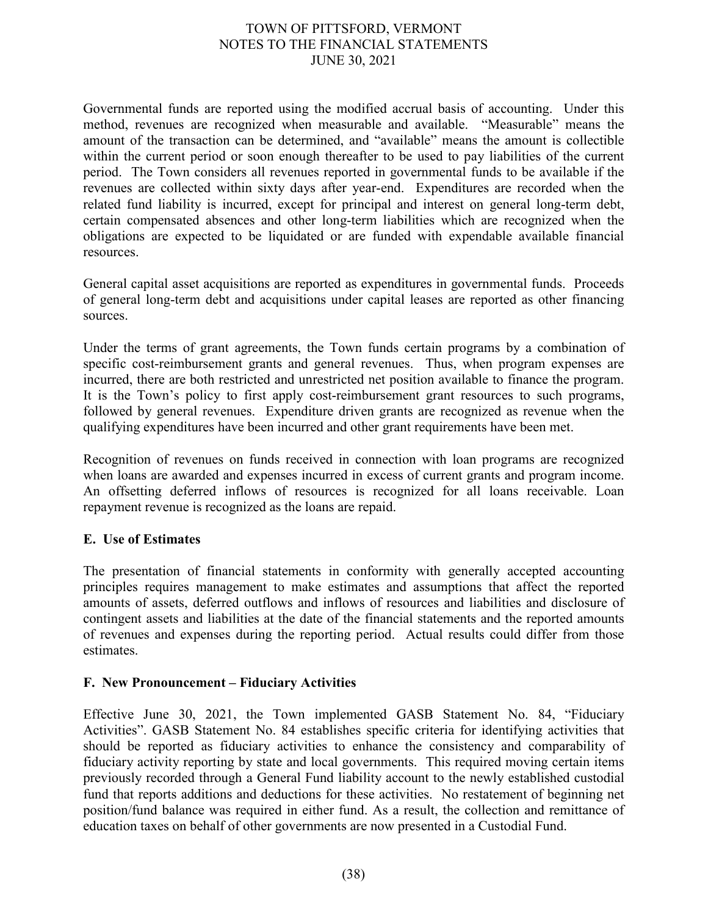Governmental funds are reported using the modified accrual basis of accounting. Under this method, revenues are recognized when measurable and available. "Measurable" means the amount of the transaction can be determined, and "available" means the amount is collectible within the current period or soon enough thereafter to be used to pay liabilities of the current period. The Town considers all revenues reported in governmental funds to be available if the revenues are collected within sixty days after year-end. Expenditures are recorded when the related fund liability is incurred, except for principal and interest on general long-term debt, certain compensated absences and other long-term liabilities which are recognized when the obligations are expected to be liquidated or are funded with expendable available financial resources.

General capital asset acquisitions are reported as expenditures in governmental funds. Proceeds of general long-term debt and acquisitions under capital leases are reported as other financing sources.

Under the terms of grant agreements, the Town funds certain programs by a combination of specific cost-reimbursement grants and general revenues. Thus, when program expenses are incurred, there are both restricted and unrestricted net position available to finance the program. It is the Town's policy to first apply cost-reimbursement grant resources to such programs, followed by general revenues. Expenditure driven grants are recognized as revenue when the qualifying expenditures have been incurred and other grant requirements have been met.

Recognition of revenues on funds received in connection with loan programs are recognized when loans are awarded and expenses incurred in excess of current grants and program income. An offsetting deferred inflows of resources is recognized for all loans receivable. Loan repayment revenue is recognized as the loans are repaid.

## E. Use of Estimates

The presentation of financial statements in conformity with generally accepted accounting principles requires management to make estimates and assumptions that affect the reported amounts of assets, deferred outflows and inflows of resources and liabilities and disclosure of contingent assets and liabilities at the date of the financial statements and the reported amounts of revenues and expenses during the reporting period. Actual results could differ from those estimates.

## F. New Pronouncement – Fiduciary Activities

Effective June 30, 2021, the Town implemented GASB Statement No. 84, "Fiduciary Activities". GASB Statement No. 84 establishes specific criteria for identifying activities that should be reported as fiduciary activities to enhance the consistency and comparability of fiduciary activity reporting by state and local governments. This required moving certain items previously recorded through a General Fund liability account to the newly established custodial fund that reports additions and deductions for these activities. No restatement of beginning net position/fund balance was required in either fund. As a result, the collection and remittance of education taxes on behalf of other governments are now presented in a Custodial Fund.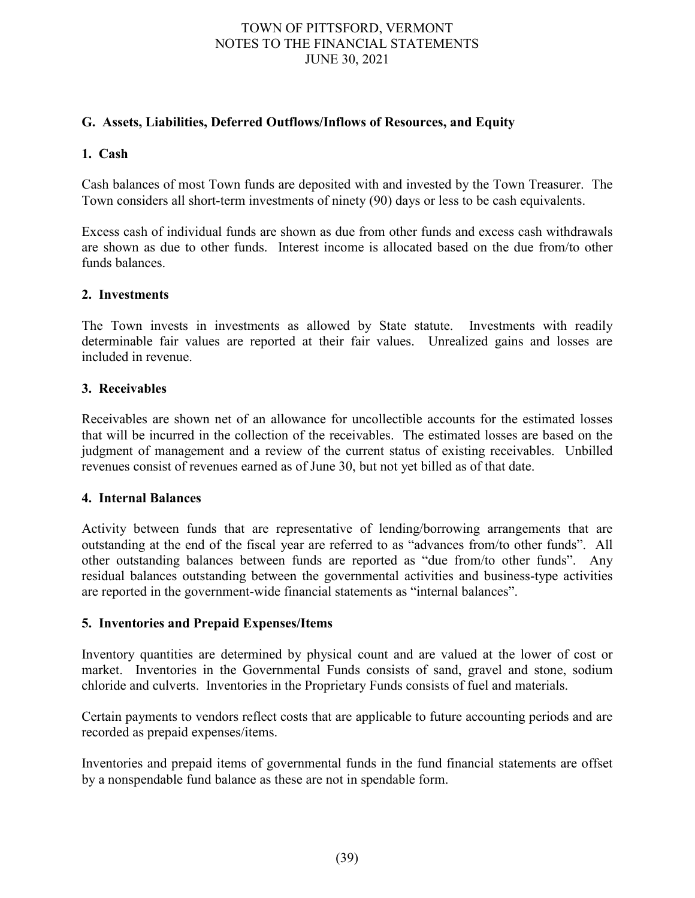## G. Assets, Liabilities, Deferred Outflows/Inflows of Resources, and Equity

### 1. Cash

Cash balances of most Town funds are deposited with and invested by the Town Treasurer. The Town considers all short-term investments of ninety (90) days or less to be cash equivalents.

Excess cash of individual funds are shown as due from other funds and excess cash withdrawals are shown as due to other funds. Interest income is allocated based on the due from/to other funds balances.

### 2. Investments

The Town invests in investments as allowed by State statute. Investments with readily determinable fair values are reported at their fair values. Unrealized gains and losses are included in revenue.

### 3. Receivables

Receivables are shown net of an allowance for uncollectible accounts for the estimated losses that will be incurred in the collection of the receivables. The estimated losses are based on the judgment of management and a review of the current status of existing receivables. Unbilled revenues consist of revenues earned as of June 30, but not yet billed as of that date.

### 4. Internal Balances

Activity between funds that are representative of lending/borrowing arrangements that are outstanding at the end of the fiscal year are referred to as "advances from/to other funds". All other outstanding balances between funds are reported as "due from/to other funds". Any residual balances outstanding between the governmental activities and business-type activities are reported in the government-wide financial statements as "internal balances".

### 5. Inventories and Prepaid Expenses/Items

Inventory quantities are determined by physical count and are valued at the lower of cost or market. Inventories in the Governmental Funds consists of sand, gravel and stone, sodium chloride and culverts. Inventories in the Proprietary Funds consists of fuel and materials.

Certain payments to vendors reflect costs that are applicable to future accounting periods and are recorded as prepaid expenses/items.

Inventories and prepaid items of governmental funds in the fund financial statements are offset by a nonspendable fund balance as these are not in spendable form.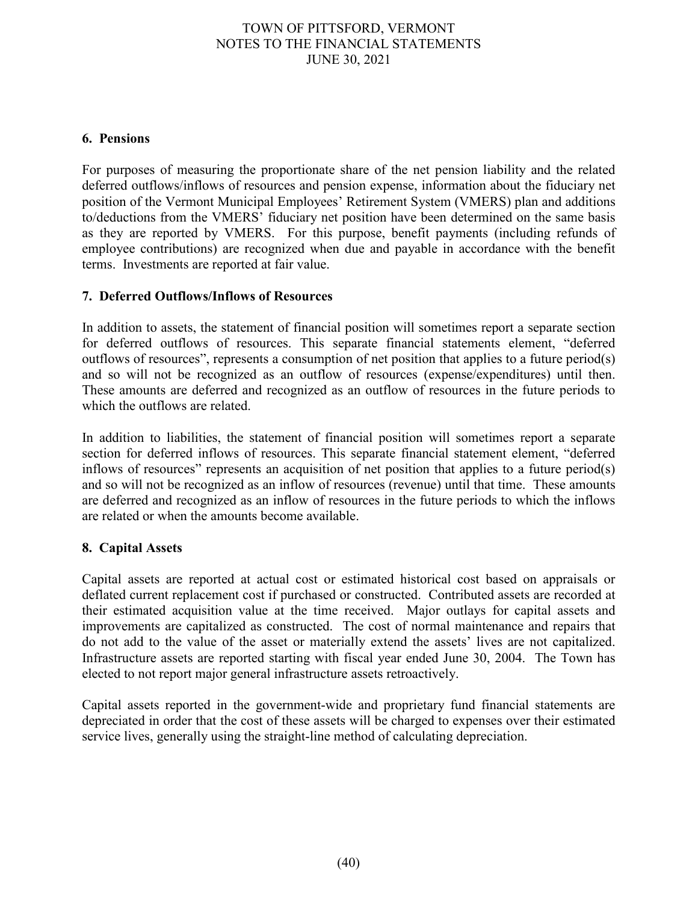### 6. Pensions

For purposes of measuring the proportionate share of the net pension liability and the related deferred outflows/inflows of resources and pension expense, information about the fiduciary net position of the Vermont Municipal Employees' Retirement System (VMERS) plan and additions to/deductions from the VMERS' fiduciary net position have been determined on the same basis as they are reported by VMERS. For this purpose, benefit payments (including refunds of employee contributions) are recognized when due and payable in accordance with the benefit terms. Investments are reported at fair value.

### 7. Deferred Outflows/Inflows of Resources

In addition to assets, the statement of financial position will sometimes report a separate section for deferred outflows of resources. This separate financial statements element, "deferred outflows of resources", represents a consumption of net position that applies to a future period(s) and so will not be recognized as an outflow of resources (expense/expenditures) until then. These amounts are deferred and recognized as an outflow of resources in the future periods to which the outflows are related.

In addition to liabilities, the statement of financial position will sometimes report a separate section for deferred inflows of resources. This separate financial statement element, "deferred inflows of resources" represents an acquisition of net position that applies to a future period(s) and so will not be recognized as an inflow of resources (revenue) until that time. These amounts are deferred and recognized as an inflow of resources in the future periods to which the inflows are related or when the amounts become available.

### 8. Capital Assets

Capital assets are reported at actual cost or estimated historical cost based on appraisals or deflated current replacement cost if purchased or constructed. Contributed assets are recorded at their estimated acquisition value at the time received. Major outlays for capital assets and improvements are capitalized as constructed. The cost of normal maintenance and repairs that do not add to the value of the asset or materially extend the assets' lives are not capitalized. Infrastructure assets are reported starting with fiscal year ended June 30, 2004. The Town has elected to not report major general infrastructure assets retroactively.

Capital assets reported in the government-wide and proprietary fund financial statements are depreciated in order that the cost of these assets will be charged to expenses over their estimated service lives, generally using the straight-line method of calculating depreciation.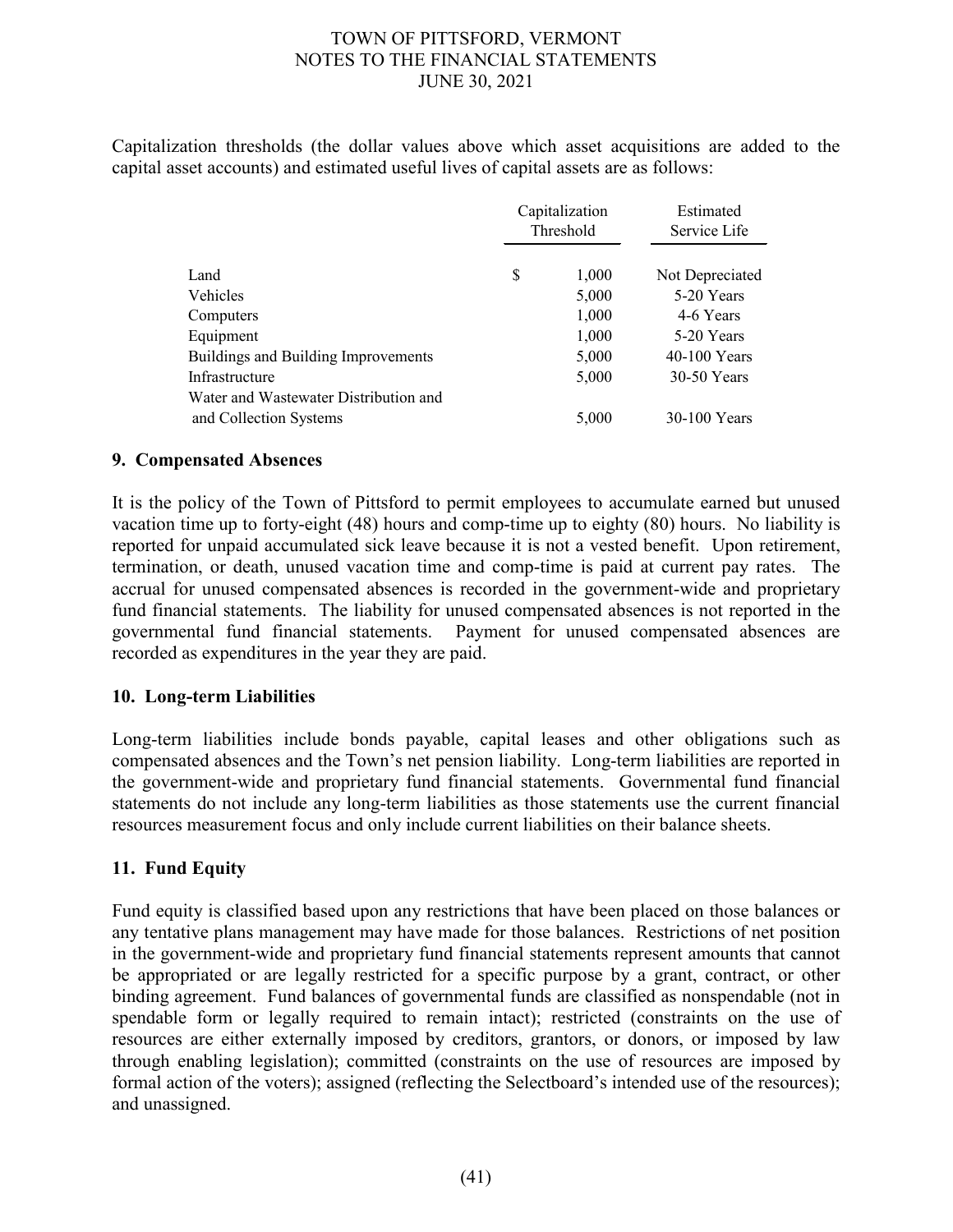Capitalization thresholds (the dollar values above which asset acquisitions are added to the capital asset accounts) and estimated useful lives of capital assets are as follows:

| | Capitalization Threshold | Estimated Service Life |
|---|---|---|
| Land | $ 1,000 | Not Depreciated |
| Vehicles | 5,000 | 5-20 Years |
| Computers | 1,000 | 4-6 Years |
| Equipment | 1,000 | 5-20 Years |
| Buildings and Building Improvements | 5,000 | 40-100 Years |
| Infrastructure | 5,000 | 30-50 Years |
| Water and Wastewater Distribution and and Collection Systems | 5,000 | 30-100 Years |

## 9. Compensated Absences

It is the policy of the Town of Pittsford to permit employees to accumulate earned but unused vacation time up to forty-eight (48) hours and comp-time up to eighty (80) hours. No liability is reported for unpaid accumulated sick leave because it is not a vested benefit. Upon retirement, termination, or death, unused vacation time and comp-time is paid at current pay rates. The accrual for unused compensated absences is recorded in the government-wide and proprietary fund financial statements. The liability for unused compensated absences is not reported in the governmental fund financial statements. Payment for unused compensated absences are recorded as expenditures in the year they are paid.

## 10. Long-term Liabilities

Long-term liabilities include bonds payable, capital leases and other obligations such as compensated absences and the Town's net pension liability. Long-term liabilities are reported in the government-wide and proprietary fund financial statements. Governmental fund financial statements do not include any long-term liabilities as those statements use the current financial resources measurement focus and only include current liabilities on their balance sheets.

## 11. Fund Equity

Fund equity is classified based upon any restrictions that have been placed on those balances or any tentative plans management may have made for those balances. Restrictions of net position in the government-wide and proprietary fund financial statements represent amounts that cannot be appropriated or are legally restricted for a specific purpose by a grant, contract, or other binding agreement. Fund balances of governmental funds are classified as nonspendable (not in spendable form or legally required to remain intact); restricted (constraints on the use of resources are either externally imposed by creditors, grantors, or donors, or imposed by law through enabling legislation); committed (constraints on the use of resources are imposed by formal action of the voters); assigned (reflecting the Selectboard's intended use of the resources); and unassigned.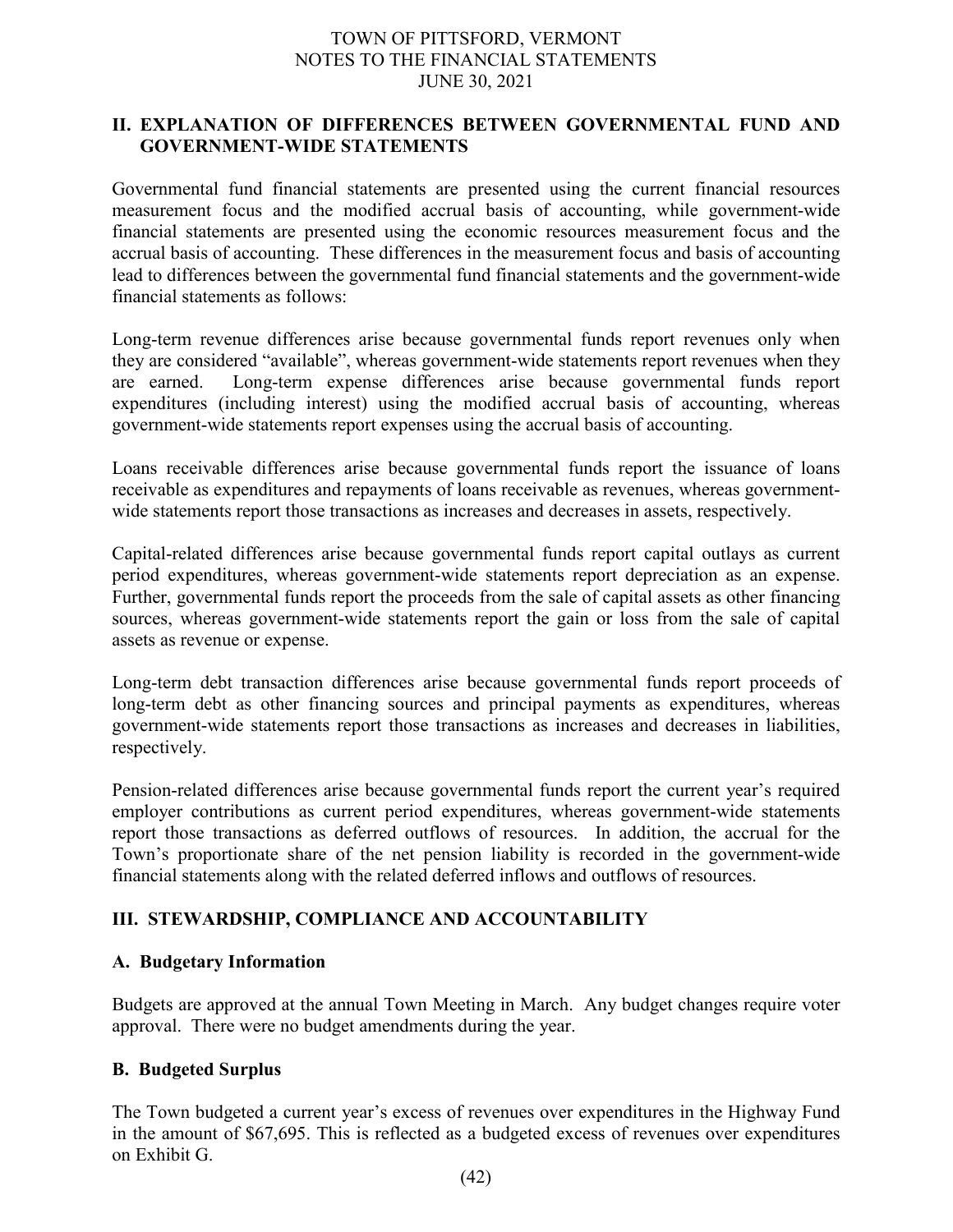## II. EXPLANATION OF DIFFERENCES BETWEEN GOVERNMENTAL FUND AND GOVERNMENT-WIDE STATEMENTS

Governmental fund financial statements are presented using the current financial resources measurement focus and the modified accrual basis of accounting, while government-wide financial statements are presented using the economic resources measurement focus and the accrual basis of accounting. These differences in the measurement focus and basis of accounting lead to differences between the governmental fund financial statements and the government-wide financial statements as follows:

Long-term revenue differences arise because governmental funds report revenues only when they are considered "available", whereas government-wide statements report revenues when they are earned. Long-term expense differences arise because governmental funds report expenditures (including interest) using the modified accrual basis of accounting, whereas government-wide statements report expenses using the accrual basis of accounting.

Loans receivable differences arise because governmental funds report the issuance of loans receivable as expenditures and repayments of loans receivable as revenues, whereas government-wide statements report those transactions as increases and decreases in assets, respectively.

Capital-related differences arise because governmental funds report capital outlays as current period expenditures, whereas government-wide statements report depreciation as an expense. Further, governmental funds report the proceeds from the sale of capital assets as other financing sources, whereas government-wide statements report the gain or loss from the sale of capital assets as revenue or expense.

Long-term debt transaction differences arise because governmental funds report proceeds of long-term debt as other financing sources and principal payments as expenditures, whereas government-wide statements report those transactions as increases and decreases in liabilities, respectively.

Pension-related differences arise because governmental funds report the current year's required employer contributions as current period expenditures, whereas government-wide statements report those transactions as deferred outflows of resources. In addition, the accrual for the Town's proportionate share of the net pension liability is recorded in the government-wide financial statements along with the related deferred inflows and outflows of resources.

## III. STEWARDSHIP, COMPLIANCE AND ACCOUNTABILITY

### A. Budgetary Information

Budgets are approved at the annual Town Meeting in March. Any budget changes require voter approval. There were no budget amendments during the year.

### B. Budgeted Surplus

The Town budgeted a current year's excess of revenues over expenditures in the Highway Fund in the amount of $67,695. This is reflected as a budgeted excess of revenues over expenditures on Exhibit G.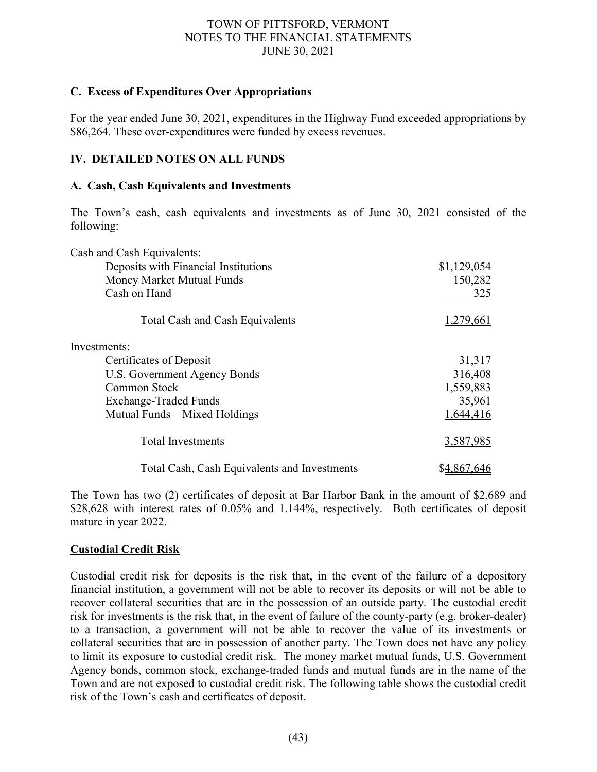### C. Excess of Expenditures Over Appropriations

For the year ended June 30, 2021, expenditures in the Highway Fund exceeded appropriations by \$86,264. These over-expenditures were funded by excess revenues.

## IV. DETAILED NOTES ON ALL FUNDS

### A. Cash, Cash Equivalents and Investments

The Town's cash, cash equivalents and investments as of June 30, 2021 consisted of the following:

| | |
|---|---|
| Cash and Cash Equivalents: | |
| Deposits with Financial Institutions | \$1,129,054 |
| Money Market Mutual Funds | 150,282 |
| Cash on Hand | 325 |
| Total Cash and Cash Equivalents | 1,279,661 |
| Investments: | |
| Certificates of Deposit | 31,317 |
| U.S. Government Agency Bonds | 316,408 |
| Common Stock | 1,559,883 |
| Exchange-Traded Funds | 35,961 |
| Mutual Funds – Mixed Holdings | 1,644,416 |
| Total Investments | 3,587,985 |
| Total Cash, Cash Equivalents and Investments | \$4,867,646 |

The Town has two (2) certificates of deposit at Bar Harbor Bank in the amount of \$2,689 and \$28,628 with interest rates of 0.05% and 1.144%, respectively. Both certificates of deposit mature in year 2022.

**Custodial Credit Risk**

Custodial credit risk for deposits is the risk that, in the event of the failure of a depository financial institution, a government will not be able to recover its deposits or will not be able to recover collateral securities that are in the possession of an outside party. The custodial credit risk for investments is the risk that, in the event of failure of the county-party (e.g. broker-dealer) to a transaction, a government will not be able to recover the value of its investments or collateral securities that are in possession of another party. The Town does not have any policy to limit its exposure to custodial credit risk. The money market mutual funds, U.S. Government Agency bonds, common stock, exchange-traded funds and mutual funds are in the name of the Town and are not exposed to custodial credit risk. The following table shows the custodial credit risk of the Town's cash and certificates of deposit.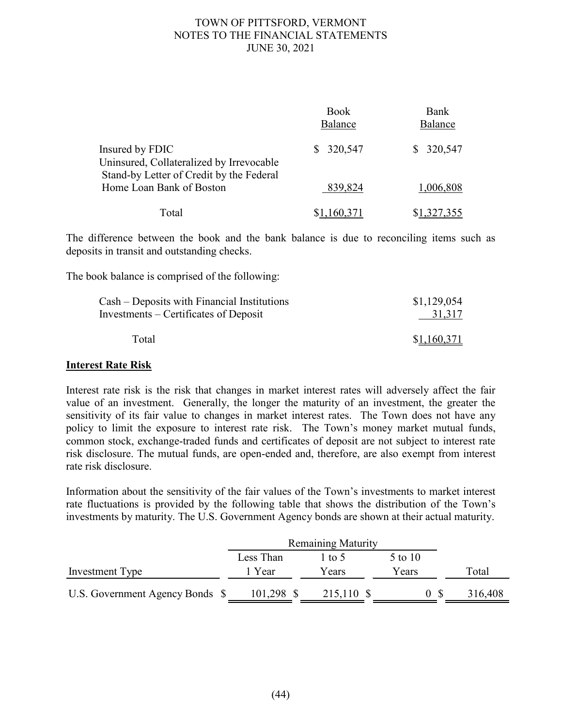| | Book Balance | Bank Balance |
|---|---|---|
| Insured by FDIC | $ 320,547 | $ 320,547 |
| Uninsured, Collateralized by Irrevocable Stand-by Letter of Credit by the Federal Home Loan Bank of Boston | 839,824 | 1,006,808 |
| Total | $1,160,371 | $1,327,355 |

The difference between the book and the bank balance is due to reconciling items such as deposits in transit and outstanding checks.

The book balance is comprised of the following:

| | |
|---|---|
| Cash – Deposits with Financial Institutions | $1,129,054 |
| Investments – Certificates of Deposit | 31,317 |
| Total | $1,160,371 |

**Interest Rate Risk**

Interest rate risk is the risk that changes in market interest rates will adversely affect the fair value of an investment. Generally, the longer the maturity of an investment, the greater the sensitivity of its fair value to changes in market interest rates. The Town does not have any policy to limit the exposure to interest rate risk. The Town's money market mutual funds, common stock, exchange-traded funds and certificates of deposit are not subject to interest rate risk disclosure. The mutual funds, are open-ended and, therefore, are also exempt from interest rate risk disclosure.

Information about the sensitivity of the fair values of the Town's investments to market interest rate fluctuations is provided by the following table that shows the distribution of the Town's investments by maturity. The U.S. Government Agency bonds are shown at their actual maturity.

| | Remaining Maturity | | | |
|---|---|---|---|---|
| Investment Type | Less Than 1 Year | 1 to 5 Years | 5 to 10 Years | Total |
| U.S. Government Agency Bonds | $ 101,298 | $ 215,110 | $ 0 | $ 316,408 |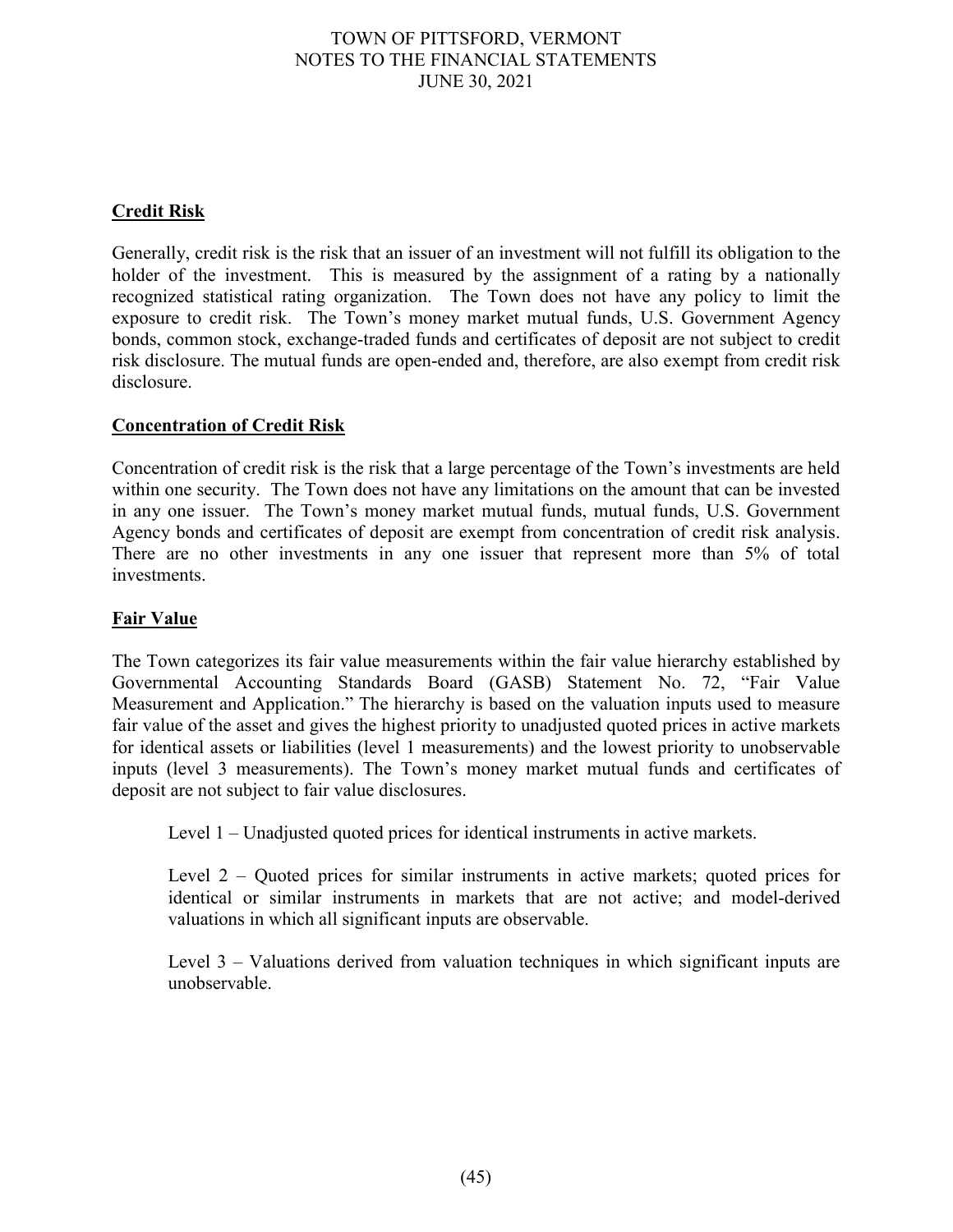## Credit Risk

Generally, credit risk is the risk that an issuer of an investment will not fulfill its obligation to the holder of the investment. This is measured by the assignment of a rating by a nationally recognized statistical rating organization. The Town does not have any policy to limit the exposure to credit risk. The Town's money market mutual funds, U.S. Government Agency bonds, common stock, exchange-traded funds and certificates of deposit are not subject to credit risk disclosure. The mutual funds are open-ended and, therefore, are also exempt from credit risk disclosure.

## Concentration of Credit Risk

Concentration of credit risk is the risk that a large percentage of the Town's investments are held within one security. The Town does not have any limitations on the amount that can be invested in any one issuer. The Town's money market mutual funds, mutual funds, U.S. Government Agency bonds and certificates of deposit are exempt from concentration of credit risk analysis. There are no other investments in any one issuer that represent more than 5% of total investments.

## Fair Value

The Town categorizes its fair value measurements within the fair value hierarchy established by Governmental Accounting Standards Board (GASB) Statement No. 72, "Fair Value Measurement and Application." The hierarchy is based on the valuation inputs used to measure fair value of the asset and gives the highest priority to unadjusted quoted prices in active markets for identical assets or liabilities (level 1 measurements) and the lowest priority to unobservable inputs (level 3 measurements). The Town's money market mutual funds and certificates of deposit are not subject to fair value disclosures.

Level 1 – Unadjusted quoted prices for identical instruments in active markets.

Level 2 – Quoted prices for similar instruments in active markets; quoted prices for identical or similar instruments in markets that are not active; and model-derived valuations in which all significant inputs are observable.

Level 3 – Valuations derived from valuation techniques in which significant inputs are unobservable.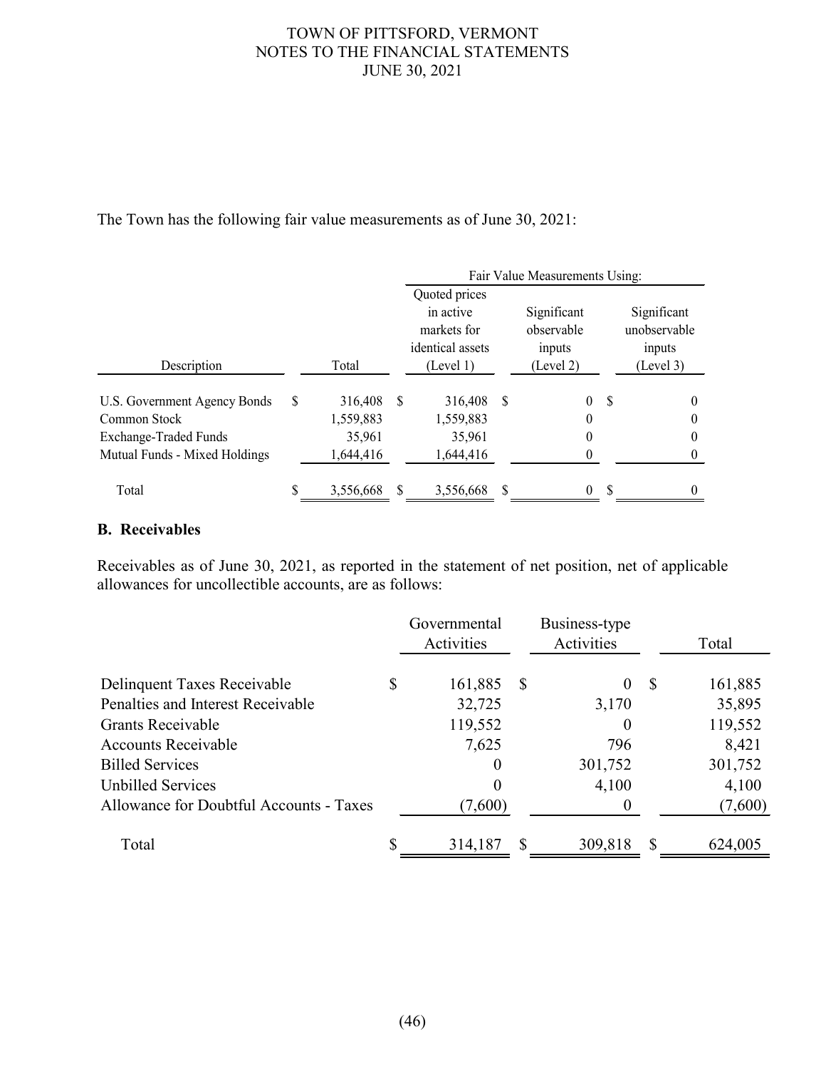The Town has the following fair value measurements as of June 30, 2021:

| Description | Total | Fair Value Measurements Using: Quoted prices in active markets for identical assets (Level 1) | Significant observable inputs (Level 2) | Significant unobservable inputs (Level 3) |
|---|---|---|---|---|
| U.S. Government Agency Bonds | $ 316,408 | $ 316,408 | $ 0 | $ 0 |
| Common Stock | 1,559,883 | 1,559,883 | 0 | 0 |
| Exchange-Traded Funds | 35,961 | 35,961 | 0 | 0 |
| Mutual Funds - Mixed Holdings | 1,644,416 | 1,644,416 | 0 | 0 |
| Total | $ 3,556,668 | $ 3,556,668 | $ 0 | $ 0 |

**B. Receivables**

Receivables as of June 30, 2021, as reported in the statement of net position, net of applicable allowances for uncollectible accounts, are as follows:

| | Governmental Activities | Business-type Activities | Total |
|---|---|---|---|
| Delinquent Taxes Receivable | $ 161,885 | $ 0 | $ 161,885 |
| Penalties and Interest Receivable | 32,725 | 3,170 | 35,895 |
| Grants Receivable | 119,552 | 0 | 119,552 |
| Accounts Receivable | 7,625 | 796 | 8,421 |
| Billed Services | 0 | 301,752 | 301,752 |
| Unbilled Services | 0 | 4,100 | 4,100 |
| Allowance for Doubtful Accounts - Taxes | (7,600) | 0 | (7,600) |
| Total | $ 314,187 | $ 309,818 | $ 624,005 |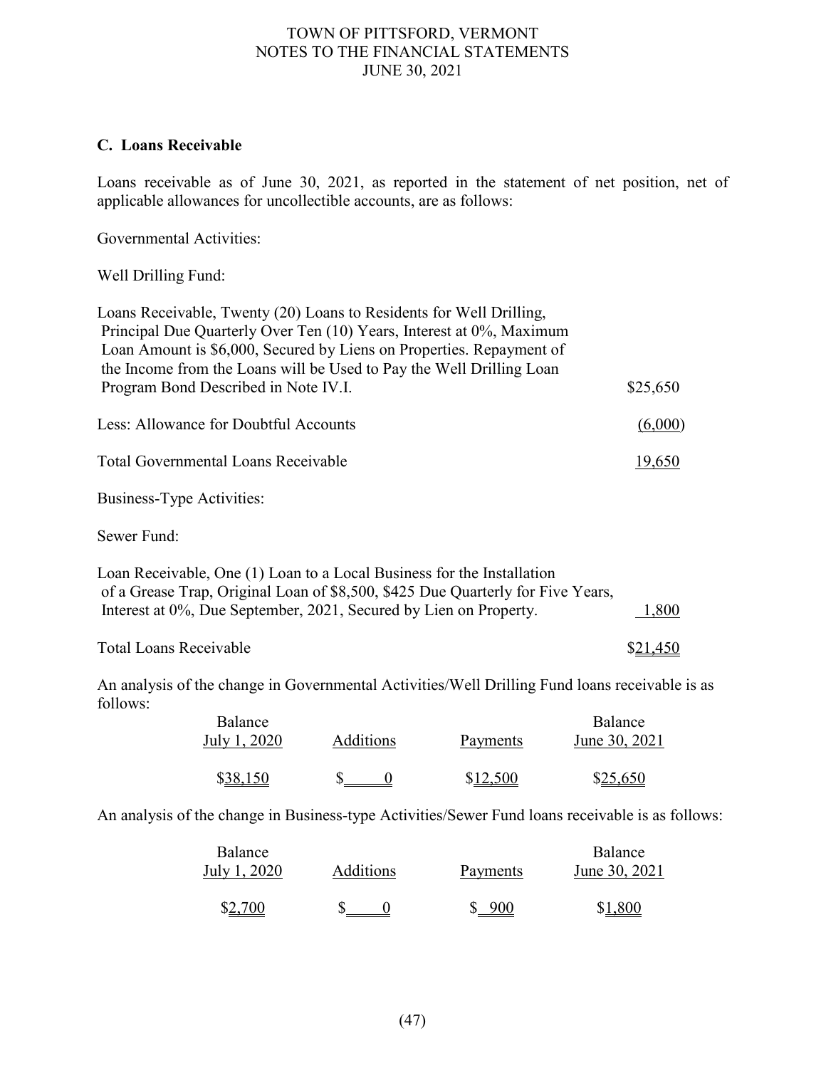## C. Loans Receivable

Loans receivable as of June 30, 2021, as reported in the statement of net position, net of applicable allowances for uncollectible accounts, are as follows:

Governmental Activities:

Well Drilling Fund:

| | |
|---|---|
| Loans Receivable, Twenty (20) Loans to Residents for Well Drilling, Principal Due Quarterly Over Ten (10) Years, Interest at 0%, Maximum Loan Amount is $6,000, Secured by Liens on Properties. Repayment of the Income from the Loans will be Used to Pay the Well Drilling Loan Program Bond Described in Note IV.I. | $25,650 |
| Less: Allowance for Doubtful Accounts | (6,000) |
| Total Governmental Loans Receivable | 19,650 |

Business-Type Activities:

Sewer Fund:

| | |
|---|---|
| Loan Receivable, One (1) Loan to a Local Business for the Installation of a Grease Trap, Original Loan of $8,500, $425 Due Quarterly for Five Years, Interest at 0%, Due September, 2021, Secured by Lien on Property. | 1,800 |
| Total Loans Receivable | $21,450 |

An analysis of the change in Governmental Activities/Well Drilling Fund loans receivable is as follows:

| Balance July 1, 2020 | Additions | Payments | Balance June 30, 2021 |
|---|---|---|---|
| $38,150 | $ 0 | $12,500 | $25,650 |

An analysis of the change in Business-type Activities/Sewer Fund loans receivable is as follows:

| Balance July 1, 2020 | Additions | Payments | Balance June 30, 2021 |
|---|---|---|---|
| $2,700 | $ 0 | $ 900 | $1,800 |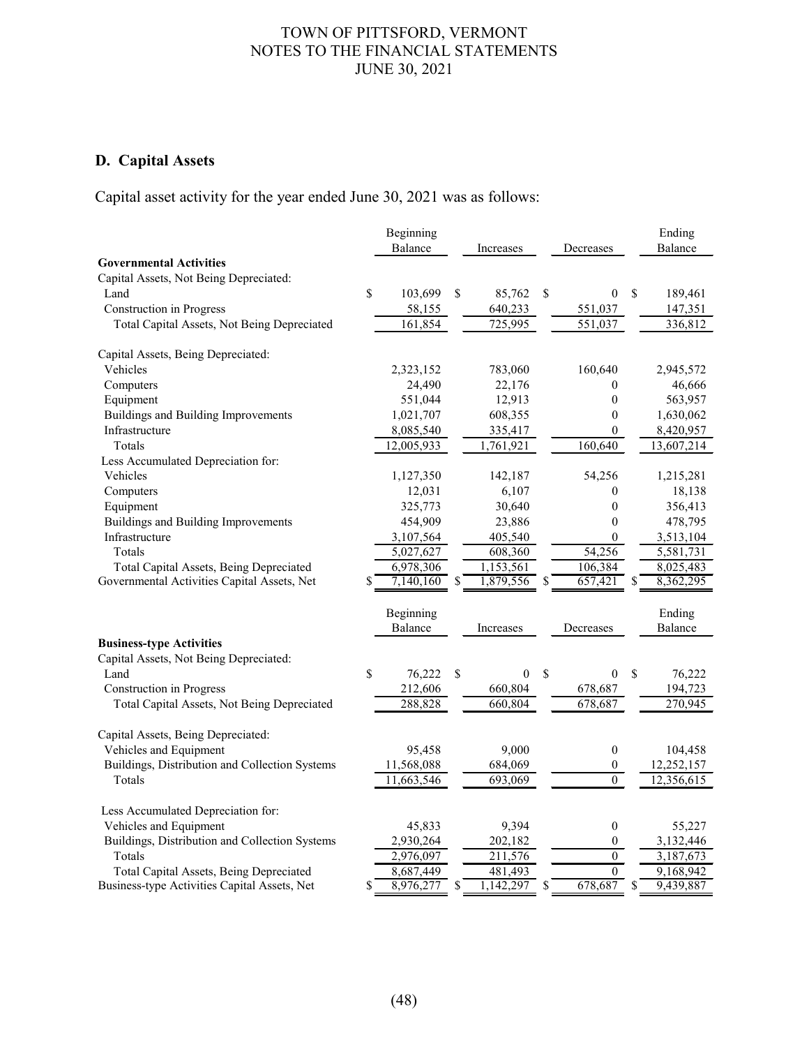## D. Capital Assets

Capital asset activity for the year ended June 30, 2021 was as follows:

| | Beginning Balance | Increases | Decreases | Ending Balance |
|---|---|---|---|---|
| **Governmental Activities** | | | | |
| Capital Assets, Not Being Depreciated: | | | | |
| Land | $ 103,699 | $ 85,762 | $ 0 | $ 189,461 |
| Construction in Progress | 58,155 | 640,233 | 551,037 | 147,351 |
| Total Capital Assets, Not Being Depreciated | 161,854 | 725,995 | 551,037 | 336,812 |
| Capital Assets, Being Depreciated: | | | | |
| Vehicles | 2,323,152 | 783,060 | 160,640 | 2,945,572 |
| Computers | 24,490 | 22,176 | 0 | 46,666 |
| Equipment | 551,044 | 12,913 | 0 | 563,957 |
| Buildings and Building Improvements | 1,021,707 | 608,355 | 0 | 1,630,062 |
| Infrastructure | 8,085,540 | 335,417 | 0 | 8,420,957 |
| Totals | 12,005,933 | 1,761,921 | 160,640 | 13,607,214 |
| Less Accumulated Depreciation for: | | | | |
| Vehicles | 1,127,350 | 142,187 | 54,256 | 1,215,281 |
| Computers | 12,031 | 6,107 | 0 | 18,138 |
| Equipment | 325,773 | 30,640 | 0 | 356,413 |
| Buildings and Building Improvements | 454,909 | 23,886 | 0 | 478,795 |
| Infrastructure | 3,107,564 | 405,540 | 0 | 3,513,104 |
| Totals | 5,027,627 | 608,360 | 54,256 | 5,581,731 |
| Total Capital Assets, Being Depreciated | 6,978,306 | 1,153,561 | 106,384 | 8,025,483 |
| Governmental Activities Capital Assets, Net | $ 7,140,160 | $ 1,879,556 | $ 657,421 | $ 8,362,295 |

| | Beginning Balance | Increases | Decreases | Ending Balance |
|---|---|---|---|---|
| **Business-type Activities** | | | | |
| Capital Assets, Not Being Depreciated: | | | | |
| Land | $ 76,222 | $ 0 | $ 0 | $ 76,222 |
| Construction in Progress | 212,606 | 660,804 | 678,687 | 194,723 |
| Total Capital Assets, Not Being Depreciated | 288,828 | 660,804 | 678,687 | 270,945 |
| Capital Assets, Being Depreciated: | | | | |
| Vehicles and Equipment | 95,458 | 9,000 | 0 | 104,458 |
| Buildings, Distribution and Collection Systems | 11,568,088 | 684,069 | 0 | 12,252,157 |
| Totals | 11,663,546 | 693,069 | 0 | 12,356,615 |
| Less Accumulated Depreciation for: | | | | |
| Vehicles and Equipment | 45,833 | 9,394 | 0 | 55,227 |
| Buildings, Distribution and Collection Systems | 2,930,264 | 202,182 | 0 | 3,132,446 |
| Totals | 2,976,097 | 211,576 | 0 | 3,187,673 |
| Total Capital Assets, Being Depreciated | 8,687,449 | 481,493 | 0 | 9,168,942 |
| Business-type Activities Capital Assets, Net | $ 8,976,277 | $ 1,142,297 | $ 678,687 | $ 9,439,887 |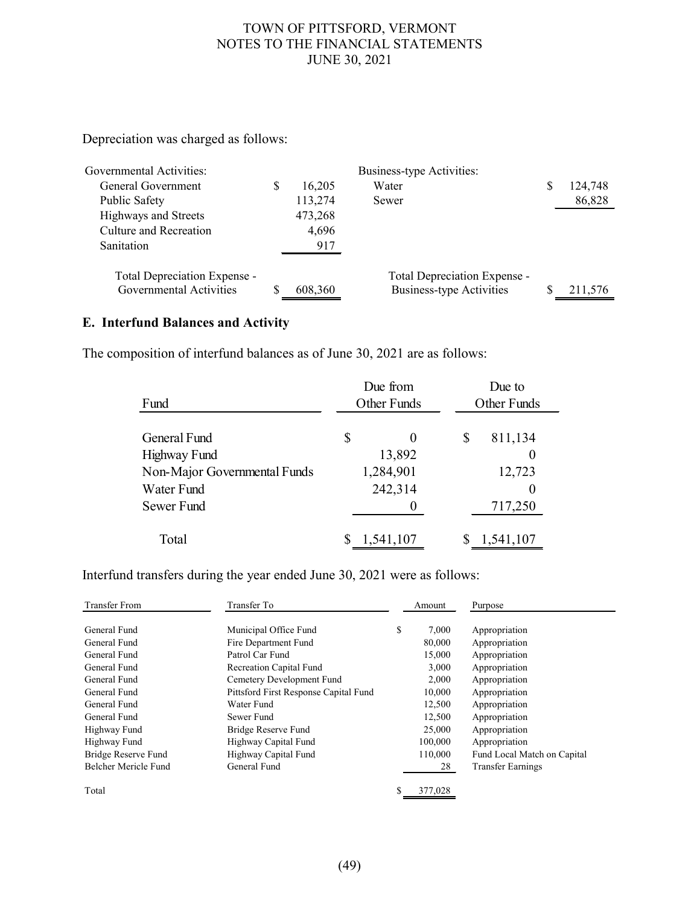Depreciation was charged as follows:

| Governmental Activities: | | Business-type Activities: | |
|---|---|---|---|
| General Government | $ 16,205 | Water | $ 124,748 |
| Public Safety | 113,274 | Sewer | 86,828 |
| Highways and Streets | 473,268 | | |
| Culture and Recreation | 4,696 | | |
| Sanitation | 917 | | |
| Total Depreciation Expense - Governmental Activities | $ 608,360 | Total Depreciation Expense - Business-type Activities | $ 211,576 |

## E. Interfund Balances and Activity

The composition of interfund balances as of June 30, 2021 are as follows:

| Fund | Due from Other Funds | Due to Other Funds |
|---|---|---|
| General Fund | $ 0 | $ 811,134 |
| Highway Fund | 13,892 | 0 |
| Non-Major Governmental Funds | 1,284,901 | 12,723 |
| Water Fund | 242,314 | 0 |
| Sewer Fund | 0 | 717,250 |
| Total | $ 1,541,107 | $ 1,541,107 |

Interfund transfers during the year ended June 30, 2021 were as follows:

| Transfer From | Transfer To | Amount | Purpose |
|---|---|---|---|
| General Fund | Municipal Office Fund | $ 7,000 | Appropriation |
| General Fund | Fire Department Fund | 80,000 | Appropriation |
| General Fund | Patrol Car Fund | 15,000 | Appropriation |
| General Fund | Recreation Capital Fund | 3,000 | Appropriation |
| General Fund | Cemetery Development Fund | 2,000 | Appropriation |
| General Fund | Pittsford First Response Capital Fund | 10,000 | Appropriation |
| General Fund | Water Fund | 12,500 | Appropriation |
| General Fund | Sewer Fund | 12,500 | Appropriation |
| Highway Fund | Bridge Reserve Fund | 25,000 | Appropriation |
| Highway Fund | Highway Capital Fund | 100,000 | Appropriation |
| Bridge Reserve Fund | Highway Capital Fund | 110,000 | Fund Local Match on Capital |
| Belcher Mericle Fund | General Fund | 28 | Transfer Earnings |
| Total | | $ 377,028 | |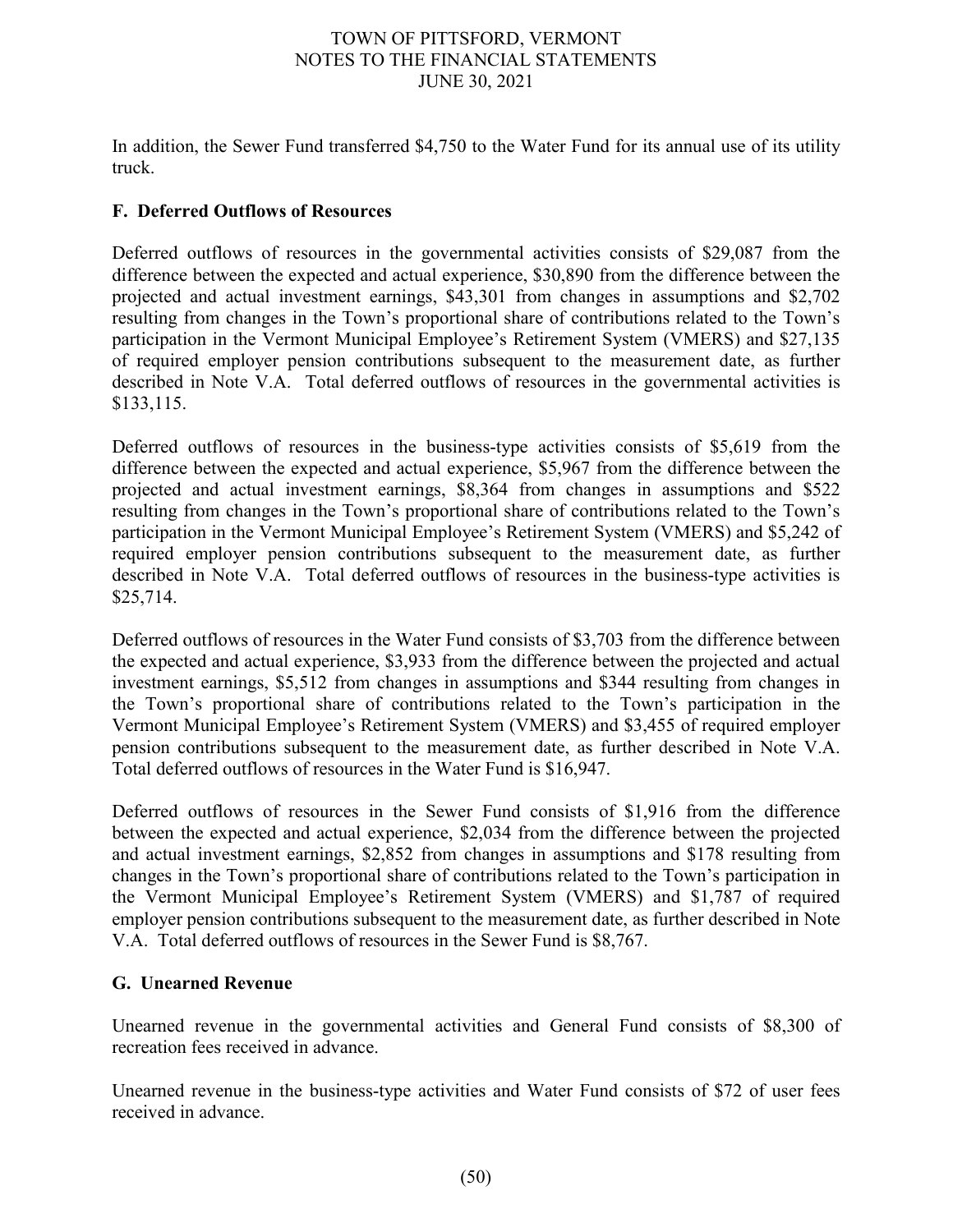In addition, the Sewer Fund transferred $4,750 to the Water Fund for its annual use of its utility truck.

### F. Deferred Outflows of Resources

Deferred outflows of resources in the governmental activities consists of $29,087 from the difference between the expected and actual experience, $30,890 from the difference between the projected and actual investment earnings, $43,301 from changes in assumptions and $2,702 resulting from changes in the Town's proportional share of contributions related to the Town's participation in the Vermont Municipal Employee's Retirement System (VMERS) and $27,135 of required employer pension contributions subsequent to the measurement date, as further described in Note V.A. Total deferred outflows of resources in the governmental activities is $133,115.

Deferred outflows of resources in the business-type activities consists of $5,619 from the difference between the expected and actual experience, $5,967 from the difference between the projected and actual investment earnings, $8,364 from changes in assumptions and $522 resulting from changes in the Town's proportional share of contributions related to the Town's participation in the Vermont Municipal Employee's Retirement System (VMERS) and $5,242 of required employer pension contributions subsequent to the measurement date, as further described in Note V.A. Total deferred outflows of resources in the business-type activities is $25,714.

Deferred outflows of resources in the Water Fund consists of $3,703 from the difference between the expected and actual experience, $3,933 from the difference between the projected and actual investment earnings, $5,512 from changes in assumptions and $344 resulting from changes in the Town's proportional share of contributions related to the Town's participation in the Vermont Municipal Employee's Retirement System (VMERS) and $3,455 of required employer pension contributions subsequent to the measurement date, as further described in Note V.A. Total deferred outflows of resources in the Water Fund is $16,947.

Deferred outflows of resources in the Sewer Fund consists of $1,916 from the difference between the expected and actual experience, $2,034 from the difference between the projected and actual investment earnings, $2,852 from changes in assumptions and $178 resulting from changes in the Town's proportional share of contributions related to the Town's participation in the Vermont Municipal Employee's Retirement System (VMERS) and $1,787 of required employer pension contributions subsequent to the measurement date, as further described in Note V.A. Total deferred outflows of resources in the Sewer Fund is $8,767.

### G. Unearned Revenue

Unearned revenue in the governmental activities and General Fund consists of $8,300 of recreation fees received in advance.

Unearned revenue in the business-type activities and Water Fund consists of $72 of user fees received in advance.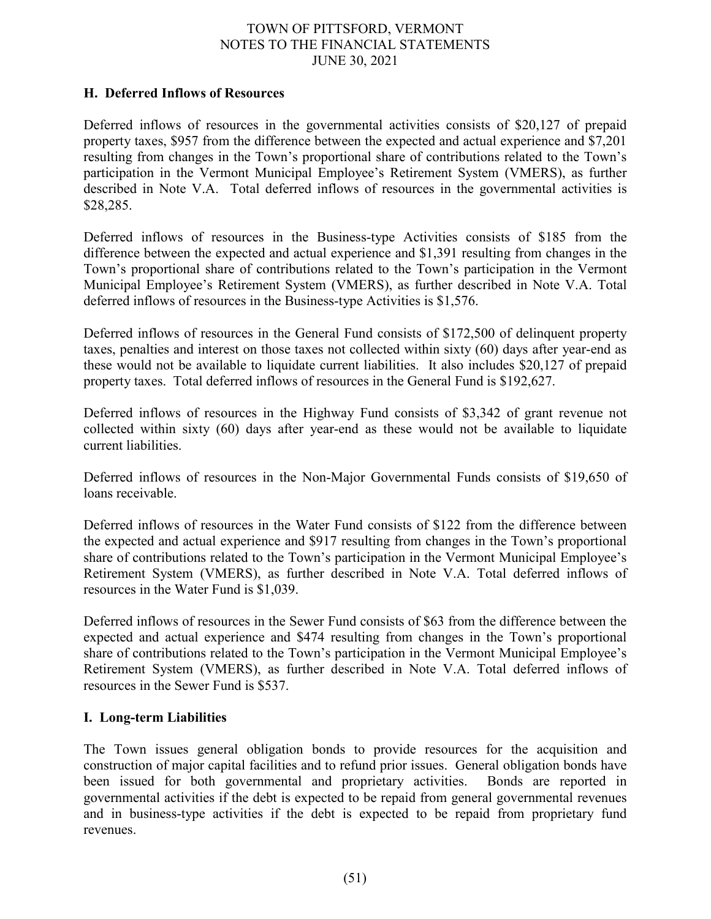## H. Deferred Inflows of Resources

Deferred inflows of resources in the governmental activities consists of $20,127 of prepaid property taxes, $957 from the difference between the expected and actual experience and $7,201 resulting from changes in the Town's proportional share of contributions related to the Town's participation in the Vermont Municipal Employee's Retirement System (VMERS), as further described in Note V.A. Total deferred inflows of resources in the governmental activities is $28,285.

Deferred inflows of resources in the Business-type Activities consists of $185 from the difference between the expected and actual experience and $1,391 resulting from changes in the Town's proportional share of contributions related to the Town's participation in the Vermont Municipal Employee's Retirement System (VMERS), as further described in Note V.A. Total deferred inflows of resources in the Business-type Activities is $1,576.

Deferred inflows of resources in the General Fund consists of $172,500 of delinquent property taxes, penalties and interest on those taxes not collected within sixty (60) days after year-end as these would not be available to liquidate current liabilities. It also includes $20,127 of prepaid property taxes. Total deferred inflows of resources in the General Fund is $192,627.

Deferred inflows of resources in the Highway Fund consists of $3,342 of grant revenue not collected within sixty (60) days after year-end as these would not be available to liquidate current liabilities.

Deferred inflows of resources in the Non-Major Governmental Funds consists of $19,650 of loans receivable.

Deferred inflows of resources in the Water Fund consists of $122 from the difference between the expected and actual experience and $917 resulting from changes in the Town's proportional share of contributions related to the Town's participation in the Vermont Municipal Employee's Retirement System (VMERS), as further described in Note V.A. Total deferred inflows of resources in the Water Fund is $1,039.

Deferred inflows of resources in the Sewer Fund consists of $63 from the difference between the expected and actual experience and $474 resulting from changes in the Town's proportional share of contributions related to the Town's participation in the Vermont Municipal Employee's Retirement System (VMERS), as further described in Note V.A. Total deferred inflows of resources in the Sewer Fund is $537.

## I. Long-term Liabilities

The Town issues general obligation bonds to provide resources for the acquisition and construction of major capital facilities and to refund prior issues. General obligation bonds have been issued for both governmental and proprietary activities. Bonds are reported in governmental activities if the debt is expected to be repaid from general governmental revenues and in business-type activities if the debt is expected to be repaid from proprietary fund revenues.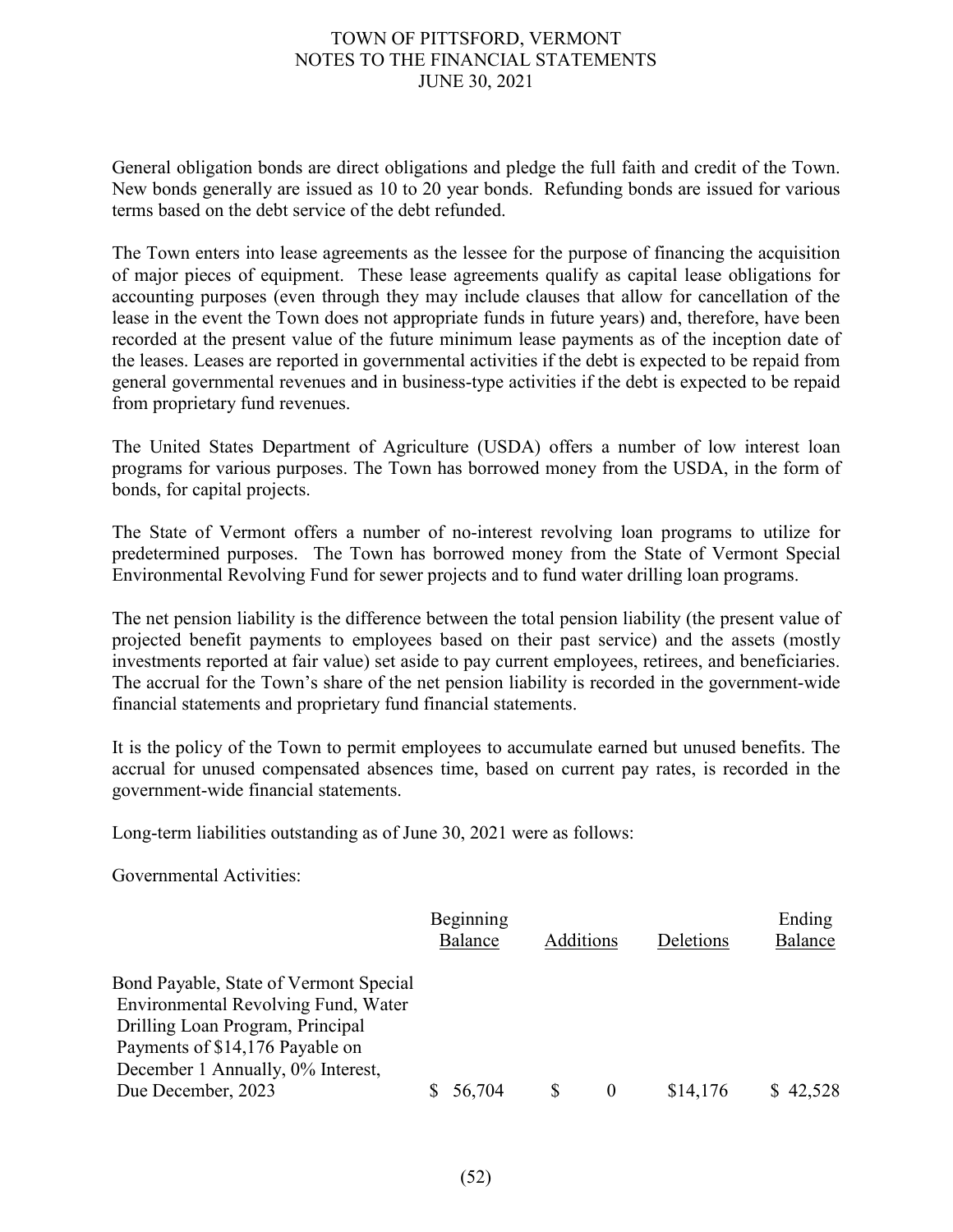General obligation bonds are direct obligations and pledge the full faith and credit of the Town. New bonds generally are issued as 10 to 20 year bonds. Refunding bonds are issued for various terms based on the debt service of the debt refunded.

The Town enters into lease agreements as the lessee for the purpose of financing the acquisition of major pieces of equipment. These lease agreements qualify as capital lease obligations for accounting purposes (even through they may include clauses that allow for cancellation of the lease in the event the Town does not appropriate funds in future years) and, therefore, have been recorded at the present value of the future minimum lease payments as of the inception date of the leases. Leases are reported in governmental activities if the debt is expected to be repaid from general governmental revenues and in business-type activities if the debt is expected to be repaid from proprietary fund revenues.

The United States Department of Agriculture (USDA) offers a number of low interest loan programs for various purposes. The Town has borrowed money from the USDA, in the form of bonds, for capital projects.

The State of Vermont offers a number of no-interest revolving loan programs to utilize for predetermined purposes. The Town has borrowed money from the State of Vermont Special Environmental Revolving Fund for sewer projects and to fund water drilling loan programs.

The net pension liability is the difference between the total pension liability (the present value of projected benefit payments to employees based on their past service) and the assets (mostly investments reported at fair value) set aside to pay current employees, retirees, and beneficiaries. The accrual for the Town's share of the net pension liability is recorded in the government-wide financial statements and proprietary fund financial statements.

It is the policy of the Town to permit employees to accumulate earned but unused benefits. The accrual for unused compensated absences time, based on current pay rates, is recorded in the government-wide financial statements.

Long-term liabilities outstanding as of June 30, 2021 were as follows:

Governmental Activities:

| | Beginning Balance | Additions | Deletions | Ending Balance |
|---|---|---|---|---|
| Bond Payable, State of Vermont Special Environmental Revolving Fund, Water Drilling Loan Program, Principal Payments of $14,176 Payable on December 1 Annually, 0% Interest, Due December, 2023 | $ 56,704 | $ 0 | $14,176 | $ 42,528 |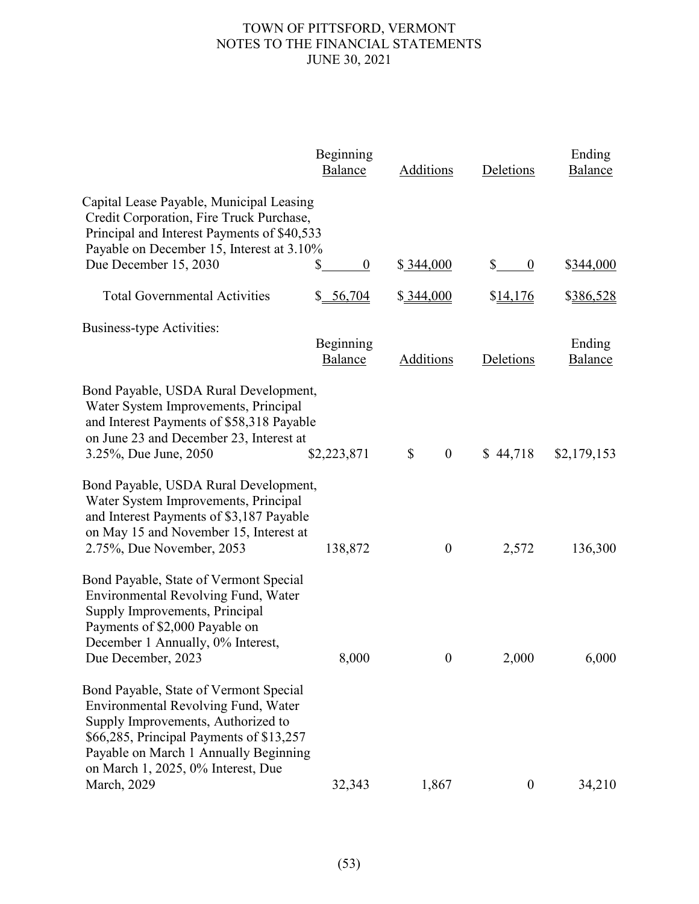| | Beginning Balance | Additions | Deletions | Ending Balance |
|---|---|---|---|---|
| Capital Lease Payable, Municipal Leasing Credit Corporation, Fire Truck Purchase, Principal and Interest Payments of $40,533 Payable on December 15, Interest at 3.10% Due December 15, 2030 | $ 0 | $ 344,000 | $ 0 | $344,000 |
| Total Governmental Activities | $ 56,704 | $ 344,000 | $14,176 | $386,528 |

Business-type Activities:

| | Beginning Balance | Additions | Deletions | Ending Balance |
|---|---|---|---|---|
| Bond Payable, USDA Rural Development, Water System Improvements, Principal and Interest Payments of $58,318 Payable on June 23 and December 23, Interest at 3.25%, Due June, 2050 | $2,223,871 | $ 0 | $ 44,718 | $2,179,153 |
| Bond Payable, USDA Rural Development, Water System Improvements, Principal and Interest Payments of $3,187 Payable on May 15 and November 15, Interest at 2.75%, Due November, 2053 | 138,872 | 0 | 2,572 | 136,300 |
| Bond Payable, State of Vermont Special Environmental Revolving Fund, Water Supply Improvements, Principal Payments of $2,000 Payable on December 1 Annually, 0% Interest, Due December, 2023 | 8,000 | 0 | 2,000 | 6,000 |
| Bond Payable, State of Vermont Special Environmental Revolving Fund, Water Supply Improvements, Authorized to $66,285, Principal Payments of $13,257 Payable on March 1 Annually Beginning on March 1, 2025, 0% Interest, Due March, 2029 | 32,343 | 1,867 | 0 | 34,210 |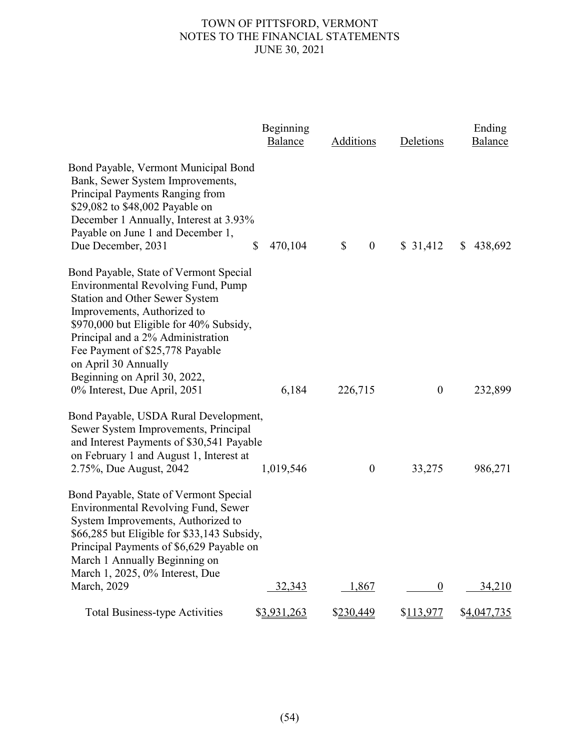# TOWN OF PITTSFORD, VERMONT
## NOTES TO THE FINANCIAL STATEMENTS
### JUNE 30, 2021

| | Beginning Balance | Additions | Deletions | Ending Balance |
|---|---|---|---|---|
| Bond Payable, Vermont Municipal Bond Bank, Sewer System Improvements, Principal Payments Ranging from $29,082 to $48,002 Payable on December 1 Annually, Interest at 3.93% Payable on June 1 and December 1, Due December, 2031 | $ 470,104 | $ 0 | $ 31,412 | $ 438,692 |
| Bond Payable, State of Vermont Special Environmental Revolving Fund, Pump Station and Other Sewer System Improvements, Authorized to $970,000 but Eligible for 40% Subsidy, Principal and a 2% Administration Fee Payment of $25,778 Payable on April 30 Annually Beginning on April 30, 2022, 0% Interest, Due April, 2051 | 6,184 | 226,715 | 0 | 232,899 |
| Bond Payable, USDA Rural Development, Sewer System Improvements, Principal and Interest Payments of $30,541 Payable on February 1 and August 1, Interest at 2.75%, Due August, 2042 | 1,019,546 | 0 | 33,275 | 986,271 |
| Bond Payable, State of Vermont Special Environmental Revolving Fund, Sewer System Improvements, Authorized to $66,285 but Eligible for $33,143 Subsidy, Principal Payments of $6,629 Payable on March 1 Annually Beginning on March 1, 2025, 0% Interest, Due March, 2029 | 32,343 | 1,867 | 0 | 34,210 |
| Total Business-type Activities | $3,931,263 | $230,449 | $113,977 | $4,047,735 |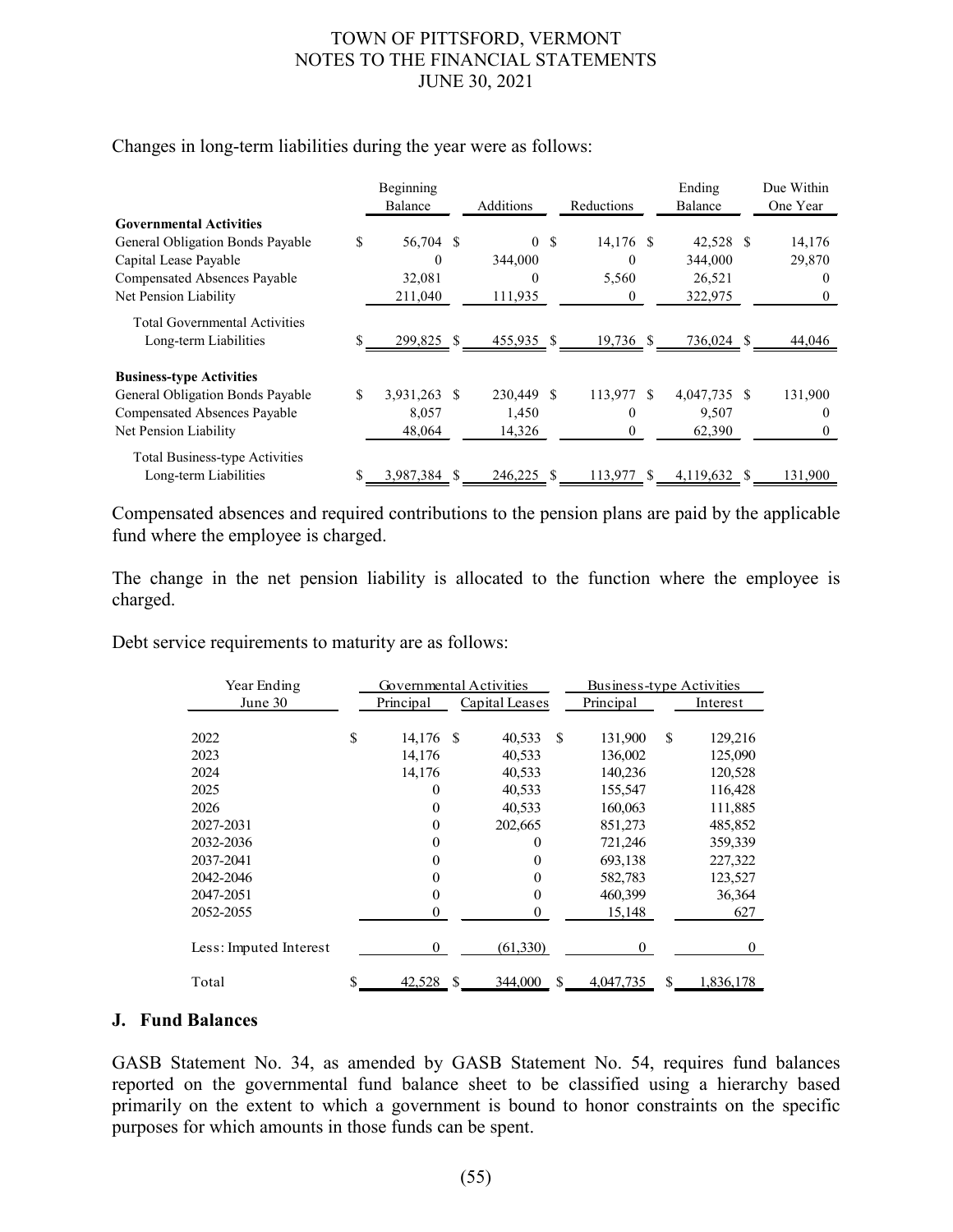Changes in long-term liabilities during the year were as follows:

| | Beginning Balance | Additions | Reductions | Ending Balance | Due Within One Year |
|---|---|---|---|---|---|
| **Governmental Activities** | | | | | |
| General Obligation Bonds Payable | $ 56,704 | $ 0 | $ 14,176 | $ 42,528 | $ 14,176 |
| Capital Lease Payable | 0 | 344,000 | 0 | 344,000 | 29,870 |
| Compensated Absences Payable | 32,081 | 0 | 5,560 | 26,521 | 0 |
| Net Pension Liability | 211,040 | 111,935 | 0 | 322,975 | 0 |
| Total Governmental Activities Long-term Liabilities | $ 299,825 | $ 455,935 | $ 19,736 | $ 736,024 | $ 44,046 |
| **Business-type Activities** | | | | | |
| General Obligation Bonds Payable | $ 3,931,263 | $ 230,449 | $ 113,977 | $ 4,047,735 | $ 131,900 |
| Compensated Absences Payable | 8,057 | 1,450 | 0 | 9,507 | 0 |
| Net Pension Liability | 48,064 | 14,326 | 0 | 62,390 | 0 |
| Total Business-type Activities Long-term Liabilities | $ 3,987,384 | $ 246,225 | $ 113,977 | $ 4,119,632 | $ 131,900 |

Compensated absences and required contributions to the pension plans are paid by the applicable fund where the employee is charged.

The change in the net pension liability is allocated to the function where the employee is charged.

Debt service requirements to maturity are as follows:

| Year Ending | Governmental Activities | | Business-type Activities | |
|---|---|---|---|---|
| June 30 | Principal | Capital Leases | Principal | Interest |
| 2022 | $ 14,176 | $ 40,533 | $ 131,900 | $ 129,216 |
| 2023 | 14,176 | 40,533 | 136,002 | 125,090 |
| 2024 | 14,176 | 40,533 | 140,236 | 120,528 |
| 2025 | 0 | 40,533 | 155,547 | 116,428 |
| 2026 | 0 | 40,533 | 160,063 | 111,885 |
| 2027-2031 | 0 | 202,665 | 851,273 | 485,852 |
| 2032-2036 | 0 | 0 | 721,246 | 359,339 |
| 2037-2041 | 0 | 0 | 693,138 | 227,322 |
| 2042-2046 | 0 | 0 | 582,783 | 123,527 |
| 2047-2051 | 0 | 0 | 460,399 | 36,364 |
| 2052-2055 | 0 | 0 | 15,148 | 627 |
| Less: Imputed Interest | 0 | (61,330) | 0 | 0 |
| Total | $ 42,528 | $ 344,000 | $ 4,047,735 | $ 1,836,178 |

## J. Fund Balances

GASB Statement No. 34, as amended by GASB Statement No. 54, requires fund balances reported on the governmental fund balance sheet to be classified using a hierarchy based primarily on the extent to which a government is bound to honor constraints on the specific purposes for which amounts in those funds can be spent.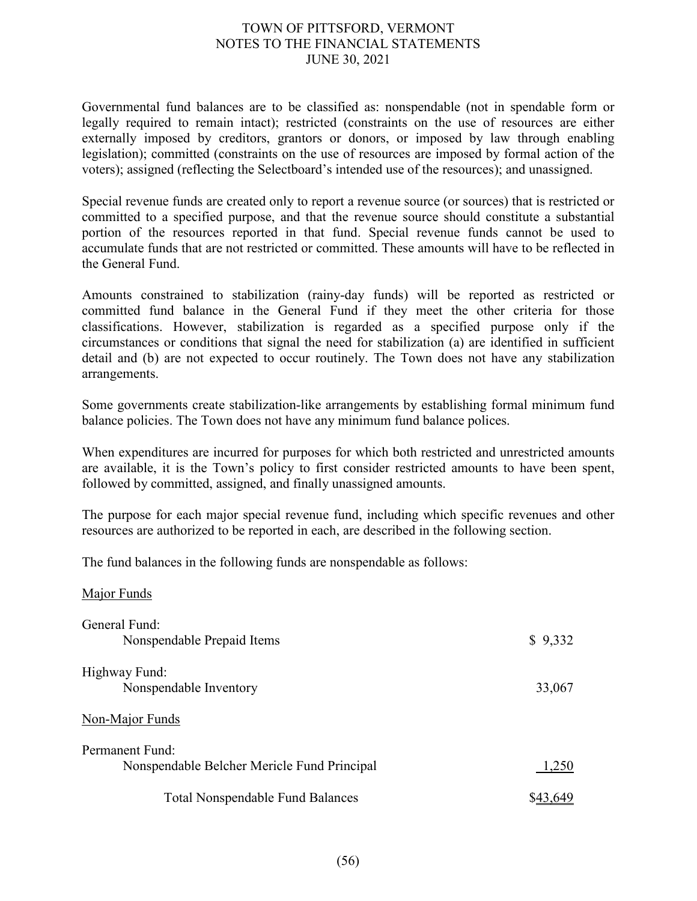Governmental fund balances are to be classified as: nonspendable (not in spendable form or legally required to remain intact); restricted (constraints on the use of resources are either externally imposed by creditors, grantors or donors, or imposed by law through enabling legislation); committed (constraints on the use of resources are imposed by formal action of the voters); assigned (reflecting the Selectboard's intended use of the resources); and unassigned.

Special revenue funds are created only to report a revenue source (or sources) that is restricted or committed to a specified purpose, and that the revenue source should constitute a substantial portion of the resources reported in that fund. Special revenue funds cannot be used to accumulate funds that are not restricted or committed. These amounts will have to be reflected in the General Fund.

Amounts constrained to stabilization (rainy-day funds) will be reported as restricted or committed fund balance in the General Fund if they meet the other criteria for those classifications. However, stabilization is regarded as a specified purpose only if the circumstances or conditions that signal the need for stabilization (a) are identified in sufficient detail and (b) are not expected to occur routinely. The Town does not have any stabilization arrangements.

Some governments create stabilization-like arrangements by establishing formal minimum fund balance policies. The Town does not have any minimum fund balance polices.

When expenditures are incurred for purposes for which both restricted and unrestricted amounts are available, it is the Town's policy to first consider restricted amounts to have been spent, followed by committed, assigned, and finally unassigned amounts.

The purpose for each major special revenue fund, including which specific revenues and other resources are authorized to be reported in each, are described in the following section.

The fund balances in the following funds are nonspendable as follows:

| | |
|---|---|
| Major Funds | |
| General Fund: | |
| Nonspendable Prepaid Items | $ 9,332 |
| Highway Fund: | |
| Nonspendable Inventory | 33,067 |
| Non-Major Funds | |
| Permanent Fund: | |
| Nonspendable Belcher Mericle Fund Principal | 1,250 |
| Total Nonspendable Fund Balances | $43,649 |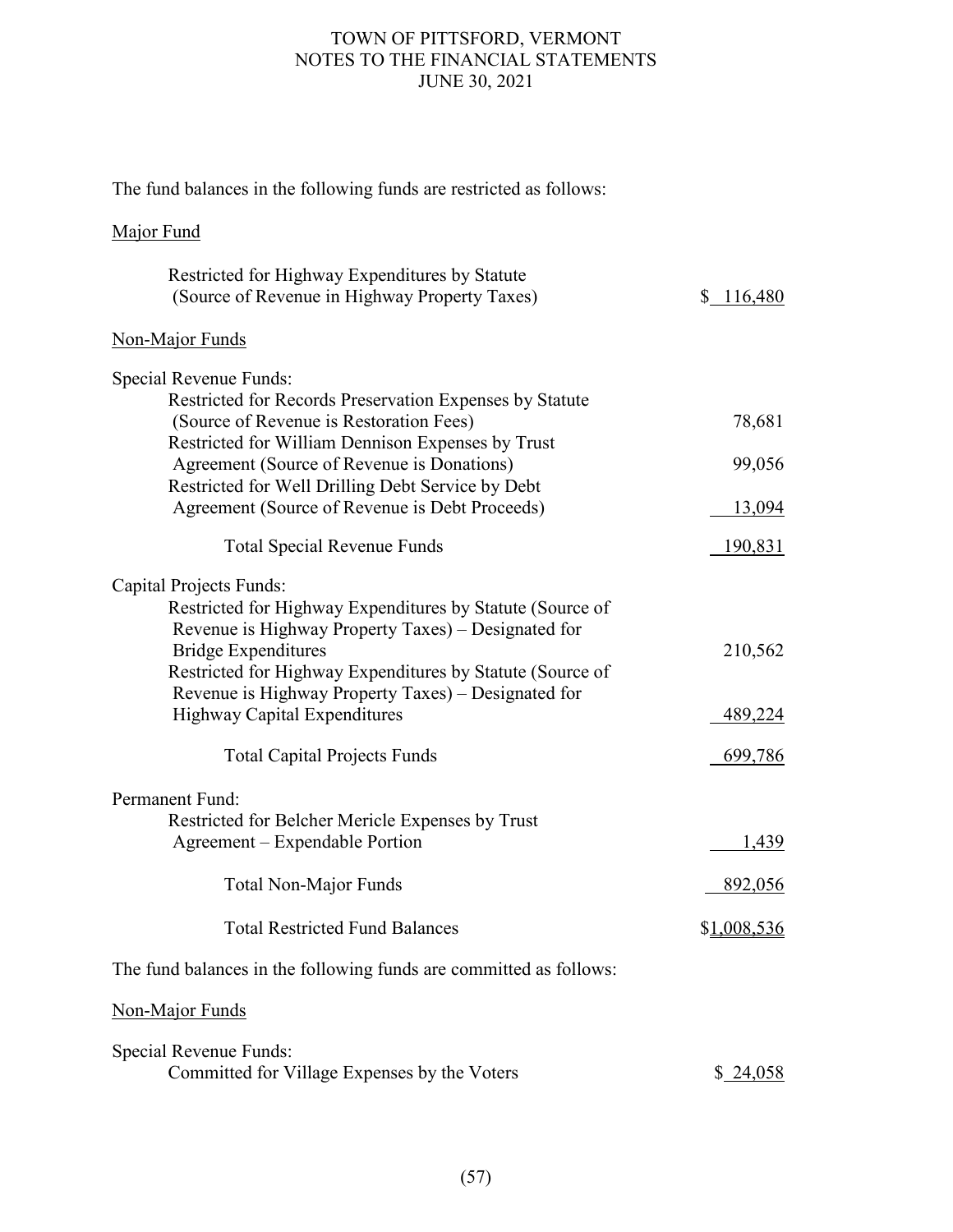The fund balances in the following funds are restricted as follows:

Major Fund

| | |
|---|---|
| Restricted for Highway Expenditures by Statute (Source of Revenue in Highway Property Taxes) | $ 116,480 |

Non-Major Funds

| | |
|---|---|
| **Special Revenue Funds:** | |
| Restricted for Records Preservation Expenses by Statute (Source of Revenue is Restoration Fees) | 78,681 |
| Restricted for William Dennison Expenses by Trust Agreement (Source of Revenue is Donations) | 99,056 |
| Restricted for Well Drilling Debt Service by Debt Agreement (Source of Revenue is Debt Proceeds) | 13,094 |
| Total Special Revenue Funds | 190,831 |
| **Capital Projects Funds:** | |
| Restricted for Highway Expenditures by Statute (Source of Revenue is Highway Property Taxes) – Designated for Bridge Expenditures | 210,562 |
| Restricted for Highway Expenditures by Statute (Source of Revenue is Highway Property Taxes) – Designated for Highway Capital Expenditures | 489,224 |
| Total Capital Projects Funds | 699,786 |
| **Permanent Fund:** | |
| Restricted for Belcher Mericle Expenses by Trust Agreement – Expendable Portion | 1,439 |
| Total Non-Major Funds | 892,056 |
| Total Restricted Fund Balances | $1,008,536 |

The fund balances in the following funds are committed as follows:

Non-Major Funds

| | |
|---|---|
| **Special Revenue Funds:** | |
| Committed for Village Expenses by the Voters | $ 24,058 |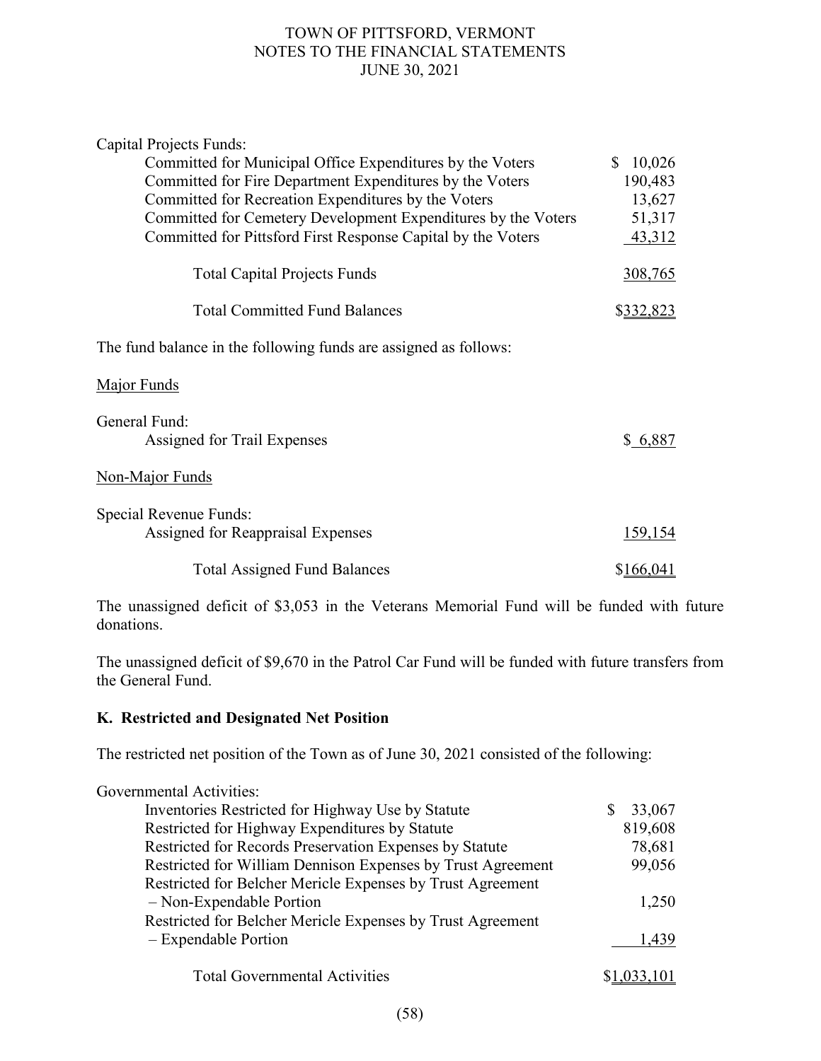Capital Projects Funds:

| | |
|---|---|
| Committed for Municipal Office Expenditures by the Voters | $ 10,026 |
| Committed for Fire Department Expenditures by the Voters | 190,483 |
| Committed for Recreation Expenditures by the Voters | 13,627 |
| Committed for Cemetery Development Expenditures by the Voters | 51,317 |
| Committed for Pittsford First Response Capital by the Voters | 43,312 |
| Total Capital Projects Funds | 308,765 |
| Total Committed Fund Balances | $332,823 |

The fund balance in the following funds are assigned as follows:

Major Funds

General Fund:

| | |
|---|---|
| Assigned for Trail Expenses | $ 6,887 |

Non-Major Funds

Special Revenue Funds:

| | |
|---|---|
| Assigned for Reappraisal Expenses | 159,154 |
| Total Assigned Fund Balances | $166,041 |

The unassigned deficit of $3,053 in the Veterans Memorial Fund will be funded with future donations.

The unassigned deficit of $9,670 in the Patrol Car Fund will be funded with future transfers from the General Fund.

## K. Restricted and Designated Net Position

The restricted net position of the Town as of June 30, 2021 consisted of the following:

Governmental Activities:

| | |
|---|---|
| Inventories Restricted for Highway Use by Statute | $ 33,067 |
| Restricted for Highway Expenditures by Statute | 819,608 |
| Restricted for Records Preservation Expenses by Statute | 78,681 |
| Restricted for William Dennison Expenses by Trust Agreement | 99,056 |
| Restricted for Belcher Mericle Expenses by Trust Agreement – Non-Expendable Portion | 1,250 |
| Restricted for Belcher Mericle Expenses by Trust Agreement – Expendable Portion | 1,439 |
| Total Governmental Activities | $1,033,101 |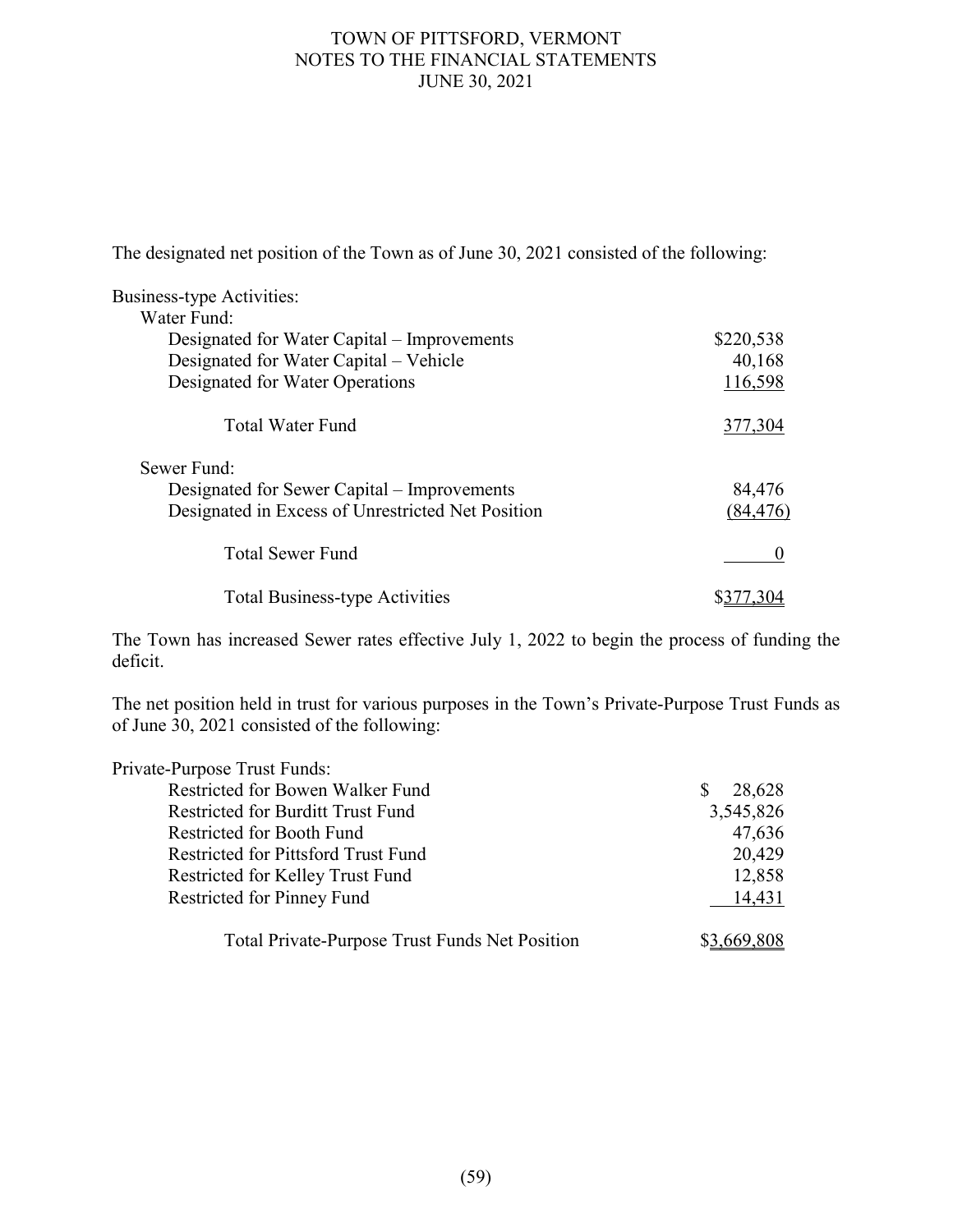The designated net position of the Town as of June 30, 2021 consisted of the following:

| | |
|---|---|
| Business-type Activities: | |
| Water Fund: | |
| Designated for Water Capital – Improvements | $220,538 |
| Designated for Water Capital – Vehicle | 40,168 |
| Designated for Water Operations | 116,598 |
| Total Water Fund | 377,304 |
| Sewer Fund: | |
| Designated for Sewer Capital – Improvements | 84,476 |
| Designated in Excess of Unrestricted Net Position | (84,476) |
| Total Sewer Fund | 0 |
| Total Business-type Activities | $377,304 |

The Town has increased Sewer rates effective July 1, 2022 to begin the process of funding the deficit.

The net position held in trust for various purposes in the Town's Private-Purpose Trust Funds as of June 30, 2021 consisted of the following:

| | |
|---|---|
| Private-Purpose Trust Funds: | |
| Restricted for Bowen Walker Fund | $ 28,628 |
| Restricted for Burditt Trust Fund | 3,545,826 |
| Restricted for Booth Fund | 47,636 |
| Restricted for Pittsford Trust Fund | 20,429 |
| Restricted for Kelley Trust Fund | 12,858 |
| Restricted for Pinney Fund | 14,431 |
| Total Private-Purpose Trust Funds Net Position | $3,669,808 |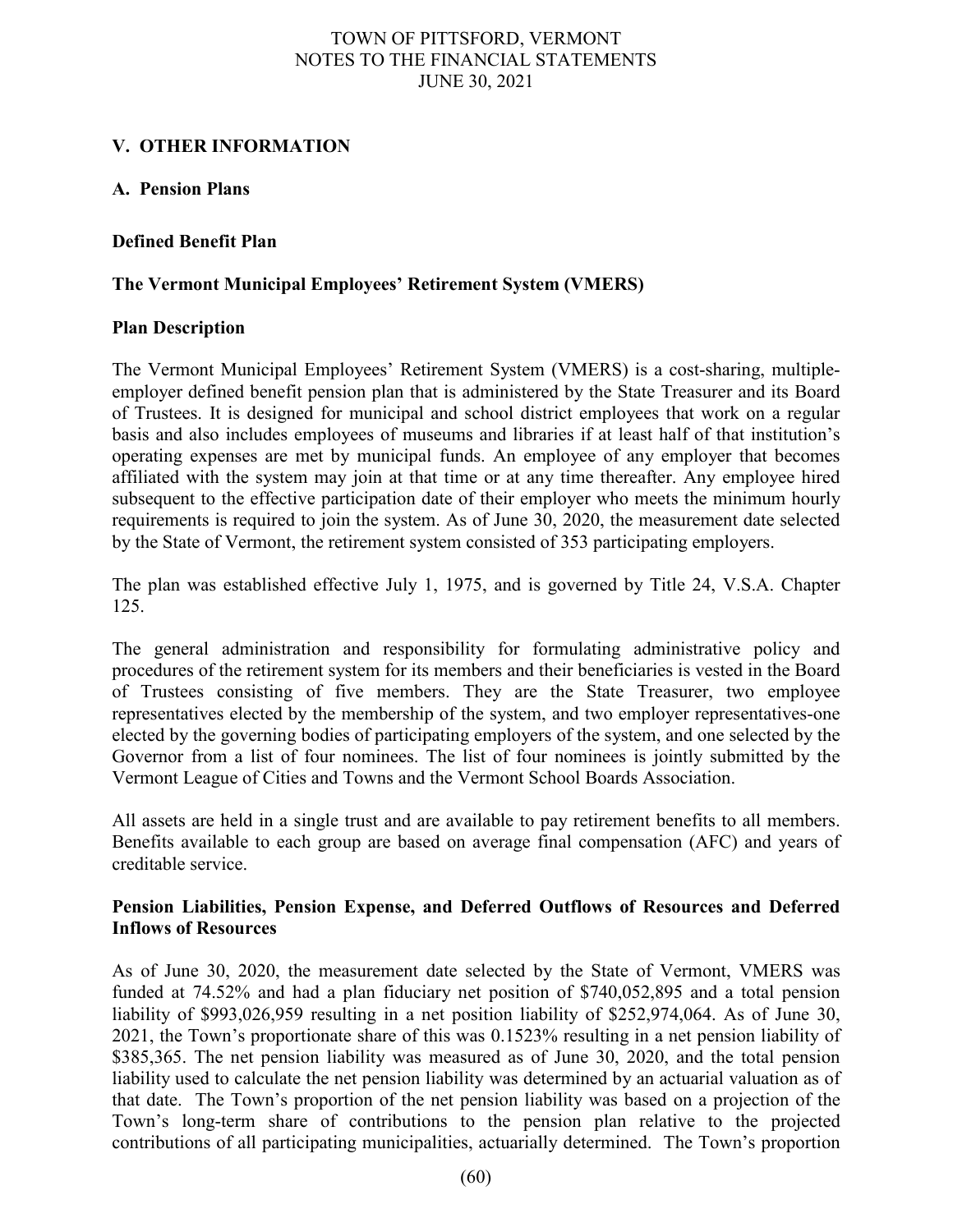## V. OTHER INFORMATION

### A. Pension Plans

### Defined Benefit Plan

### The Vermont Municipal Employees' Retirement System (VMERS)

### Plan Description

The Vermont Municipal Employees' Retirement System (VMERS) is a cost-sharing, multiple-employer defined benefit pension plan that is administered by the State Treasurer and its Board of Trustees. It is designed for municipal and school district employees that work on a regular basis and also includes employees of museums and libraries if at least half of that institution's operating expenses are met by municipal funds. An employee of any employer that becomes affiliated with the system may join at that time or at any time thereafter. Any employee hired subsequent to the effective participation date of their employer who meets the minimum hourly requirements is required to join the system. As of June 30, 2020, the measurement date selected by the State of Vermont, the retirement system consisted of 353 participating employers.

The plan was established effective July 1, 1975, and is governed by Title 24, V.S.A. Chapter 125.

The general administration and responsibility for formulating administrative policy and procedures of the retirement system for its members and their beneficiaries is vested in the Board of Trustees consisting of five members. They are the State Treasurer, two employee representatives elected by the membership of the system, and two employer representatives-one elected by the governing bodies of participating employers of the system, and one selected by the Governor from a list of four nominees. The list of four nominees is jointly submitted by the Vermont League of Cities and Towns and the Vermont School Boards Association.

All assets are held in a single trust and are available to pay retirement benefits to all members. Benefits available to each group are based on average final compensation (AFC) and years of creditable service.

### Pension Liabilities, Pension Expense, and Deferred Outflows of Resources and Deferred Inflows of Resources

As of June 30, 2020, the measurement date selected by the State of Vermont, VMERS was funded at 74.52% and had a plan fiduciary net position of $740,052,895 and a total pension liability of $993,026,959 resulting in a net position liability of $252,974,064. As of June 30, 2021, the Town's proportionate share of this was 0.1523% resulting in a net pension liability of $385,365. The net pension liability was measured as of June 30, 2020, and the total pension liability used to calculate the net pension liability was determined by an actuarial valuation as of that date. The Town's proportion of the net pension liability was based on a projection of the Town's long-term share of contributions to the pension plan relative to the projected contributions of all participating municipalities, actuarially determined. The Town's proportion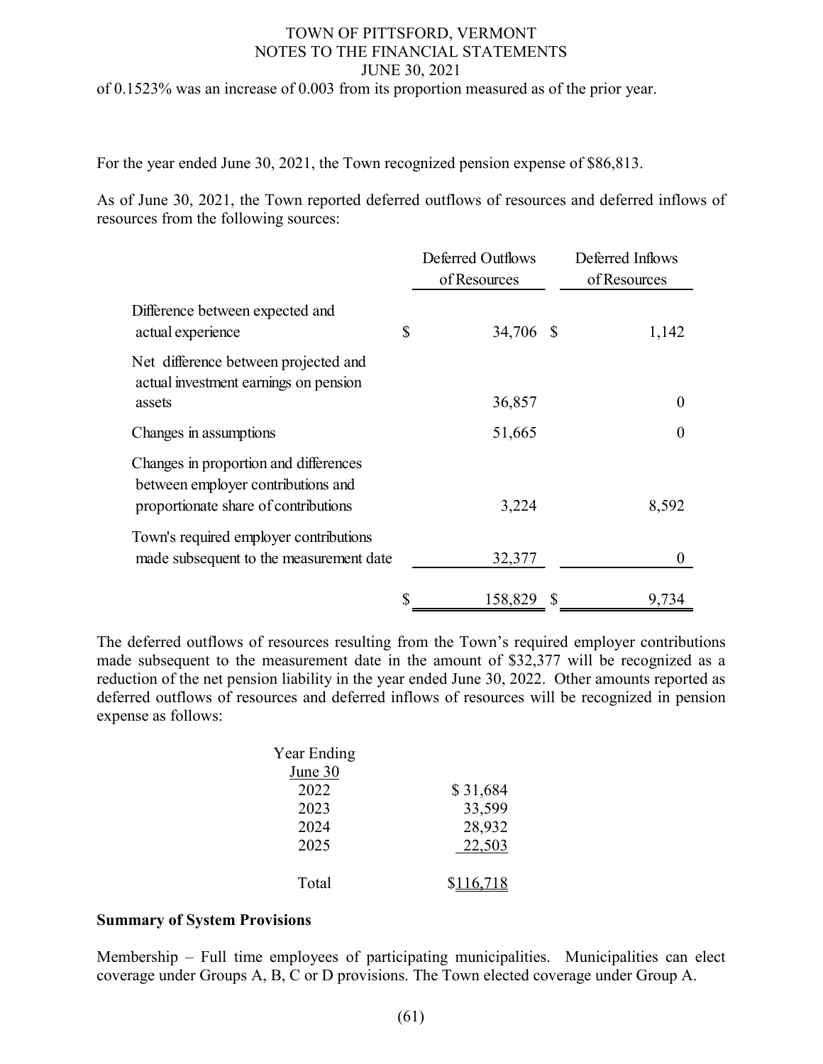of 0.1523% was an increase of 0.003 from its proportion measured as of the prior year.

For the year ended June 30, 2021, the Town recognized pension expense of $86,813.

As of June 30, 2021, the Town reported deferred outflows of resources and deferred inflows of resources from the following sources:

| | Deferred Outflows of Resources | Deferred Inflows of Resources |
|---|---|---|
| Difference between expected and actual experience | $ 34,706 | $ 1,142 |
| Net difference between projected and actual investment earnings on pension assets | 36,857 | 0 |
| Changes in assumptions | 51,665 | 0 |
| Changes in proportion and differences between employer contributions and proportionate share of contributions | 3,224 | 8,592 |
| Town's required employer contributions made subsequent to the measurement date | 32,377 | 0 |
| | $ 158,829 | $ 9,734 |

The deferred outflows of resources resulting from the Town's required employer contributions made subsequent to the measurement date in the amount of $32,377 will be recognized as a reduction of the net pension liability in the year ended June 30, 2022. Other amounts reported as deferred outflows of resources and deferred inflows of resources will be recognized in pension expense as follows:

| Year Ending June 30 | |
|---|---|
| 2022 | $ 31,684 |
| 2023 | 33,599 |
| 2024 | 28,932 |
| 2025 | 22,503 |
| Total | $116,718 |

**Summary of System Provisions**

Membership – Full time employees of participating municipalities. Municipalities can elect coverage under Groups A, B, C or D provisions. The Town elected coverage under Group A.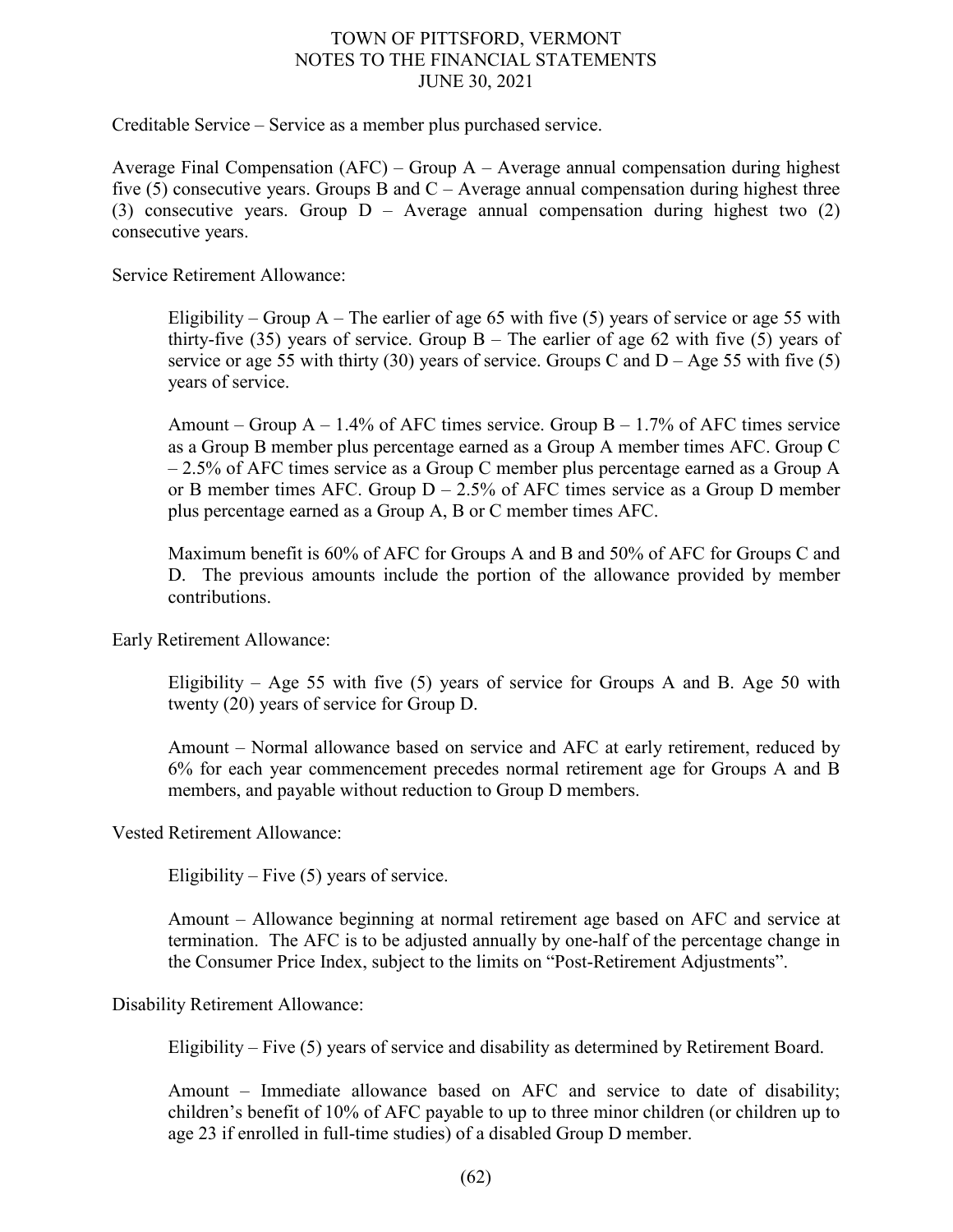Creditable Service – Service as a member plus purchased service.

Average Final Compensation (AFC) – Group A – Average annual compensation during highest five (5) consecutive years. Groups B and C – Average annual compensation during highest three (3) consecutive years. Group D – Average annual compensation during highest two (2) consecutive years.

Service Retirement Allowance:

> Eligibility – Group A – The earlier of age 65 with five (5) years of service or age 55 with thirty-five (35) years of service. Group B – The earlier of age 62 with five (5) years of service or age 55 with thirty (30) years of service. Groups C and D – Age 55 with five (5) years of service.
>
> Amount – Group A – 1.4% of AFC times service. Group B – 1.7% of AFC times service as a Group B member plus percentage earned as a Group A member times AFC. Group C – 2.5% of AFC times service as a Group C member plus percentage earned as a Group A or B member times AFC. Group D – 2.5% of AFC times service as a Group D member plus percentage earned as a Group A, B or C member times AFC.
>
> Maximum benefit is 60% of AFC for Groups A and B and 50% of AFC for Groups C and D. The previous amounts include the portion of the allowance provided by member contributions.

Early Retirement Allowance:

> Eligibility – Age 55 with five (5) years of service for Groups A and B. Age 50 with twenty (20) years of service for Group D.
>
> Amount – Normal allowance based on service and AFC at early retirement, reduced by 6% for each year commencement precedes normal retirement age for Groups A and B members, and payable without reduction to Group D members.

Vested Retirement Allowance:

> Eligibility – Five (5) years of service.
>
> Amount – Allowance beginning at normal retirement age based on AFC and service at termination. The AFC is to be adjusted annually by one-half of the percentage change in the Consumer Price Index, subject to the limits on "Post-Retirement Adjustments".

Disability Retirement Allowance:

> Eligibility – Five (5) years of service and disability as determined by Retirement Board.
>
> Amount – Immediate allowance based on AFC and service to date of disability; children's benefit of 10% of AFC payable to up to three minor children (or children up to age 23 if enrolled in full-time studies) of a disabled Group D member.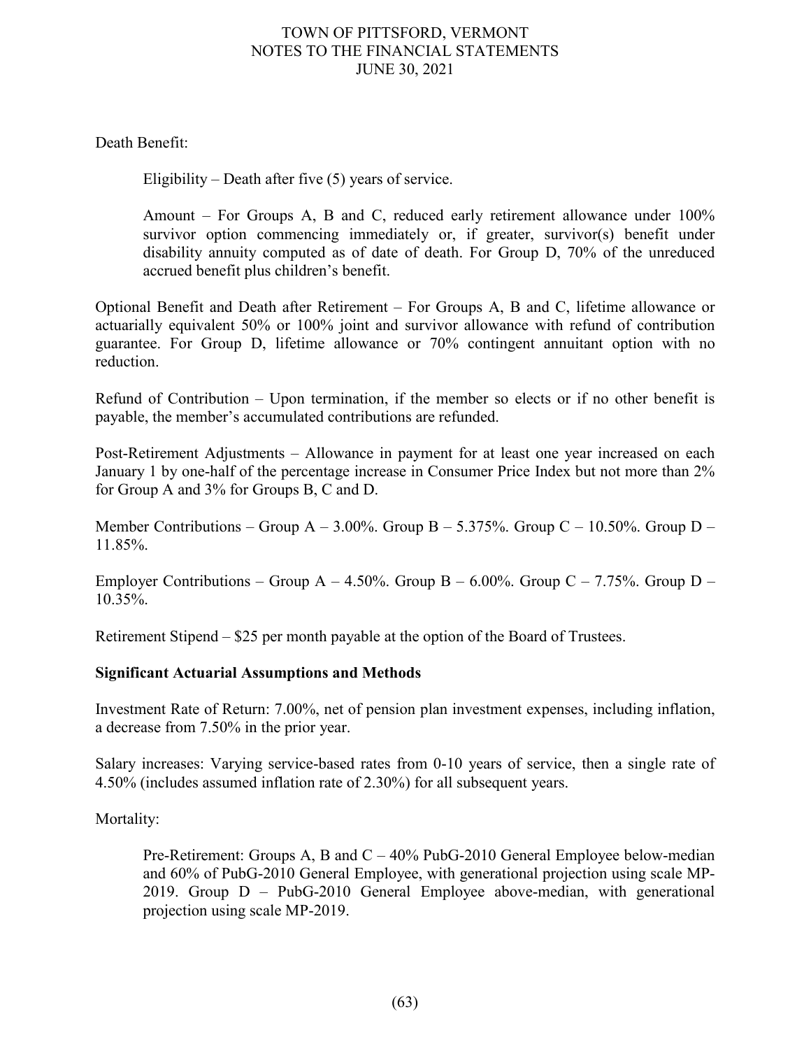Death Benefit:

Eligibility – Death after five (5) years of service.

Amount – For Groups A, B and C, reduced early retirement allowance under 100% survivor option commencing immediately or, if greater, survivor(s) benefit under disability annuity computed as of date of death. For Group D, 70% of the unreduced accrued benefit plus children's benefit.

Optional Benefit and Death after Retirement – For Groups A, B and C, lifetime allowance or actuarially equivalent 50% or 100% joint and survivor allowance with refund of contribution guarantee. For Group D, lifetime allowance or 70% contingent annuitant option with no reduction.

Refund of Contribution – Upon termination, if the member so elects or if no other benefit is payable, the member's accumulated contributions are refunded.

Post-Retirement Adjustments – Allowance in payment for at least one year increased on each January 1 by one-half of the percentage increase in Consumer Price Index but not more than 2% for Group A and 3% for Groups B, C and D.

Member Contributions – Group A – 3.00%. Group B – 5.375%. Group C – 10.50%. Group D – 11.85%.

Employer Contributions – Group A – 4.50%. Group B – 6.00%. Group C – 7.75%. Group D – 10.35%.

Retirement Stipend – $25 per month payable at the option of the Board of Trustees.

**Significant Actuarial Assumptions and Methods**

Investment Rate of Return: 7.00%, net of pension plan investment expenses, including inflation, a decrease from 7.50% in the prior year.

Salary increases: Varying service-based rates from 0-10 years of service, then a single rate of 4.50% (includes assumed inflation rate of 2.30%) for all subsequent years.

Mortality:

Pre-Retirement: Groups A, B and C – 40% PubG-2010 General Employee below-median and 60% of PubG-2010 General Employee, with generational projection using scale MP-2019. Group D – PubG-2010 General Employee above-median, with generational projection using scale MP-2019.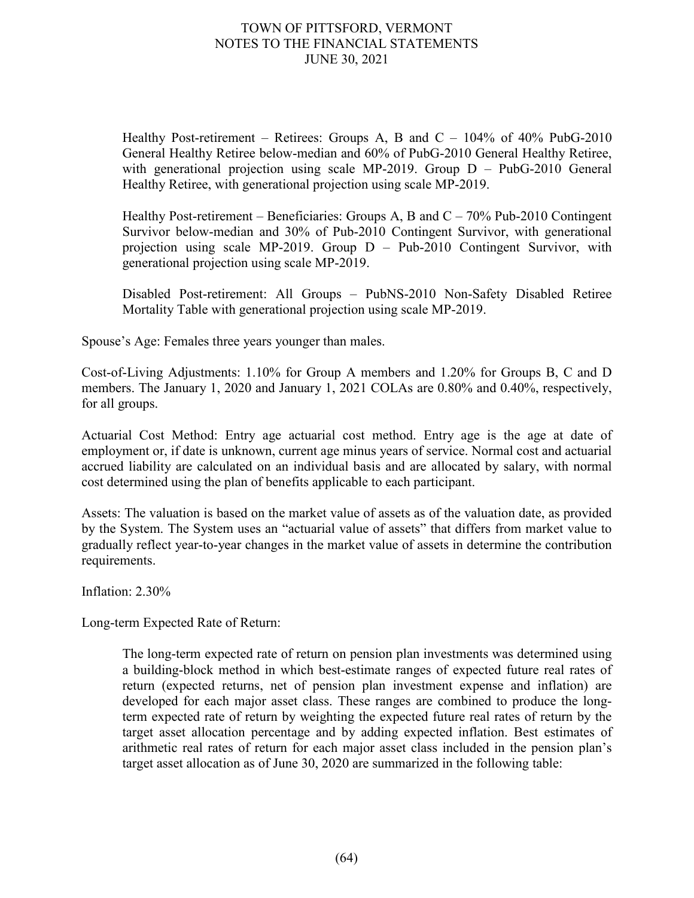Healthy Post-retirement – Retirees: Groups A, B and C – 104% of 40% PubG-2010 General Healthy Retiree below-median and 60% of PubG-2010 General Healthy Retiree, with generational projection using scale MP-2019. Group D – PubG-2010 General Healthy Retiree, with generational projection using scale MP-2019.

Healthy Post-retirement – Beneficiaries: Groups A, B and C – 70% Pub-2010 Contingent Survivor below-median and 30% of Pub-2010 Contingent Survivor, with generational projection using scale MP-2019. Group D – Pub-2010 Contingent Survivor, with generational projection using scale MP-2019.

Disabled Post-retirement: All Groups – PubNS-2010 Non-Safety Disabled Retiree Mortality Table with generational projection using scale MP-2019.

Spouse's Age: Females three years younger than males.

Cost-of-Living Adjustments: 1.10% for Group A members and 1.20% for Groups B, C and D members. The January 1, 2020 and January 1, 2021 COLAs are 0.80% and 0.40%, respectively, for all groups.

Actuarial Cost Method: Entry age actuarial cost method. Entry age is the age at date of employment or, if date is unknown, current age minus years of service. Normal cost and actuarial accrued liability are calculated on an individual basis and are allocated by salary, with normal cost determined using the plan of benefits applicable to each participant.

Assets: The valuation is based on the market value of assets as of the valuation date, as provided by the System. The System uses an "actuarial value of assets" that differs from market value to gradually reflect year-to-year changes in the market value of assets in determine the contribution requirements.

Inflation: 2.30%

Long-term Expected Rate of Return:

The long-term expected rate of return on pension plan investments was determined using a building-block method in which best-estimate ranges of expected future real rates of return (expected returns, net of pension plan investment expense and inflation) are developed for each major asset class. These ranges are combined to produce the long-term expected rate of return by weighting the expected future real rates of return by the target asset allocation percentage and by adding expected inflation. Best estimates of arithmetic real rates of return for each major asset class included in the pension plan's target asset allocation as of June 30, 2020 are summarized in the following table: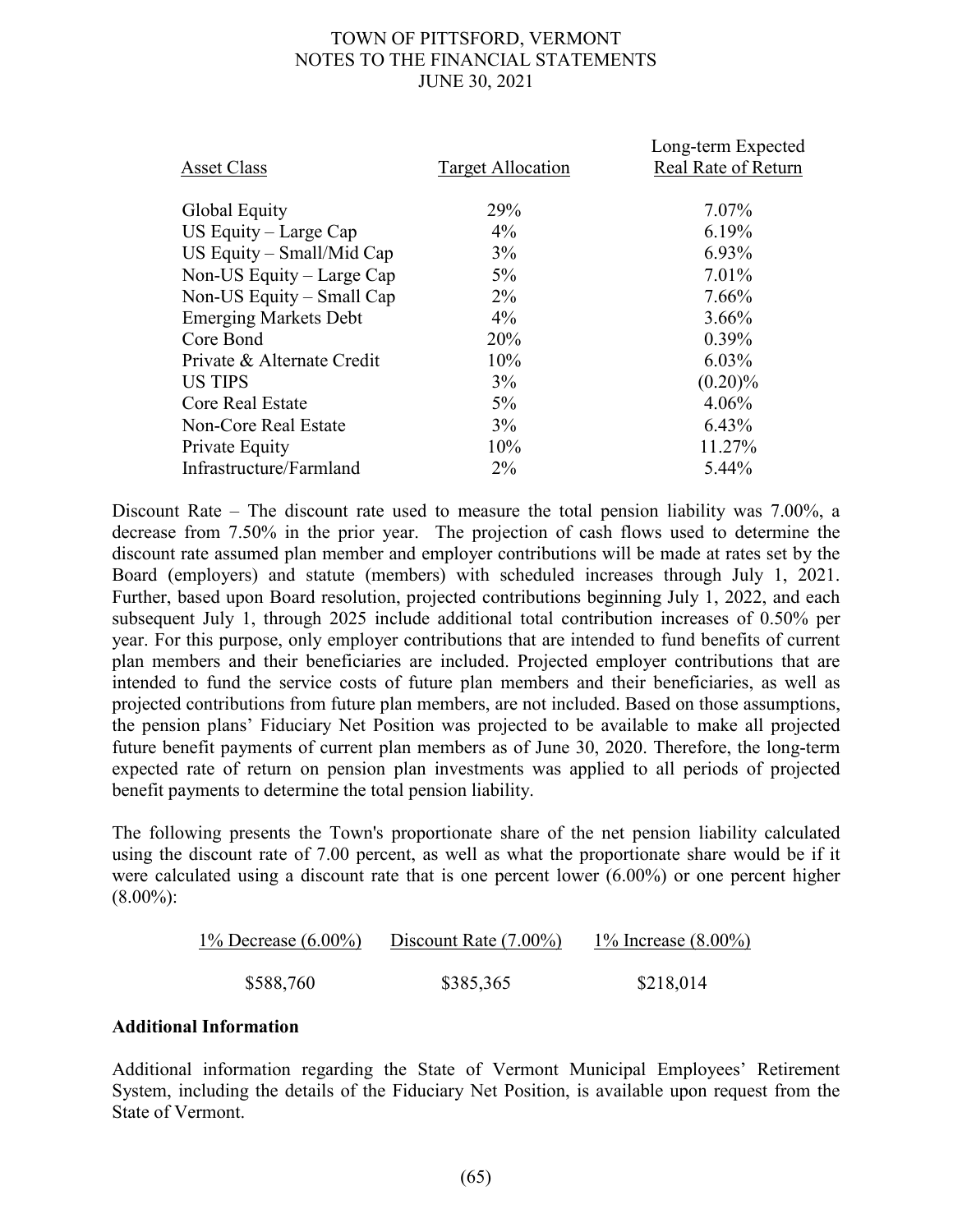| Asset Class | Target Allocation | Long-term Expected Real Rate of Return |
|---|---|---|
| Global Equity | 29% | 7.07% |
| US Equity – Large Cap | 4% | 6.19% |
| US Equity – Small/Mid Cap | 3% | 6.93% |
| Non-US Equity – Large Cap | 5% | 7.01% |
| Non-US Equity – Small Cap | 2% | 7.66% |
| Emerging Markets Debt | 4% | 3.66% |
| Core Bond | 20% | 0.39% |
| Private & Alternate Credit | 10% | 6.03% |
| US TIPS | 3% | (0.20)% |
| Core Real Estate | 5% | 4.06% |
| Non-Core Real Estate | 3% | 6.43% |
| Private Equity | 10% | 11.27% |
| Infrastructure/Farmland | 2% | 5.44% |

Discount Rate – The discount rate used to measure the total pension liability was 7.00%, a decrease from 7.50% in the prior year. The projection of cash flows used to determine the discount rate assumed plan member and employer contributions will be made at rates set by the Board (employers) and statute (members) with scheduled increases through July 1, 2021. Further, based upon Board resolution, projected contributions beginning July 1, 2022, and each subsequent July 1, through 2025 include additional total contribution increases of 0.50% per year. For this purpose, only employer contributions that are intended to fund benefits of current plan members and their beneficiaries are included. Projected employer contributions that are intended to fund the service costs of future plan members and their beneficiaries, as well as projected contributions from future plan members, are not included. Based on those assumptions, the pension plans' Fiduciary Net Position was projected to be available to make all projected future benefit payments of current plan members as of June 30, 2020. Therefore, the long-term expected rate of return on pension plan investments was applied to all periods of projected benefit payments to determine the total pension liability.

The following presents the Town's proportionate share of the net pension liability calculated using the discount rate of 7.00 percent, as well as what the proportionate share would be if it were calculated using a discount rate that is one percent lower (6.00%) or one percent higher (8.00%):

| 1% Decrease (6.00%) | Discount Rate (7.00%) | 1% Increase (8.00%) |
|---|---|---|
| \$588,760 | \$385,365 | \$218,014 |

**Additional Information**

Additional information regarding the State of Vermont Municipal Employees' Retirement System, including the details of the Fiduciary Net Position, is available upon request from the State of Vermont.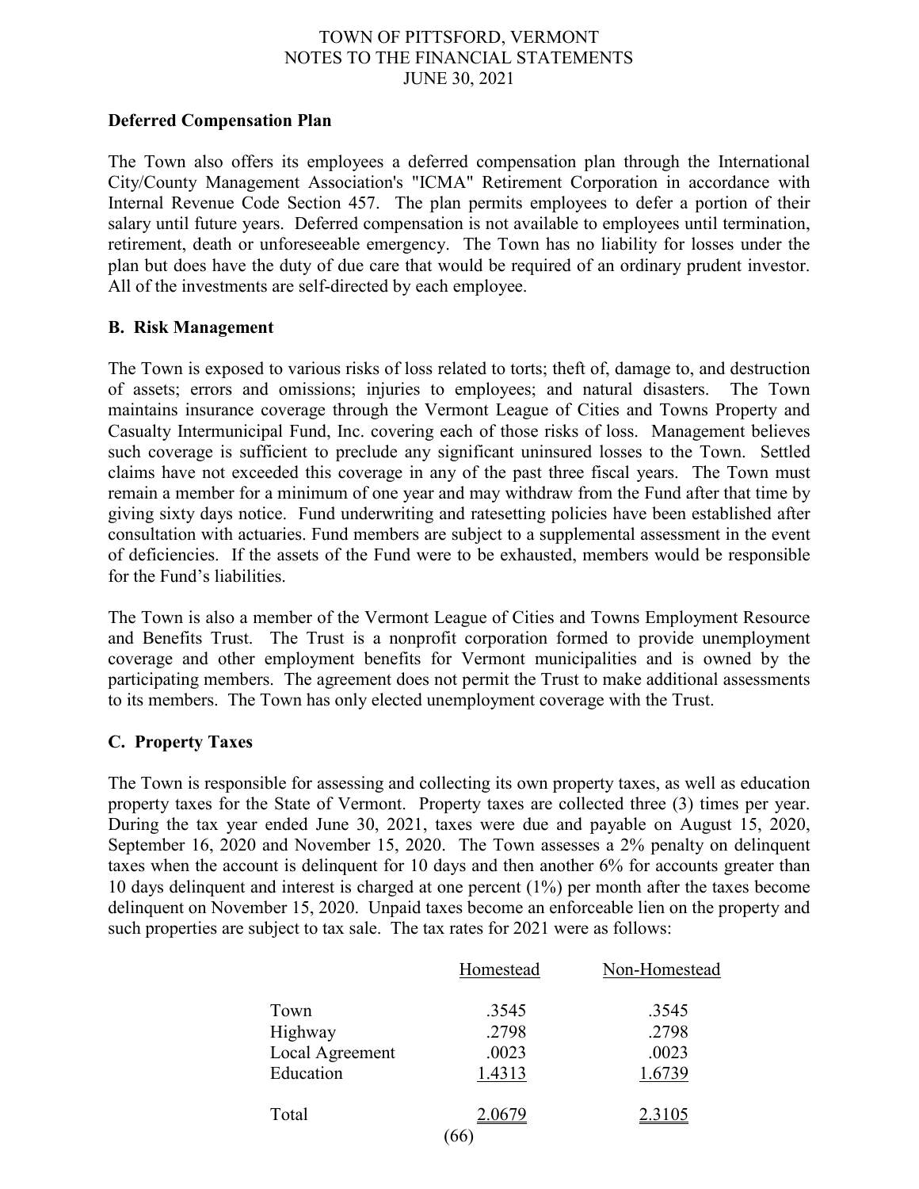### Deferred Compensation Plan

The Town also offers its employees a deferred compensation plan through the International City/County Management Association's "ICMA" Retirement Corporation in accordance with Internal Revenue Code Section 457. The plan permits employees to defer a portion of their salary until future years. Deferred compensation is not available to employees until termination, retirement, death or unforeseeable emergency. The Town has no liability for losses under the plan but does have the duty of due care that would be required of an ordinary prudent investor. All of the investments are self-directed by each employee.

### B. Risk Management

The Town is exposed to various risks of loss related to torts; theft of, damage to, and destruction of assets; errors and omissions; injuries to employees; and natural disasters. The Town maintains insurance coverage through the Vermont League of Cities and Towns Property and Casualty Intermunicipal Fund, Inc. covering each of those risks of loss. Management believes such coverage is sufficient to preclude any significant uninsured losses to the Town. Settled claims have not exceeded this coverage in any of the past three fiscal years. The Town must remain a member for a minimum of one year and may withdraw from the Fund after that time by giving sixty days notice. Fund underwriting and ratesetting policies have been established after consultation with actuaries. Fund members are subject to a supplemental assessment in the event of deficiencies. If the assets of the Fund were to be exhausted, members would be responsible for the Fund's liabilities.

The Town is also a member of the Vermont League of Cities and Towns Employment Resource and Benefits Trust. The Trust is a nonprofit corporation formed to provide unemployment coverage and other employment benefits for Vermont municipalities and is owned by the participating members. The agreement does not permit the Trust to make additional assessments to its members. The Town has only elected unemployment coverage with the Trust.

### C. Property Taxes

The Town is responsible for assessing and collecting its own property taxes, as well as education property taxes for the State of Vermont. Property taxes are collected three (3) times per year. During the tax year ended June 30, 2021, taxes were due and payable on August 15, 2020, September 16, 2020 and November 15, 2020. The Town assesses a 2% penalty on delinquent taxes when the account is delinquent for 10 days and then another 6% for accounts greater than 10 days delinquent and interest is charged at one percent (1%) per month after the taxes become delinquent on November 15, 2020. Unpaid taxes become an enforceable lien on the property and such properties are subject to tax sale. The tax rates for 2021 were as follows:

| | Homestead | Non-Homestead |
|---|---|---|
| Town | .3545 | .3545 |
| Highway | .2798 | .2798 |
| Local Agreement | .0023 | .0023 |
| Education | 1.4313 | 1.6739 |
| Total | 2.0679 | 2.3105 |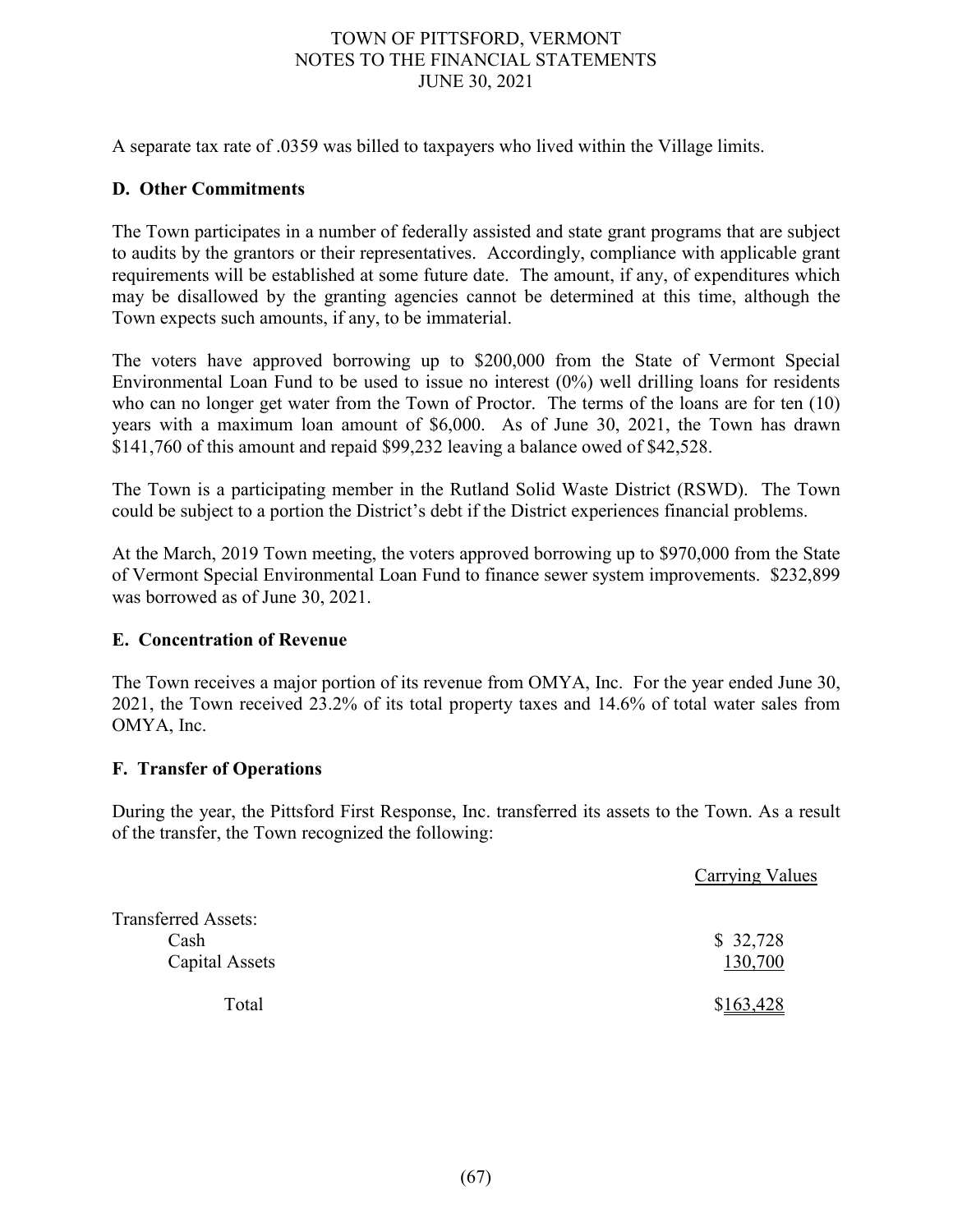A separate tax rate of .0359 was billed to taxpayers who lived within the Village limits.

**D. Other Commitments**

The Town participates in a number of federally assisted and state grant programs that are subject to audits by the grantors or their representatives. Accordingly, compliance with applicable grant requirements will be established at some future date. The amount, if any, of expenditures which may be disallowed by the granting agencies cannot be determined at this time, although the Town expects such amounts, if any, to be immaterial.

The voters have approved borrowing up to $200,000 from the State of Vermont Special Environmental Loan Fund to be used to issue no interest (0%) well drilling loans for residents who can no longer get water from the Town of Proctor. The terms of the loans are for ten (10) years with a maximum loan amount of $6,000. As of June 30, 2021, the Town has drawn $141,760 of this amount and repaid $99,232 leaving a balance owed of $42,528.

The Town is a participating member in the Rutland Solid Waste District (RSWD). The Town could be subject to a portion the District's debt if the District experiences financial problems.

At the March, 2019 Town meeting, the voters approved borrowing up to $970,000 from the State of Vermont Special Environmental Loan Fund to finance sewer system improvements. $232,899 was borrowed as of June 30, 2021.

**E. Concentration of Revenue**

The Town receives a major portion of its revenue from OMYA, Inc. For the year ended June 30, 2021, the Town received 23.2% of its total property taxes and 14.6% of total water sales from OMYA, Inc.

**F. Transfer of Operations**

During the year, the Pittsford First Response, Inc. transferred its assets to the Town. As a result of the transfer, the Town recognized the following:

| | Carrying Values |
|---|---|
| Transferred Assets: | |
| Cash | $ 32,728 |
| Capital Assets | 130,700 |
| Total | $163,428 |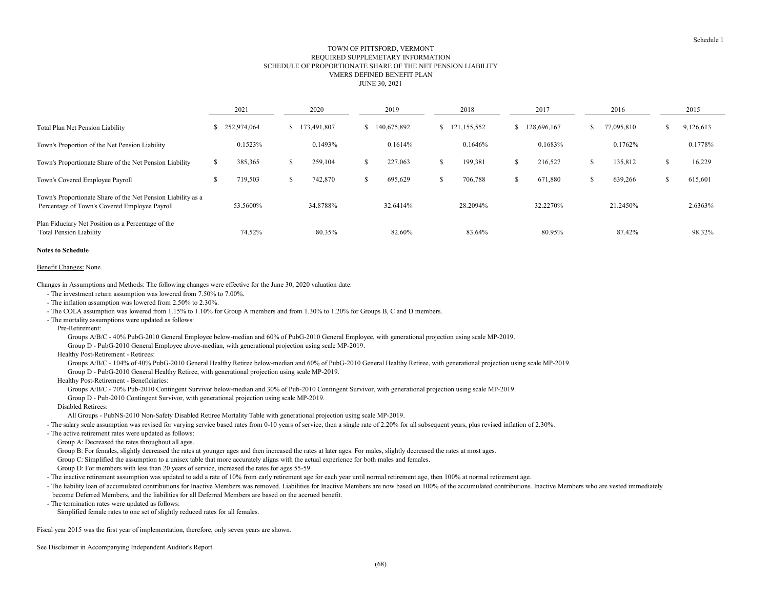Schedule 1

# TOWN OF PITTSFORD, VERMONT
## REQUIRED SUPPLEMETARY INFORMATION
## SCHEDULE OF PROPORTIONATE SHARE OF THE NET PENSION LIABILITY
## VMERS DEFINED BENEFIT PLAN
## JUNE 30, 2021

| | 2021 | 2020 | 2019 | 2018 | 2017 | 2016 | 2015 |
|---|---|---|---|---|---|---|---|
| Total Plan Net Pension Liability | $ 252,974,064 | $ 173,491,807 | $ 140,675,892 | $ 121,155,552 | $ 128,696,167 | $ 77,095,810 | $ 9,126,613 |
| Town's Proportion of the Net Pension Liability | 0.1523% | 0.1493% | 0.1614% | 0.1646% | 0.1683% | 0.1762% | 0.1778% |
| Town's Proportionate Share of the Net Pension Liability | $ 385,365 | $ 259,104 | $ 227,063 | $ 199,381 | $ 216,527 | $ 135,812 | $ 16,229 |
| Town's Covered Employee Payroll | $ 719,503 | $ 742,870 | $ 695,629 | $ 706,788 | $ 671,880 | $ 639,266 | $ 615,601 |
| Town's Proportionate Share of the Net Pension Liability as a Percentage of Town's Covered Employee Payroll | 53.5600% | 34.8788% | 32.6414% | 28.2094% | 32.2270% | 21.2450% | 2.6363% |
| Plan Fiduciary Net Position as a Percentage of the Total Pension Liability | 74.52% | 80.35% | 82.60% | 83.64% | 80.95% | 87.42% | 98.32% |

**Notes to Schedule**

Benefit Changes: None.

Changes in Assumptions and Methods: The following changes were effective for the June 30, 2020 valuation date:

- The investment return assumption was lowered from 7.50% to 7.00%.
- The inflation assumption was lowered from 2.50% to 2.30%.
- The COLA assumption was lowered from 1.15% to 1.10% for Group A members and from 1.30% to 1.20% for Groups B, C and D members.
- The mortality assumptions were updated as follows:
  - Pre-Retirement:
    - Groups A/B/C - 40% PubG-2010 General Employee below-median and 60% of PubG-2010 General Employee, with generational projection using scale MP-2019.
    - Group D - PubG-2010 General Employee above-median, with generational projection using scale MP-2019.
  - Healthy Post-Retirement - Retirees:
    - Groups A/B/C - 104% of 40% PubG-2010 General Healthy Retiree below-median and 60% of PubG-2010 General Healthy Retiree, with generational projection using scale MP-2019.
    - Group D - PubG-2010 General Healthy Retiree, with generational projection using scale MP-2019.
  - Healthy Post-Retirement - Beneficiaries:
    - Groups A/B/C - 70% Pub-2010 Contingent Survivor below-median and 30% of Pub-2010 Contingent Survivor, with generational projection using scale MP-2019.
    - Group D - Pub-2010 Contingent Survivor, with generational projection using scale MP-2019.
  - Disabled Retirees:
    - All Groups - PubNS-2010 Non-Safety Disabled Retiree Mortality Table with generational projection using scale MP-2019.
- The salary scale assumption was revised for varying service based rates from 0-10 years of service, then a single rate of 2.20% for all subsequent years, plus revised inflation of 2.30%.
- The active retirement rates were updated as follows:
  - Group A: Decreased the rates throughout all ages.
  - Group B: For females, slightly decreased the rates at younger ages and then increased the rates at later ages. For males, slightly decreased the rates at most ages.
  - Group C: Simplified the assumption to a unisex table that more accurately aligns with the actual experience for both males and females.
  - Group D: For members with less than 20 years of service, increased the rates for ages 55-59.
- The inactive retirement assumption was updated to add a rate of 10% from early retirement age for each year until normal retirement age, then 100% at normal retirement age.
- The liability loan of accumulated contributions for Inactive Members was removed. Liabilities for Inactive Members are now based on 100% of the accumulated contributions. Inactive Members who are vested immediately become Deferred Members, and the liabilities for all Deferred Members are based on the accrued benefit.
- The termination rates were updated as follows:
  - Simplified female rates to one set of slightly reduced rates for all females.

Fiscal year 2015 was the first year of implementation, therefore, only seven years are shown.

See Disclaimer in Accompanying Independent Auditor's Report.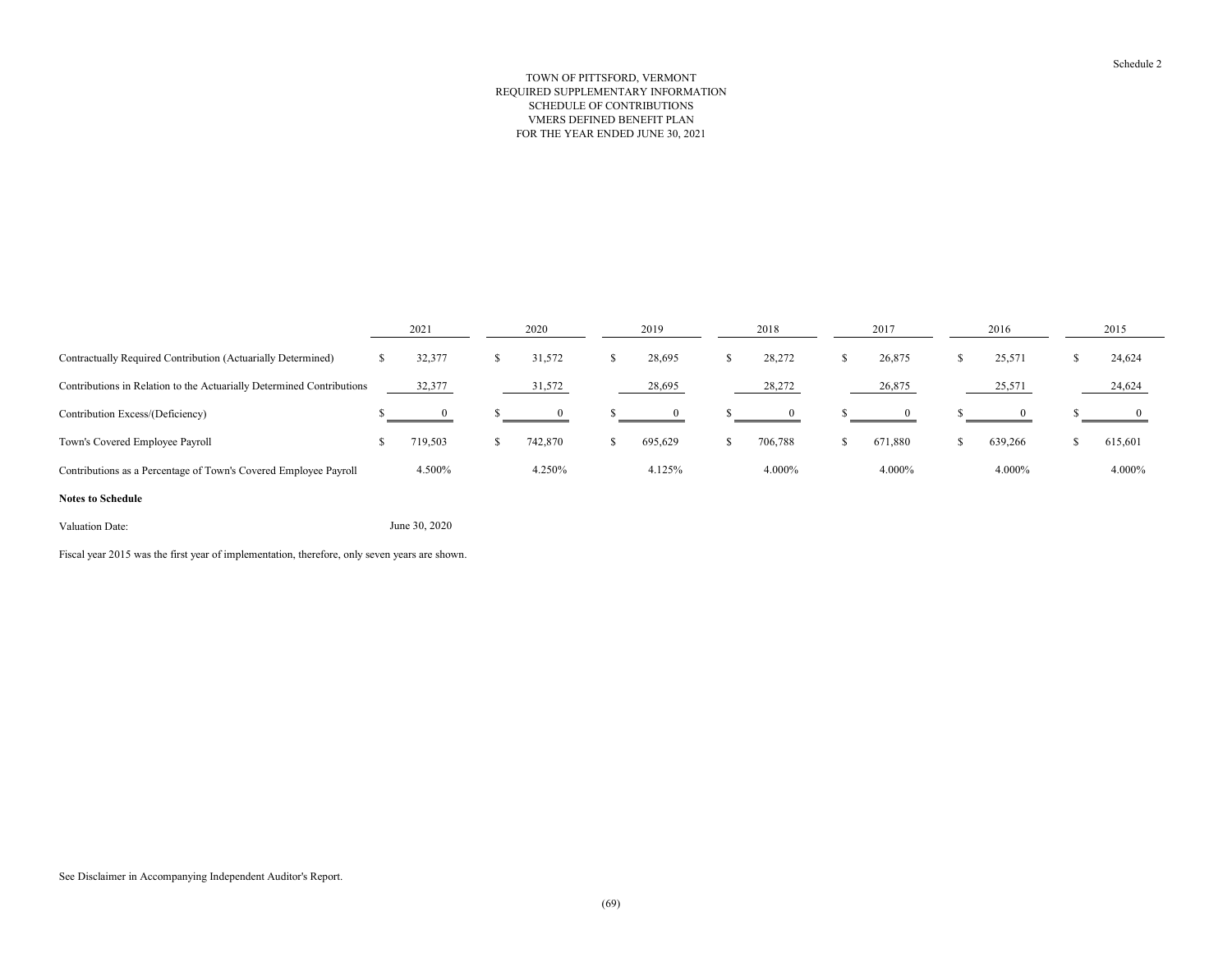Schedule 2

# TOWN OF PITTSFORD, VERMONT
## REQUIRED SUPPLEMENTARY INFORMATION
## SCHEDULE OF CONTRIBUTIONS
## VMERS DEFINED BENEFIT PLAN
## FOR THE YEAR ENDED JUNE 30, 2021

| | 2021 | 2020 | 2019 | 2018 | 2017 | 2016 | 2015 |
|---|---|---|---|---|---|---|---|
| Contractually Required Contribution (Actuarially Determined) | $ 32,377 | $ 31,572 | $ 28,695 | $ 28,272 | $ 26,875 | $ 25,571 | $ 24,624 |
| Contributions in Relation to the Actuarially Determined Contributions | 32,377 | 31,572 | 28,695 | 28,272 | 26,875 | 25,571 | 24,624 |
| Contribution Excess/(Deficiency) | $ 0 | $ 0 | $ 0 | $ 0 | $ 0 | $ 0 | $ 0 |
| Town's Covered Employee Payroll | $ 719,503 | $ 742,870 | $ 695,629 | $ 706,788 | $ 671,880 | $ 639,266 | $ 615,601 |
| Contributions as a Percentage of Town's Covered Employee Payroll | 4.500% | 4.250% | 4.125% | 4.000% | 4.000% | 4.000% | 4.000% |

**Notes to Schedule**

Valuation Date: June 30, 2020

Fiscal year 2015 was the first year of implementation, therefore, only seven years are shown.

See Disclaimer in Accompanying Independent Auditor's Report.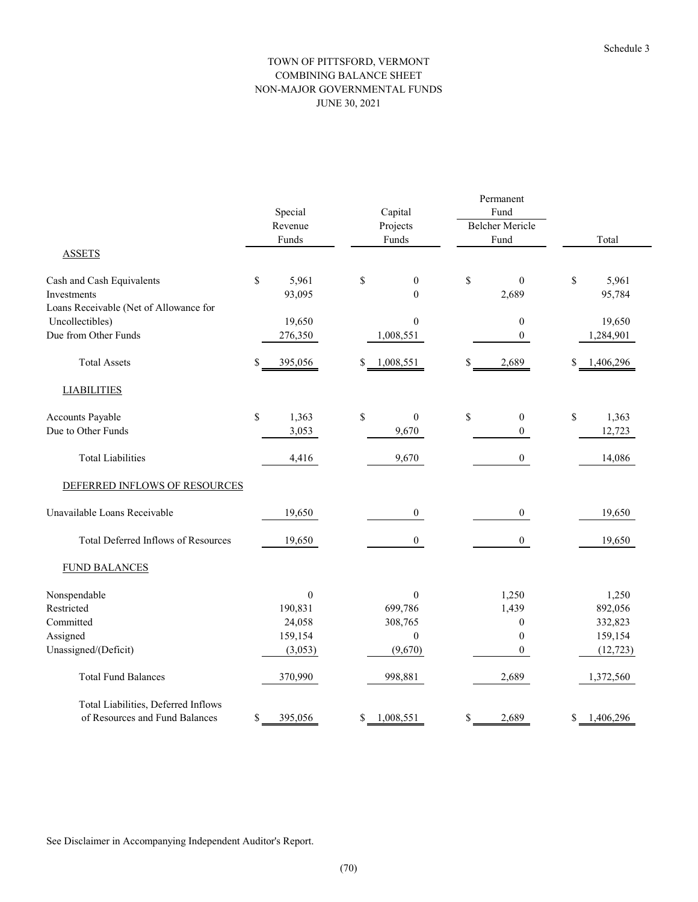Schedule 3

# TOWN OF PITTSFORD, VERMONT
## COMBINING BALANCE SHEET
## NON-MAJOR GOVERNMENTAL FUNDS
## JUNE 30, 2021

| | Special Revenue Funds | Capital Projects Funds | Permanent Fund Belcher Mericle Fund | Total |
|---|---|---|---|---|
| **ASSETS** | | | | |
| Cash and Cash Equivalents | $ 5,961 | $ 0 | $ 0 | $ 5,961 |
| Investments | 93,095 | 0 | 2,689 | 95,784 |
| Loans Receivable (Net of Allowance for Uncollectibles) | 19,650 | 0 | 0 | 19,650 |
| Due from Other Funds | 276,350 | 1,008,551 | 0 | 1,284,901 |
| Total Assets | $ 395,056 | $ 1,008,551 | $ 2,689 | $ 1,406,296 |
| **LIABILITIES** | | | | |
| Accounts Payable | $ 1,363 | $ 0 | $ 0 | $ 1,363 |
| Due to Other Funds | 3,053 | 9,670 | 0 | 12,723 |
| Total Liabilities | 4,416 | 9,670 | 0 | 14,086 |
| **DEFERRED INFLOWS OF RESOURCES** | | | | |
| Unavailable Loans Receivable | 19,650 | 0 | 0 | 19,650 |
| Total Deferred Inflows of Resources | 19,650 | 0 | 0 | 19,650 |
| **FUND BALANCES** | | | | |
| Nonspendable | 0 | 0 | 1,250 | 1,250 |
| Restricted | 190,831 | 699,786 | 1,439 | 892,056 |
| Committed | 24,058 | 308,765 | 0 | 332,823 |
| Assigned | 159,154 | 0 | 0 | 159,154 |
| Unassigned/(Deficit) | (3,053) | (9,670) | 0 | (12,723) |
| Total Fund Balances | 370,990 | 998,881 | 2,689 | 1,372,560 |
| Total Liabilities, Deferred Inflows of Resources and Fund Balances | $ 395,056 | $ 1,008,551 | $ 2,689 | $ 1,406,296 |

See Disclaimer in Accompanying Independent Auditor's Report.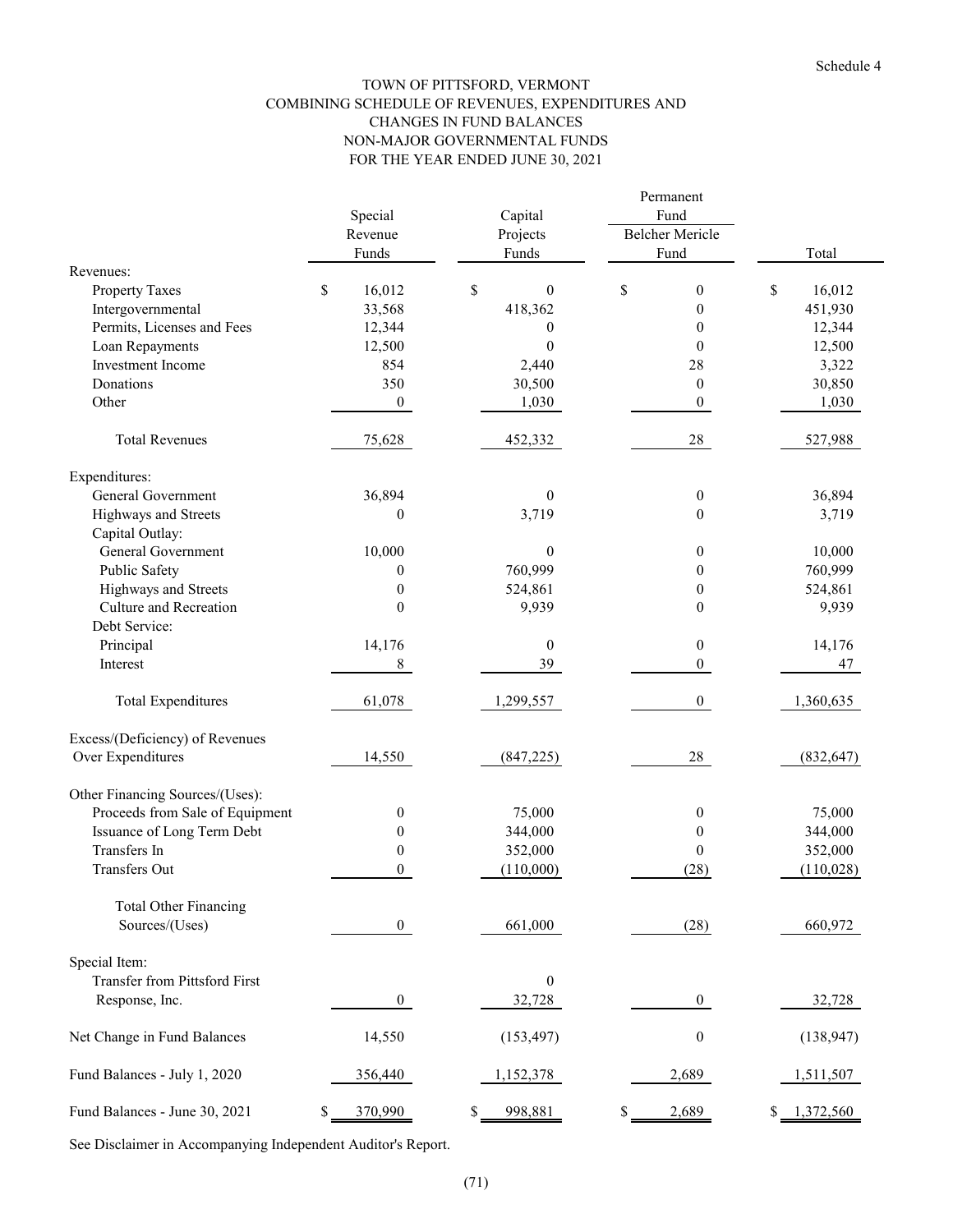Schedule 4

# TOWN OF PITTSFORD, VERMONT
## COMBINING SCHEDULE OF REVENUES, EXPENDITURES AND CHANGES IN FUND BALANCES
## NON-MAJOR GOVERNMENTAL FUNDS
## FOR THE YEAR ENDED JUNE 30, 2021

| | Special Revenue Funds | Capital Projects Funds | Permanent Fund Belcher Mericle Fund | Total |
|---|---|---|---|---|
| **Revenues:** | | | | |
| Property Taxes | $ 16,012 | $ 0 | $ 0 | $ 16,012 |
| Intergovernmental | 33,568 | 418,362 | 0 | 451,930 |
| Permits, Licenses and Fees | 12,344 | 0 | 0 | 12,344 |
| Loan Repayments | 12,500 | 0 | 0 | 12,500 |
| Investment Income | 854 | 2,440 | 28 | 3,322 |
| Donations | 350 | 30,500 | 0 | 30,850 |
| Other | 0 | 1,030 | 0 | 1,030 |
| Total Revenues | 75,628 | 452,332 | 28 | 527,988 |
| **Expenditures:** | | | | |
| General Government | 36,894 | 0 | 0 | 36,894 |
| Highways and Streets | 0 | 3,719 | 0 | 3,719 |
| Capital Outlay: | | | | |
| General Government | 10,000 | 0 | 0 | 10,000 |
| Public Safety | 0 | 760,999 | 0 | 760,999 |
| Highways and Streets | 0 | 524,861 | 0 | 524,861 |
| Culture and Recreation | 0 | 9,939 | 0 | 9,939 |
| Debt Service: | | | | |
| Principal | 14,176 | 0 | 0 | 14,176 |
| Interest | 8 | 39 | 0 | 47 |
| Total Expenditures | 61,078 | 1,299,557 | 0 | 1,360,635 |
| Excess/(Deficiency) of Revenues Over Expenditures | 14,550 | (847,225) | 28 | (832,647) |
| **Other Financing Sources/(Uses):** | | | | |
| Proceeds from Sale of Equipment | 0 | 75,000 | 0 | 75,000 |
| Issuance of Long Term Debt | 0 | 344,000 | 0 | 344,000 |
| Transfers In | 0 | 352,000 | 0 | 352,000 |
| Transfers Out | 0 | (110,000) | (28) | (110,028) |
| Total Other Financing Sources/(Uses) | 0 | 661,000 | (28) | 660,972 |
| **Special Item:** | | | | |
| Transfer from Pittsford First Response, Inc. | 0 | 32,728 | 0 | 32,728 |
| Net Change in Fund Balances | 14,550 | (153,497) | 0 | (138,947) |
| Fund Balances - July 1, 2020 | 356,440 | 1,152,378 | 2,689 | 1,511,507 |
| Fund Balances - June 30, 2021 | $ 370,990 | $ 998,881 | $ 2,689 | $ 1,372,560 |

See Disclaimer in Accompanying Independent Auditor's Report.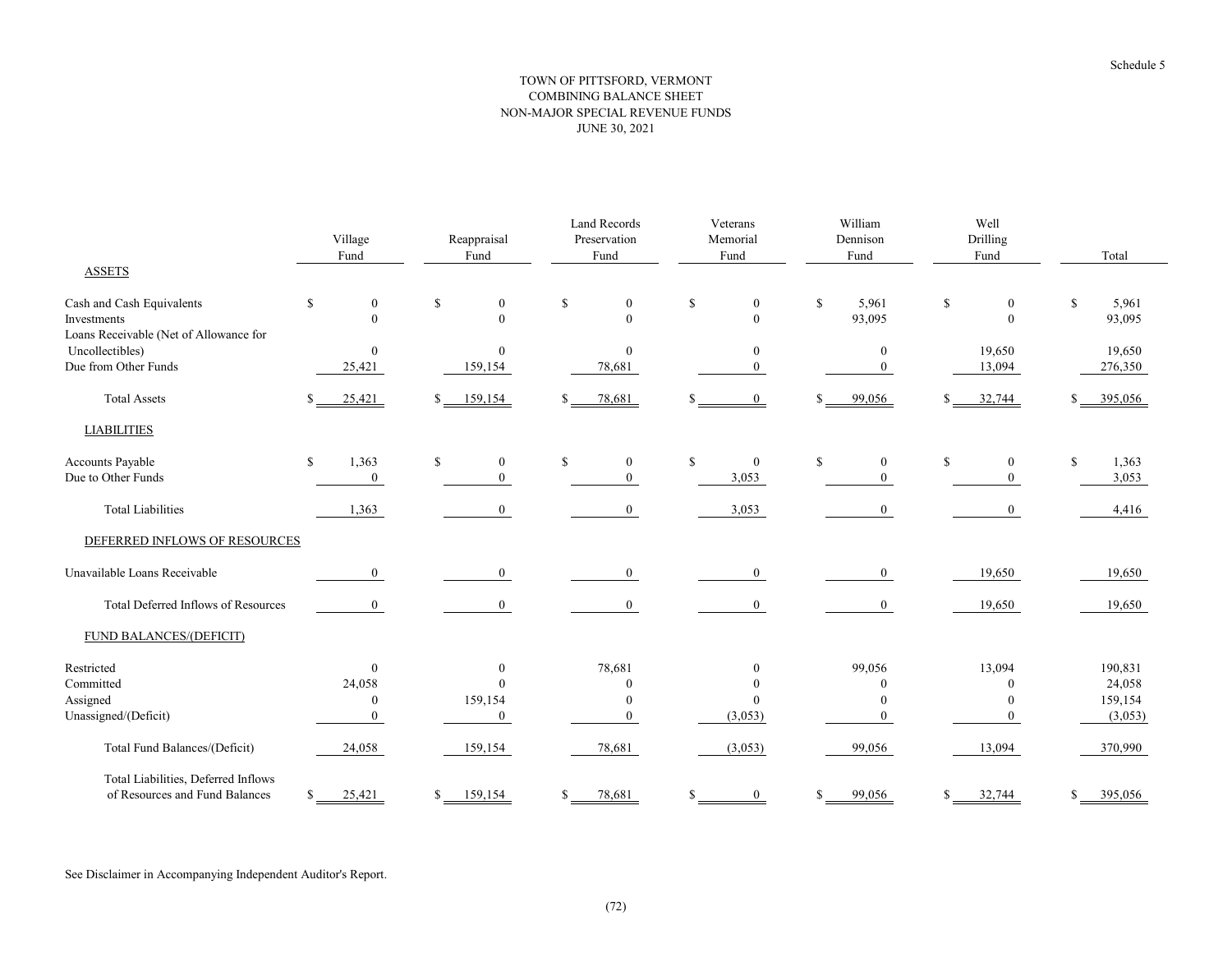Schedule 5

# TOWN OF PITTSFORD, VERMONT
## COMBINING BALANCE SHEET
## NON-MAJOR SPECIAL REVENUE FUNDS
## JUNE 30, 2021

| | Village Fund | Reappraisal Fund | Land Records Preservation Fund | Veterans Memorial Fund | William Dennison Fund | Well Drilling Fund | Total |
|---|---|---|---|---|---|---|---|
| ASSETS | | | | | | | |
| Cash and Cash Equivalents | $ 0 | $ 0 | $ 0 | $ 0 | $ 5,961 | $ 0 | $ 5,961 |
| Investments | 0 | 0 | 0 | 0 | 93,095 | 0 | 93,095 |
| Loans Receivable (Net of Allowance for Uncollectibles) | 0 | 0 | 0 | 0 | 0 | 19,650 | 19,650 |
| Due from Other Funds | 25,421 | 159,154 | 78,681 | 0 | 0 | 13,094 | 276,350 |
| Total Assets | $ 25,421 | $ 159,154 | $ 78,681 | $ 0 | $ 99,056 | $ 32,744 | $ 395,056 |
| LIABILITIES | | | | | | | |
| Accounts Payable | $ 1,363 | $ 0 | $ 0 | $ 0 | $ 0 | $ 0 | $ 1,363 |
| Due to Other Funds | 0 | 0 | 0 | 3,053 | 0 | 0 | 3,053 |
| Total Liabilities | 1,363 | 0 | 0 | 3,053 | 0 | 0 | 4,416 |
| DEFERRED INFLOWS OF RESOURCES | | | | | | | |
| Unavailable Loans Receivable | 0 | 0 | 0 | 0 | 0 | 19,650 | 19,650 |
| Total Deferred Inflows of Resources | 0 | 0 | 0 | 0 | 0 | 19,650 | 19,650 |
| FUND BALANCES/(DEFICIT) | | | | | | | |
| Restricted | 0 | 0 | 78,681 | 0 | 99,056 | 13,094 | 190,831 |
| Committed | 24,058 | 0 | 0 | 0 | 0 | 0 | 24,058 |
| Assigned | 0 | 159,154 | 0 | 0 | 0 | 0 | 159,154 |
| Unassigned/(Deficit) | 0 | 0 | 0 | (3,053) | 0 | 0 | (3,053) |
| Total Fund Balances/(Deficit) | 24,058 | 159,154 | 78,681 | (3,053) | 99,056 | 13,094 | 370,990 |
| Total Liabilities, Deferred Inflows of Resources and Fund Balances | $ 25,421 | $ 159,154 | $ 78,681 | $ 0 | $ 99,056 | $ 32,744 | $ 395,056 |

See Disclaimer in Accompanying Independent Auditor's Report.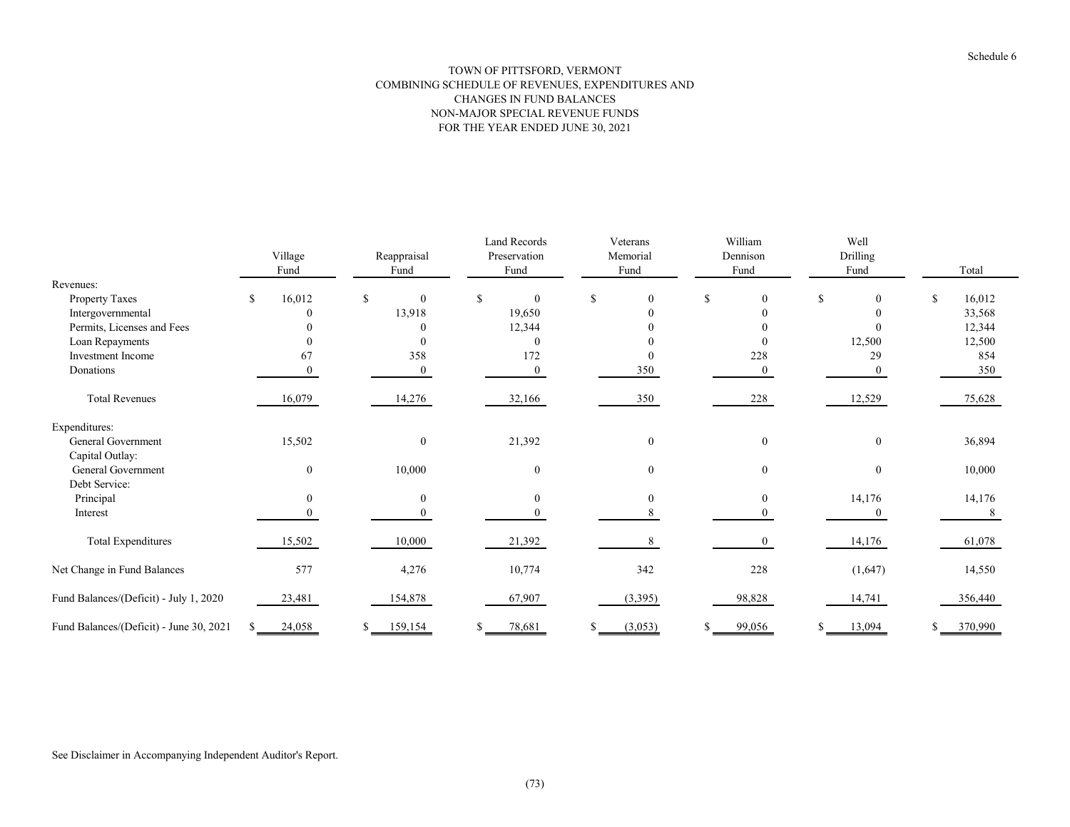Schedule 6

# TOWN OF PITTSFORD, VERMONT
## COMBINING SCHEDULE OF REVENUES, EXPENDITURES AND CHANGES IN FUND BALANCES
## NON-MAJOR SPECIAL REVENUE FUNDS
## FOR THE YEAR ENDED JUNE 30, 2021

| | Village Fund | Reappraisal Fund | Land Records Preservation Fund | Veterans Memorial Fund | William Dennison Fund | Well Drilling Fund | Total |
|---|---|---|---|---|---|---|---|
| Revenues: | | | | | | | |
| Property Taxes | $ 16,012 | $ 0 | $ 0 | $ 0 | $ 0 | $ 0 | $ 16,012 |
| Intergovernmental | 0 | 13,918 | 19,650 | 0 | 0 | 0 | 33,568 |
| Permits, Licenses and Fees | 0 | 0 | 12,344 | 0 | 0 | 0 | 12,344 |
| Loan Repayments | 0 | 0 | 0 | 0 | 0 | 12,500 | 12,500 |
| Investment Income | 67 | 358 | 172 | 0 | 228 | 29 | 854 |
| Donations | 0 | 0 | 0 | 350 | 0 | 0 | 350 |
| Total Revenues | 16,079 | 14,276 | 32,166 | 350 | 228 | 12,529 | 75,628 |
| Expenditures: | | | | | | | |
| General Government | 15,502 | 0 | 21,392 | 0 | 0 | 0 | 36,894 |
| Capital Outlay: | | | | | | | |
| General Government | 0 | 10,000 | 0 | 0 | 0 | 0 | 10,000 |
| Debt Service: | | | | | | | |
| Principal | 0 | 0 | 0 | 0 | 0 | 14,176 | 14,176 |
| Interest | 0 | 0 | 0 | 8 | 0 | 0 | 8 |
| Total Expenditures | 15,502 | 10,000 | 21,392 | 8 | 0 | 14,176 | 61,078 |
| Net Change in Fund Balances | 577 | 4,276 | 10,774 | 342 | 228 | (1,647) | 14,550 |
| Fund Balances/(Deficit) - July 1, 2020 | 23,481 | 154,878 | 67,907 | (3,395) | 98,828 | 14,741 | 356,440 |
| Fund Balances/(Deficit) - June 30, 2021 | $ 24,058 | $ 159,154 | $ 78,681 | $ (3,053) | $ 99,056 | $ 13,094 | $ 370,990 |

See Disclaimer in Accompanying Independent Auditor's Report.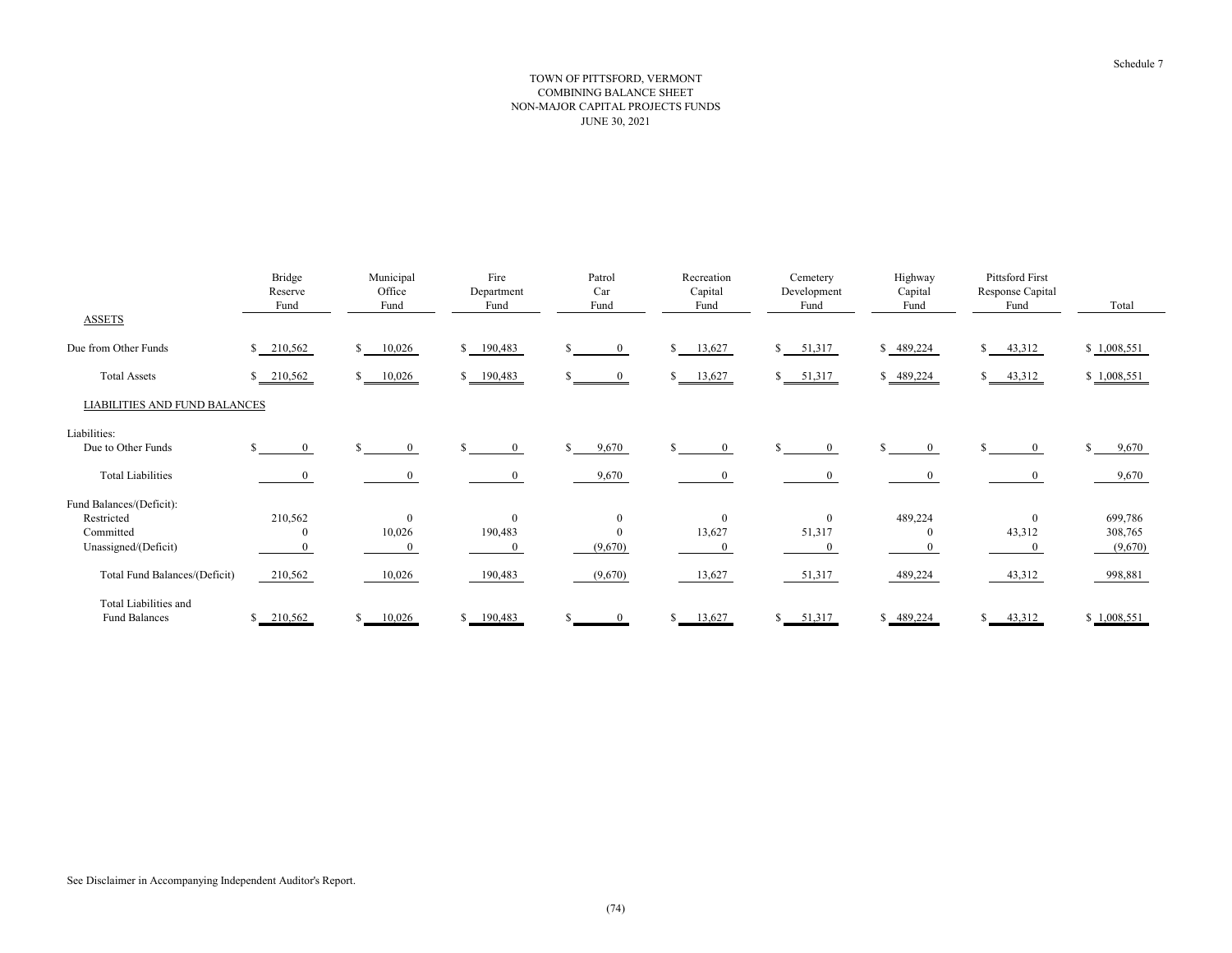Schedule 7

# TOWN OF PITTSFORD, VERMONT
## COMBINING BALANCE SHEET
## NON-MAJOR CAPITAL PROJECTS FUNDS
## JUNE 30, 2021

| | Bridge Reserve Fund | Municipal Office Fund | Fire Department Fund | Patrol Car Fund | Recreation Capital Fund | Cemetery Development Fund | Highway Capital Fund | Pittsford First Response Capital Fund | Total |
|---|---|---|---|---|---|---|---|---|---|
| ASSETS | | | | | | | | | |
| Due from Other Funds | $ 210,562 | $ 10,026 | $ 190,483 | $ 0 | $ 13,627 | $ 51,317 | $ 489,224 | $ 43,312 | $ 1,008,551 |
| Total Assets | $ 210,562 | $ 10,026 | $ 190,483 | $ 0 | $ 13,627 | $ 51,317 | $ 489,224 | $ 43,312 | $ 1,008,551 |
| LIABILITIES AND FUND BALANCES | | | | | | | | | |
| Liabilities: | | | | | | | | | |
| Due to Other Funds | $ 0 | $ 0 | $ 0 | $ 9,670 | $ 0 | $ 0 | $ 0 | $ 0 | $ 9,670 |
| Total Liabilities | 0 | 0 | 0 | 9,670 | 0 | 0 | 0 | 0 | 9,670 |
| Fund Balances/(Deficit): | | | | | | | | | |
| Restricted | 210,562 | 0 | 0 | 0 | 0 | 0 | 489,224 | 0 | 699,786 |
| Committed | 0 | 10,026 | 190,483 | 0 | 13,627 | 51,317 | 0 | 43,312 | 308,765 |
| Unassigned/(Deficit) | 0 | 0 | 0 | (9,670) | 0 | 0 | 0 | 0 | (9,670) |
| Total Fund Balances/(Deficit) | 210,562 | 10,026 | 190,483 | (9,670) | 13,627 | 51,317 | 489,224 | 43,312 | 998,881 |
| Total Liabilities and Fund Balances | $ 210,562 | $ 10,026 | $ 190,483 | $ 0 | $ 13,627 | $ 51,317 | $ 489,224 | $ 43,312 | $ 1,008,551 |

See Disclaimer in Accompanying Independent Auditor's Report.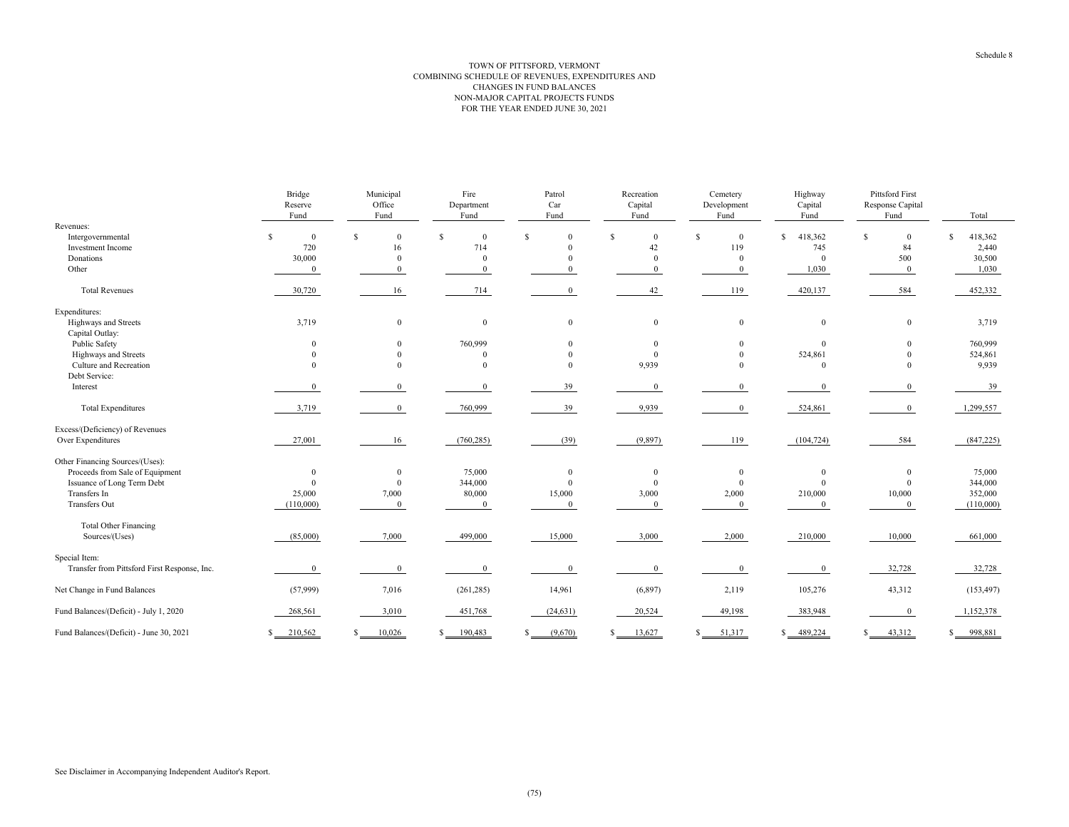Schedule 8

# TOWN OF PITTSFORD, VERMONT
## COMBINING SCHEDULE OF REVENUES, EXPENDITURES AND CHANGES IN FUND BALANCES
## NON-MAJOR CAPITAL PROJECTS FUNDS
## FOR THE YEAR ENDED JUNE 30, 2021

| | Bridge Reserve Fund | Municipal Office Fund | Fire Department Fund | Patrol Car Fund | Recreation Capital Fund | Cemetery Development Fund | Highway Capital Fund | Pittsford First Response Capital Fund | Total |
|---|---|---|---|---|---|---|---|---|---|
| Revenues: | | | | | | | | | |
| Intergovernmental | $ 0 | $ 0 | $ 0 | $ 0 | $ 0 | $ 0 | $ 418,362 | $ 0 | $ 418,362 |
| Investment Income | 720 | 16 | 714 | 0 | 42 | 119 | 745 | 84 | 2,440 |
| Donations | 30,000 | 0 | 0 | 0 | 0 | 0 | 0 | 500 | 30,500 |
| Other | 0 | 0 | 0 | 0 | 0 | 0 | 1,030 | 0 | 1,030 |
| Total Revenues | 30,720 | 16 | 714 | 0 | 42 | 119 | 420,137 | 584 | 452,332 |
| Expenditures: | | | | | | | | | |
| Highways and Streets | 3,719 | 0 | 0 | 0 | 0 | 0 | 0 | 0 | 3,719 |
| Capital Outlay: | | | | | | | | | |
| Public Safety | 0 | 0 | 760,999 | 0 | 0 | 0 | 0 | 0 | 760,999 |
| Highways and Streets | 0 | 0 | 0 | 0 | 0 | 0 | 524,861 | 0 | 524,861 |
| Culture and Recreation | 0 | 0 | 0 | 0 | 9,939 | 0 | 0 | 0 | 9,939 |
| Debt Service: | | | | | | | | | |
| Interest | 0 | 0 | 0 | 39 | 0 | 0 | 0 | 0 | 39 |
| Total Expenditures | 3,719 | 0 | 760,999 | 39 | 9,939 | 0 | 524,861 | 0 | 1,299,557 |
| Excess/(Deficiency) of Revenues Over Expenditures | 27,001 | 16 | (760,285) | (39) | (9,897) | 119 | (104,724) | 584 | (847,225) |
| Other Financing Sources/(Uses): | | | | | | | | | |
| Proceeds from Sale of Equipment | 0 | 0 | 75,000 | 0 | 0 | 0 | 0 | 0 | 75,000 |
| Issuance of Long Term Debt | 0 | 0 | 344,000 | 0 | 0 | 0 | 0 | 0 | 344,000 |
| Transfers In | 25,000 | 7,000 | 80,000 | 15,000 | 3,000 | 2,000 | 210,000 | 10,000 | 352,000 |
| Transfers Out | (110,000) | 0 | 0 | 0 | 0 | 0 | 0 | 0 | (110,000) |
| Total Other Financing Sources/(Uses) | (85,000) | 7,000 | 499,000 | 15,000 | 3,000 | 2,000 | 210,000 | 10,000 | 661,000 |
| Special Item: | | | | | | | | | |
| Transfer from Pittsford First Response, Inc. | 0 | 0 | 0 | 0 | 0 | 0 | 0 | 32,728 | 32,728 |
| Net Change in Fund Balances | (57,999) | 7,016 | (261,285) | 14,961 | (6,897) | 2,119 | 105,276 | 43,312 | (153,497) |
| Fund Balances/(Deficit) - July 1, 2020 | 268,561 | 3,010 | 451,768 | (24,631) | 20,524 | 49,198 | 383,948 | 0 | 1,152,378 |
| Fund Balances/(Deficit) - June 30, 2021 | $ 210,562 | $ 10,026 | $ 190,483 | $ (9,670) | $ 13,627 | $ 51,317 | $ 489,224 | $ 43,312 | $ 998,881 |

See Disclaimer in Accompanying Independent Auditor's Report.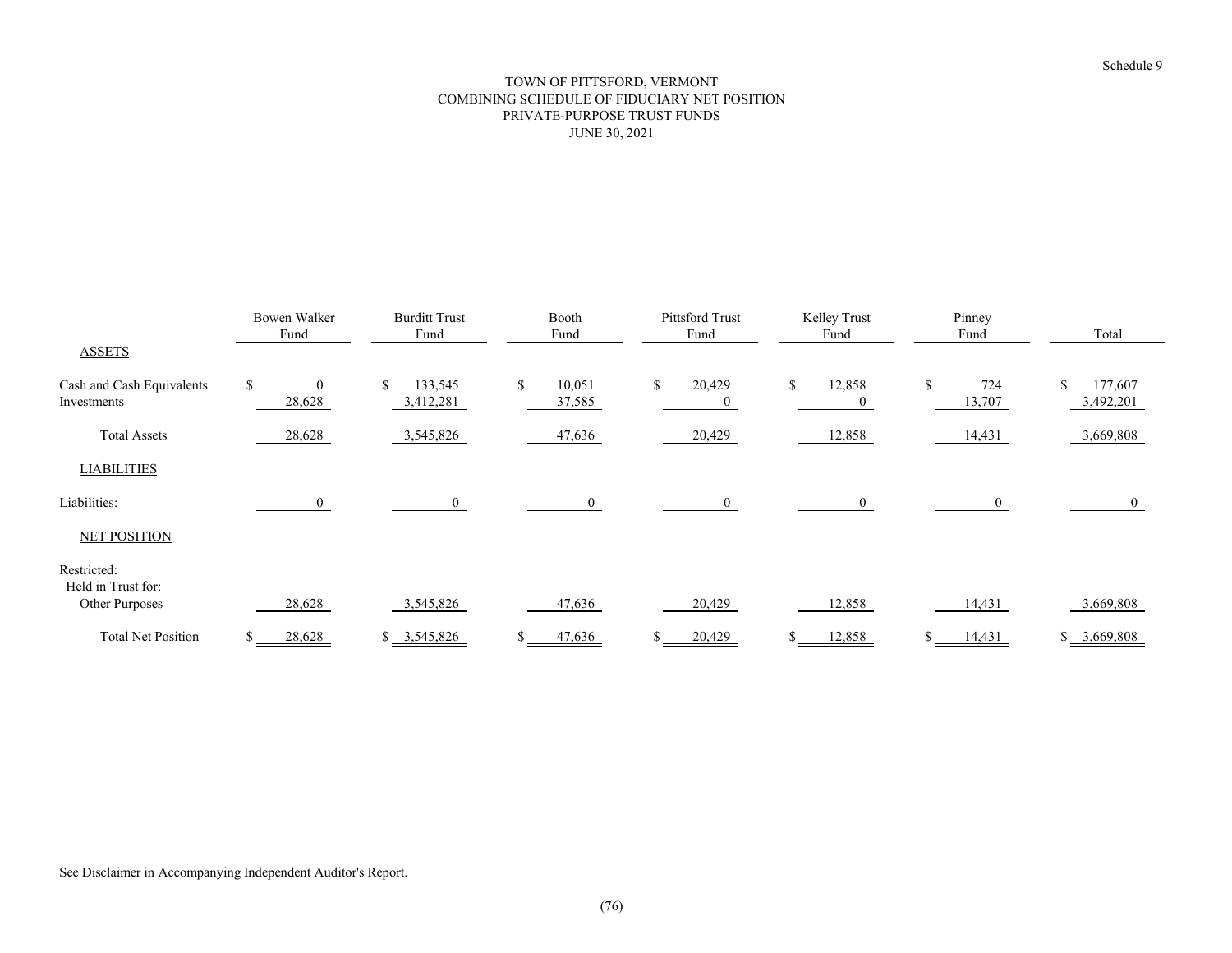Schedule 9

# TOWN OF PITTSFORD, VERMONT
## COMBINING SCHEDULE OF FIDUCIARY NET POSITION
## PRIVATE-PURPOSE TRUST FUNDS
## JUNE 30, 2021

| | Bowen Walker Fund | Burditt Trust Fund | Booth Fund | Pittsford Trust Fund | Kelley Trust Fund | Pinney Fund | Total |
|---|---|---|---|---|---|---|---|
| ASSETS | | | | | | | |
| Cash and Cash Equivalents | $ 0 | $ 133,545 | $ 10,051 | $ 20,429 | $ 12,858 | $ 724 | $ 177,607 |
| Investments | 28,628 | 3,412,281 | 37,585 | 0 | 0 | 13,707 | 3,492,201 |
| Total Assets | 28,628 | 3,545,826 | 47,636 | 20,429 | 12,858 | 14,431 | 3,669,808 |
| LIABILITIES | | | | | | | |
| Liabilities: | 0 | 0 | 0 | 0 | 0 | 0 | 0 |
| NET POSITION | | | | | | | |
| Restricted: | | | | | | | |
| Held in Trust for: | | | | | | | |
| Other Purposes | 28,628 | 3,545,826 | 47,636 | 20,429 | 12,858 | 14,431 | 3,669,808 |
| Total Net Position | $ 28,628 | $ 3,545,826 | $ 47,636 | $ 20,429 | $ 12,858 | $ 14,431 | $ 3,669,808 |

See Disclaimer in Accompanying Independent Auditor's Report.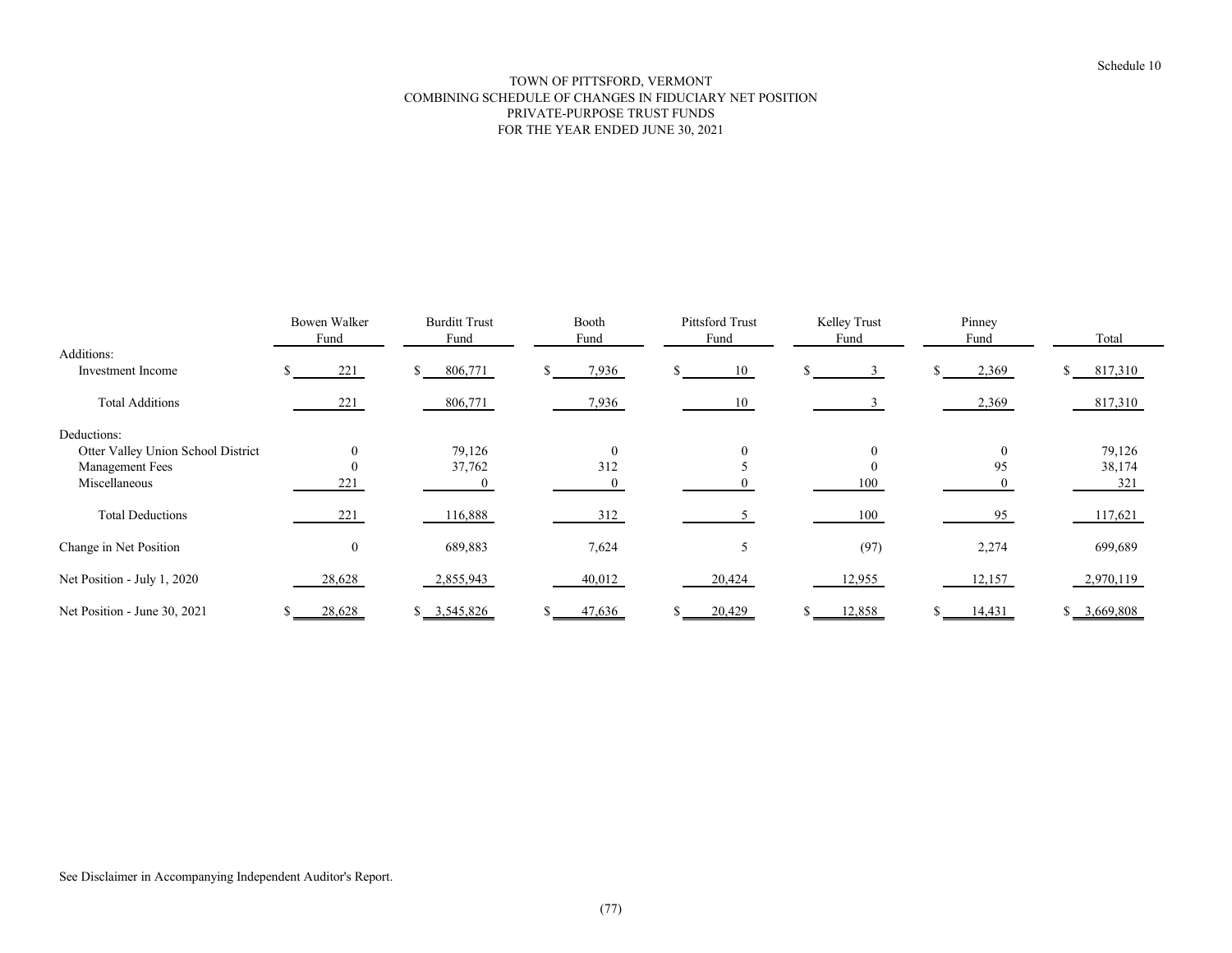Schedule 10

# TOWN OF PITTSFORD, VERMONT
## COMBINING SCHEDULE OF CHANGES IN FIDUCIARY NET POSITION
## PRIVATE-PURPOSE TRUST FUNDS
## FOR THE YEAR ENDED JUNE 30, 2021

| | Bowen Walker Fund | Burditt Trust Fund | Booth Fund | Pittsford Trust Fund | Kelley Trust Fund | Pinney Fund | Total |
|---|---|---|---|---|---|---|---|
| Additions: | | | | | | | |
| Investment Income | $ 221 | $ 806,771 | $ 7,936 | $ 10 | $ 3 | $ 2,369 | $ 817,310 |
| Total Additions | 221 | 806,771 | 7,936 | 10 | 3 | 2,369 | 817,310 |
| Deductions: | | | | | | | |
| Otter Valley Union School District | 0 | 79,126 | 0 | 0 | 0 | 0 | 79,126 |
| Management Fees | 0 | 37,762 | 312 | 5 | 0 | 95 | 38,174 |
| Miscellaneous | 221 | 0 | 0 | 0 | 100 | 0 | 321 |
| Total Deductions | 221 | 116,888 | 312 | 5 | 100 | 95 | 117,621 |
| Change in Net Position | 0 | 689,883 | 7,624 | 5 | (97) | 2,274 | 699,689 |
| Net Position - July 1, 2020 | 28,628 | 2,855,943 | 40,012 | 20,424 | 12,955 | 12,157 | 2,970,119 |
| Net Position - June 30, 2021 | $ 28,628 | $ 3,545,826 | $ 47,636 | $ 20,429 | $ 12,858 | $ 14,431 | $ 3,669,808 |

See Disclaimer in Accompanying Independent Auditor's Report.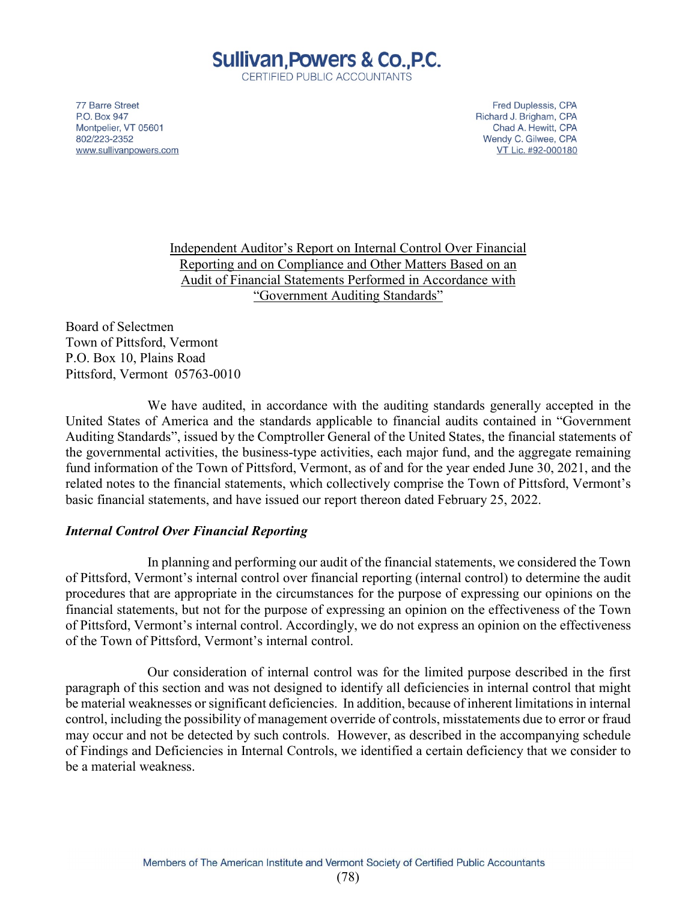# Sullivan, Powers & Co., P.C.

CERTIFIED PUBLIC ACCOUNTANTS

77 Barre Street
P.O. Box 947
Montpelier, VT 05601
802/223-2352
www.sullivanpowers.com

Fred Duplessis, CPA
Richard J. Brigham, CPA
Chad A. Hewitt, CPA
Wendy C. Gilwee, CPA
VT Lic. #92-000180

## Independent Auditor's Report on Internal Control Over Financial Reporting and on Compliance and Other Matters Based on an Audit of Financial Statements Performed in Accordance with "Government Auditing Standards"

Board of Selectmen
Town of Pittsford, Vermont
P.O. Box 10, Plains Road
Pittsford, Vermont 05763-0010

We have audited, in accordance with the auditing standards generally accepted in the United States of America and the standards applicable to financial audits contained in "Government Auditing Standards", issued by the Comptroller General of the United States, the financial statements of the governmental activities, the business-type activities, each major fund, and the aggregate remaining fund information of the Town of Pittsford, Vermont, as of and for the year ended June 30, 2021, and the related notes to the financial statements, which collectively comprise the Town of Pittsford, Vermont's basic financial statements, and have issued our report thereon dated February 25, 2022.

### *Internal Control Over Financial Reporting*

In planning and performing our audit of the financial statements, we considered the Town of Pittsford, Vermont's internal control over financial reporting (internal control) to determine the audit procedures that are appropriate in the circumstances for the purpose of expressing our opinions on the financial statements, but not for the purpose of expressing an opinion on the effectiveness of the Town of Pittsford, Vermont's internal control. Accordingly, we do not express an opinion on the effectiveness of the Town of Pittsford, Vermont's internal control.

Our consideration of internal control was for the limited purpose described in the first paragraph of this section and was not designed to identify all deficiencies in internal control that might be material weaknesses or significant deficiencies. In addition, because of inherent limitations in internal control, including the possibility of management override of controls, misstatements due to error or fraud may occur and not be detected by such controls. However, as described in the accompanying schedule of Findings and Deficiencies in Internal Controls, we identified a certain deficiency that we consider to be a material weakness.

Members of The American Institute and Vermont Society of Certified Public Accountants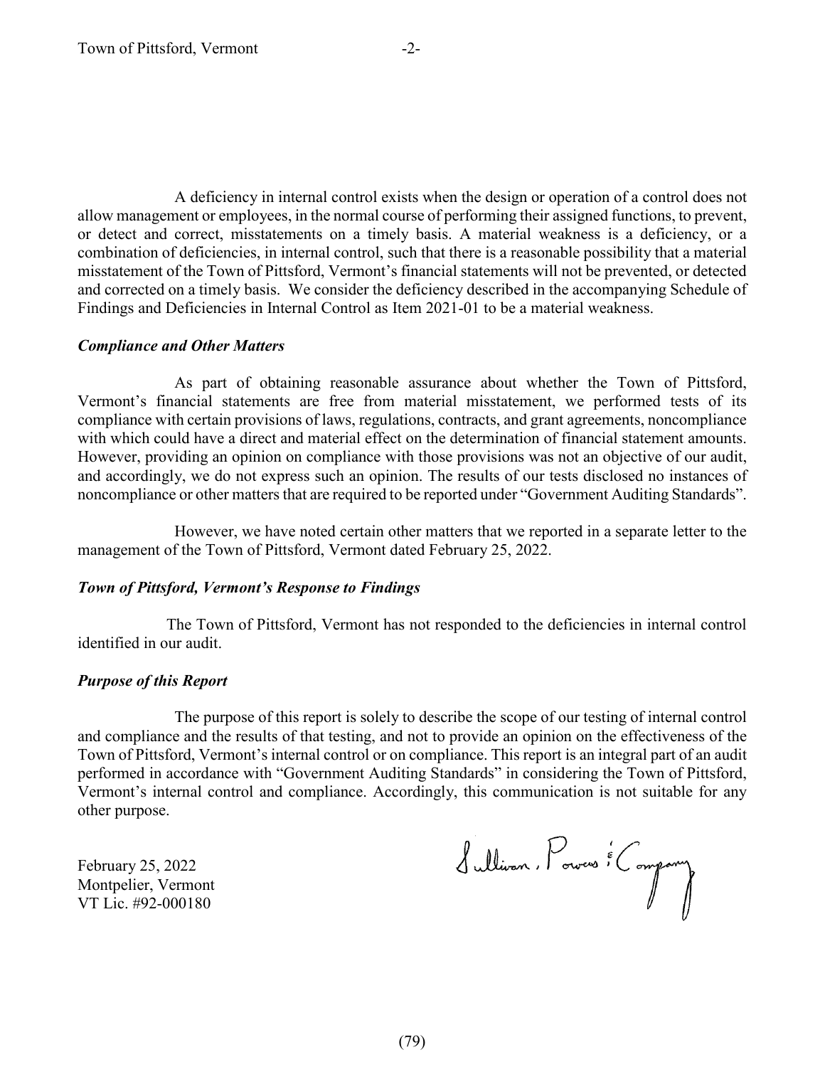A deficiency in internal control exists when the design or operation of a control does not allow management or employees, in the normal course of performing their assigned functions, to prevent, or detect and correct, misstatements on a timely basis. A material weakness is a deficiency, or a combination of deficiencies, in internal control, such that there is a reasonable possibility that a material misstatement of the Town of Pittsford, Vermont's financial statements will not be prevented, or detected and corrected on a timely basis. We consider the deficiency described in the accompanying Schedule of Findings and Deficiencies in Internal Control as Item 2021-01 to be a material weakness.

### *Compliance and Other Matters*

As part of obtaining reasonable assurance about whether the Town of Pittsford, Vermont's financial statements are free from material misstatement, we performed tests of its compliance with certain provisions of laws, regulations, contracts, and grant agreements, noncompliance with which could have a direct and material effect on the determination of financial statement amounts. However, providing an opinion on compliance with those provisions was not an objective of our audit, and accordingly, we do not express such an opinion. The results of our tests disclosed no instances of noncompliance or other matters that are required to be reported under "Government Auditing Standards".

However, we have noted certain other matters that we reported in a separate letter to the management of the Town of Pittsford, Vermont dated February 25, 2022.

### *Town of Pittsford, Vermont's Response to Findings*

The Town of Pittsford, Vermont has not responded to the deficiencies in internal control identified in our audit.

### *Purpose of this Report*

The purpose of this report is solely to describe the scope of our testing of internal control and compliance and the results of that testing, and not to provide an opinion on the effectiveness of the Town of Pittsford, Vermont's internal control or on compliance. This report is an integral part of an audit performed in accordance with "Government Auditing Standards" in considering the Town of Pittsford, Vermont's internal control and compliance. Accordingly, this communication is not suitable for any other purpose.

February 25, 2022
Montpelier, Vermont
VT Lic. #92-000180

Sullivan, Powers & Company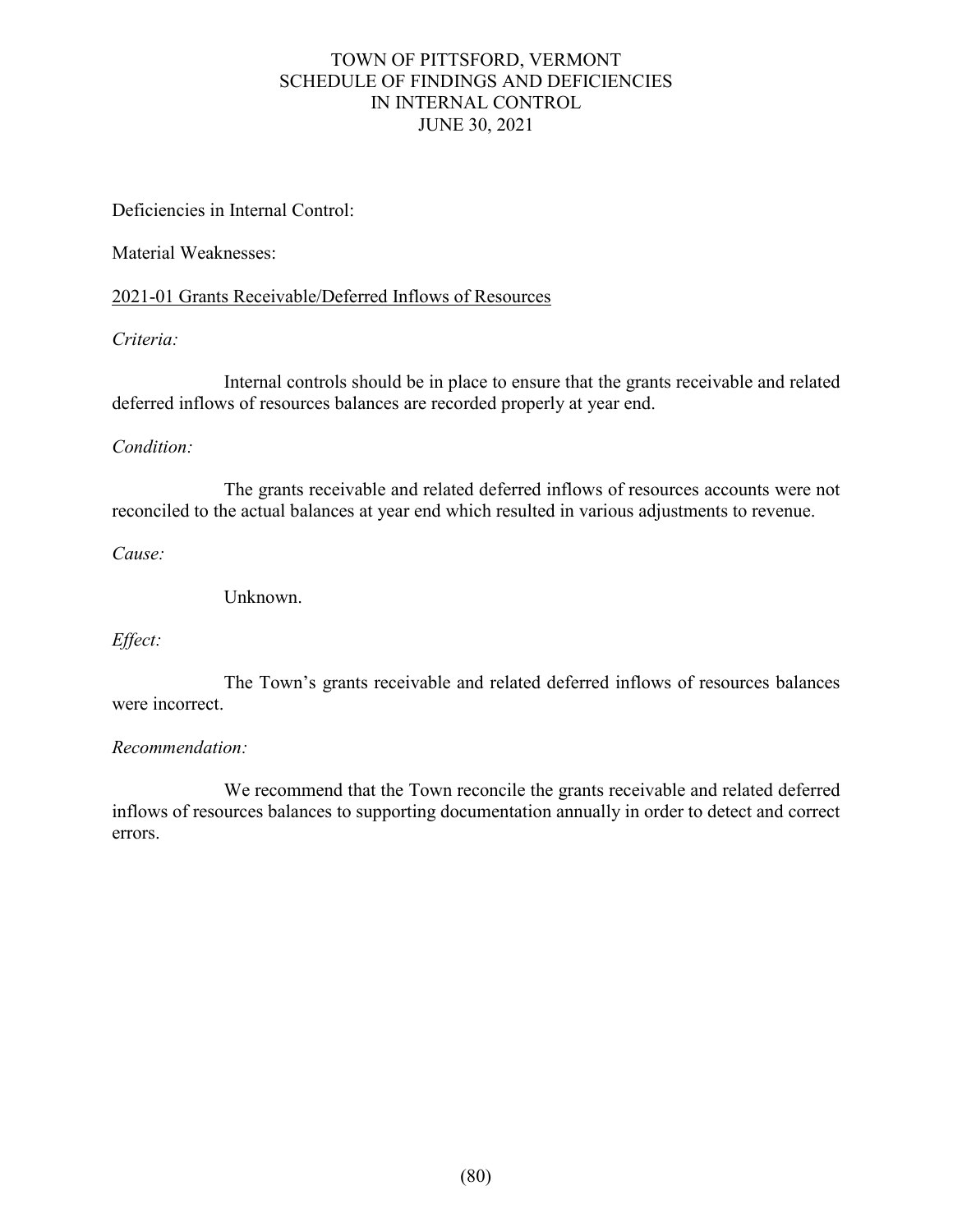# TOWN OF PITTSFORD, VERMONT
## SCHEDULE OF FINDINGS AND DEFICIENCIES IN INTERNAL CONTROL
## JUNE 30, 2021

Deficiencies in Internal Control:

Material Weaknesses:

2021-01 Grants Receivable/Deferred Inflows of Resources

*Criteria:*

Internal controls should be in place to ensure that the grants receivable and related deferred inflows of resources balances are recorded properly at year end.

*Condition:*

The grants receivable and related deferred inflows of resources accounts were not reconciled to the actual balances at year end which resulted in various adjustments to revenue.

*Cause:*

Unknown.

*Effect:*

The Town's grants receivable and related deferred inflows of resources balances were incorrect.

*Recommendation:*

We recommend that the Town reconcile the grants receivable and related deferred inflows of resources balances to supporting documentation annually in order to detect and correct errors.